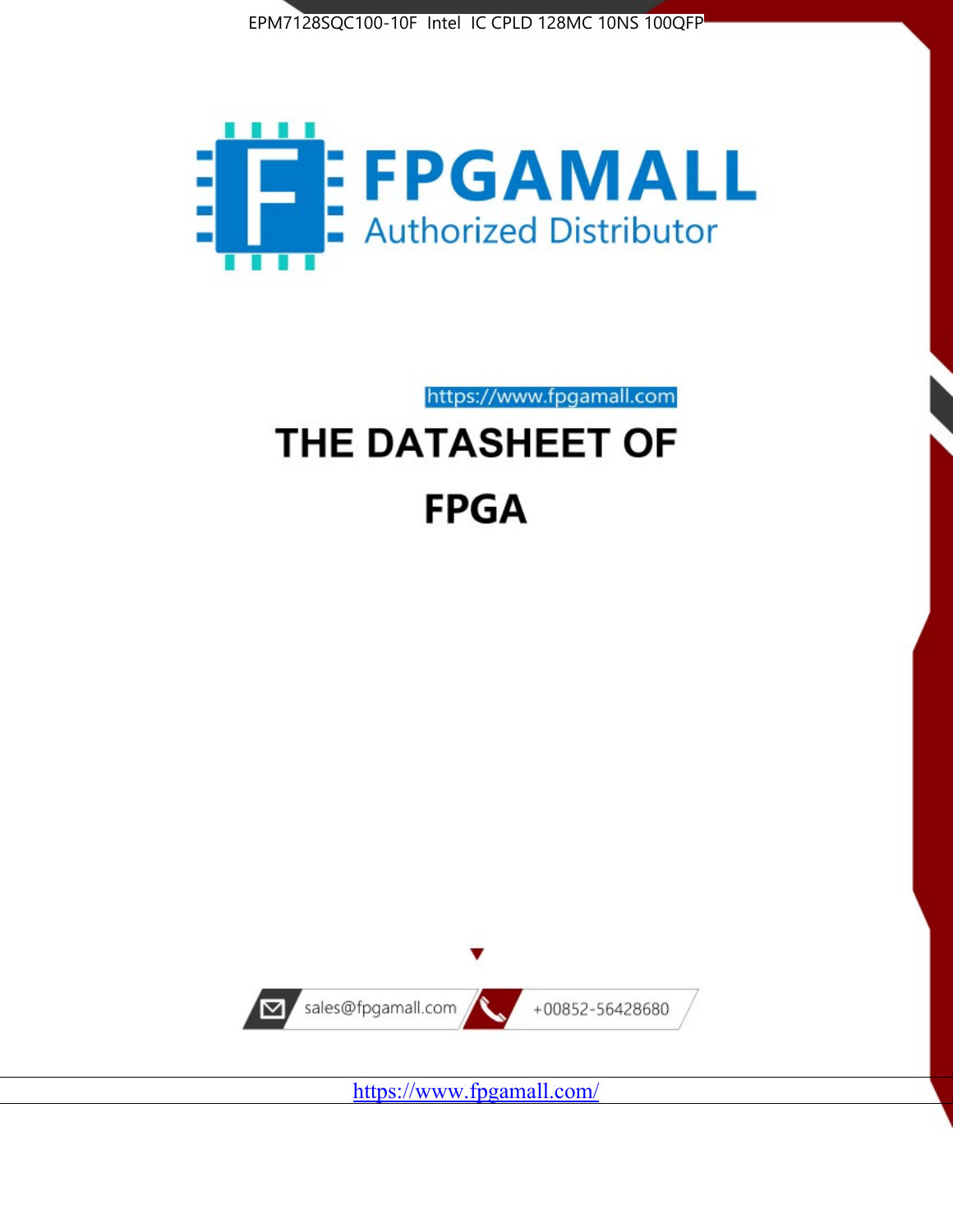EPM7128SQC100-10F Intel IC CPLD 128MC 10NS 100QFP

FPGAMALL

Authorized Distributor

https://www.fpgamall.com

# THE DATASHEET OF

# FPGA

sales@fpgamall.com

+00852-56428680

https://www.fpgamall.com/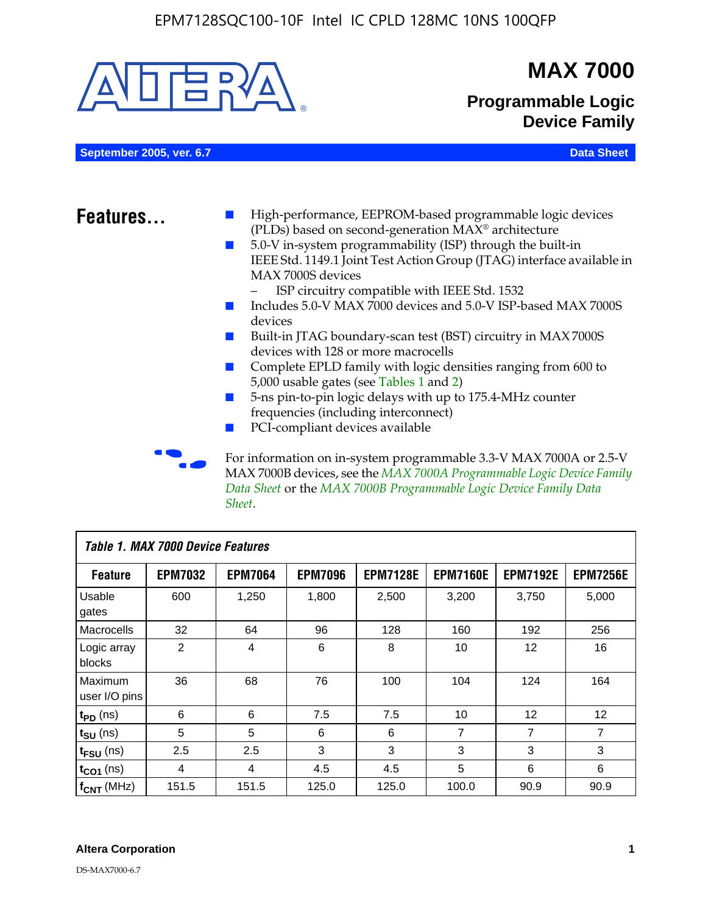# MAX 7000

## Programmable Logic Device Family

**September 2005, ver. 6.7** **Data Sheet**

## Features...

- High-performance, EEPROM-based programmable logic devices (PLDs) based on second-generation MAX® architecture
- 5.0-V in-system programmability (ISP) through the built-in IEEE Std. 1149.1 Joint Test Action Group (JTAG) interface available in MAX 7000S devices
  - ISP circuitry compatible with IEEE Std. 1532
- Includes 5.0-V MAX 7000 devices and 5.0-V ISP-based MAX 7000S devices
- Built-in JTAG boundary-scan test (BST) circuitry in MAX 7000S devices with 128 or more macrocells
- Complete EPLD family with logic densities ranging from 600 to 5,000 usable gates (see Tables 1 and 2)
- 5-ns pin-to-pin logic delays with up to 175.4-MHz counter frequencies (including interconnect)
- PCI-compliant devices available

For information on in-system programmable 3.3-V MAX 7000A or 2.5-V MAX 7000B devices, see the *MAX 7000A Programmable Logic Device Family Data Sheet* or the *MAX 7000B Programmable Logic Device Family Data Sheet*.

*Table 1. MAX 7000 Device Features*

| Feature | EPM7032 | EPM7064 | EPM7096 | EPM7128E | EPM7160E | EPM7192E | EPM7256E |
|---|---|---|---|---|---|---|---|
| Usable gates | 600 | 1,250 | 1,800 | 2,500 | 3,200 | 3,750 | 5,000 |
| Macrocells | 32 | 64 | 96 | 128 | 160 | 192 | 256 |
| Logic array blocks | 2 | 4 | 6 | 8 | 10 | 12 | 16 |
| Maximum user I/O pins | 36 | 68 | 76 | 100 | 104 | 124 | 164 |
| $t_{PD}$ (ns) | 6 | 6 | 7.5 | 7.5 | 10 | 12 | 12 |
| $t_{SU}$ (ns) | 5 | 5 | 6 | 6 | 7 | 7 | 7 |
| $t_{FSU}$ (ns) | 2.5 | 2.5 | 3 | 3 | 3 | 3 | 3 |
| $t_{CO1}$ (ns) | 4 | 4 | 4.5 | 4.5 | 5 | 6 | 6 |
| $f_{CNT}$ (MHz) | 151.5 | 151.5 | 125.0 | 125.0 | 100.0 | 90.9 | 90.9 |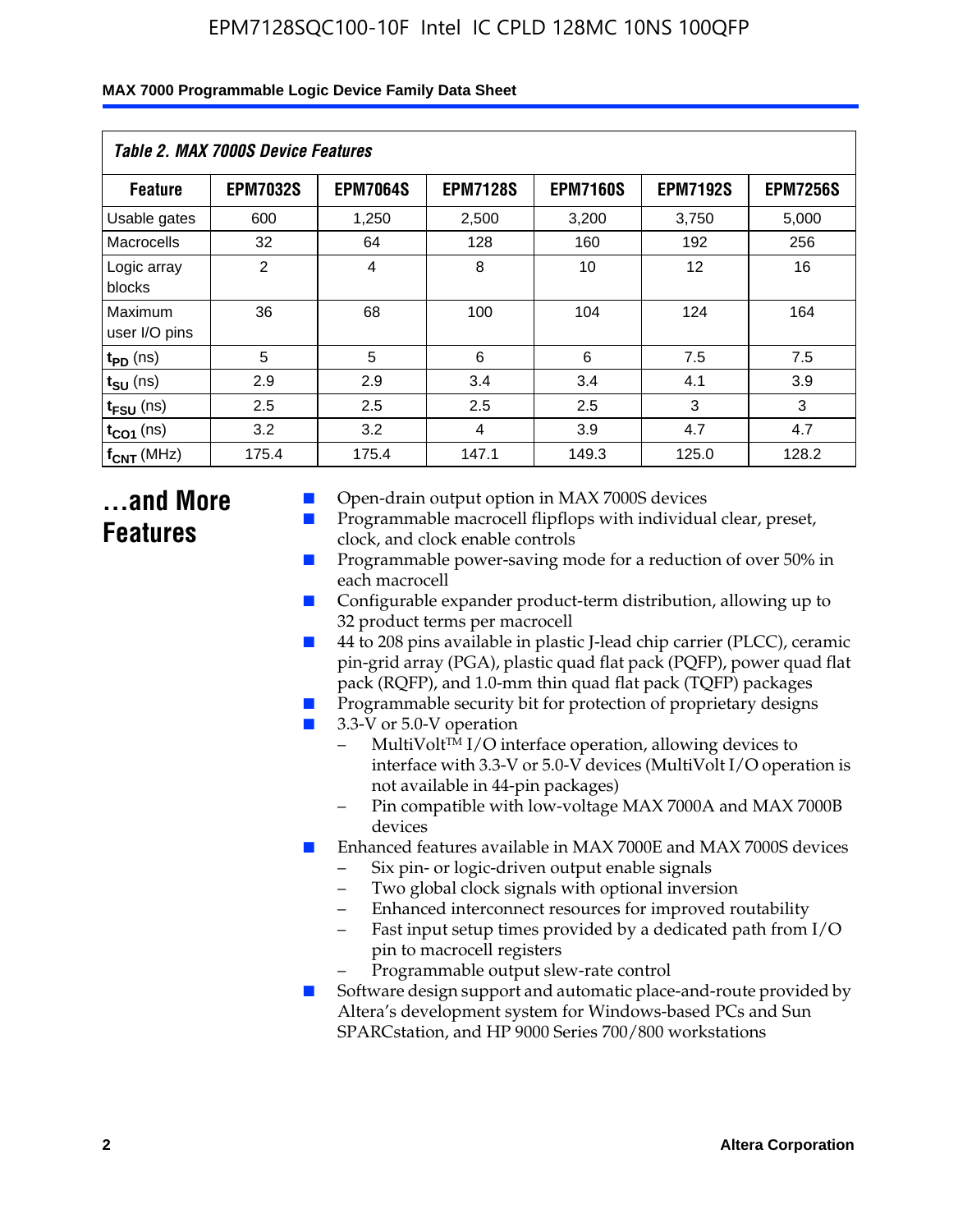| Table 2. MAX 7000S Device Features | | | | | | |
|---|---|---|---|---|---|---|
| **Feature** | **EPM7032S** | **EPM7064S** | **EPM7128S** | **EPM7160S** | **EPM7192S** | **EPM7256S** |
| Usable gates | 600 | 1,250 | 2,500 | 3,200 | 3,750 | 5,000 |
| Macrocells | 32 | 64 | 128 | 160 | 192 | 256 |
| Logic array blocks | 2 | 4 | 8 | 10 | 12 | 16 |
| Maximum user I/O pins | 36 | 68 | 100 | 104 | 124 | 164 |
| $t_{PD}$ (ns) | 5 | 5 | 6 | 6 | 7.5 | 7.5 |
| $t_{SU}$ (ns) | 2.9 | 2.9 | 3.4 | 3.4 | 4.1 | 3.9 |
| $t_{FSU}$ (ns) | 2.5 | 2.5 | 2.5 | 2.5 | 3 | 3 |
| $t_{CO1}$ (ns) | 3.2 | 3.2 | 4 | 3.9 | 4.7 | 4.7 |
| $f_{CNT}$ (MHz) | 175.4 | 175.4 | 147.1 | 149.3 | 125.0 | 128.2 |

## ...and More Features

- Open-drain output option in MAX 7000S devices
- Programmable macrocell flipflops with individual clear, preset, clock, and clock enable controls
- Programmable power-saving mode for a reduction of over 50% in each macrocell
- Configurable expander product-term distribution, allowing up to 32 product terms per macrocell
- 44 to 208 pins available in plastic J-lead chip carrier (PLCC), ceramic pin-grid array (PGA), plastic quad flat pack (PQFP), power quad flat pack (RQFP), and 1.0-mm thin quad flat pack (TQFP) packages
- Programmable security bit for protection of proprietary designs
- 3.3-V or 5.0-V operation
  - MultiVolt™ I/O interface operation, allowing devices to interface with 3.3-V or 5.0-V devices (MultiVolt I/O operation is not available in 44-pin packages)
  - Pin compatible with low-voltage MAX 7000A and MAX 7000B devices
- Enhanced features available in MAX 7000E and MAX 7000S devices
  - Six pin- or logic-driven output enable signals
  - Two global clock signals with optional inversion
  - Enhanced interconnect resources for improved routability
  - Fast input setup times provided by a dedicated path from I/O pin to macrocell registers
  - Programmable output slew-rate control
- Software design support and automatic place-and-route provided by Altera's development system for Windows-based PCs and Sun SPARCstation, and HP 9000 Series 700/800 workstations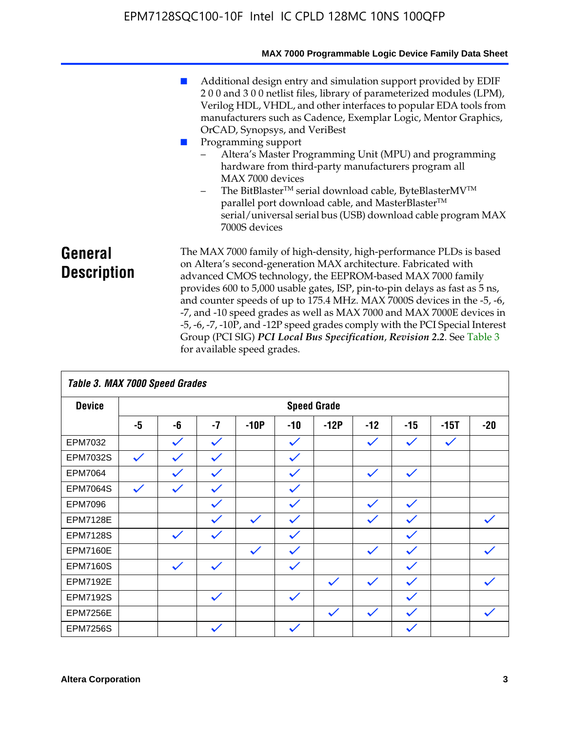- Additional design entry and simulation support provided by EDIF 2 0 0 and 3 0 0 netlist files, library of parameterized modules (LPM), Verilog HDL, VHDL, and other interfaces to popular EDA tools from manufacturers such as Cadence, Exemplar Logic, Mentor Graphics, OrCAD, Synopsys, and VeriBest
- Programming support
  - Altera's Master Programming Unit (MPU) and programming hardware from third-party manufacturers program all MAX 7000 devices
  - The BitBlaster™ serial download cable, ByteBlasterMV™ parallel port download cable, and MasterBlaster™ serial/universal serial bus (USB) download cable program MAX 7000S devices

## General Description

The MAX 7000 family of high-density, high-performance PLDs is based on Altera's second-generation MAX architecture. Fabricated with advanced CMOS technology, the EEPROM-based MAX 7000 family provides 600 to 5,000 usable gates, ISP, pin-to-pin delays as fast as 5 ns, and counter speeds of up to 175.4 MHz. MAX 7000S devices in the -5, -6, -7, and -10 speed grades as well as MAX 7000 and MAX 7000E devices in -5, -6, -7, -10P, and -12P speed grades comply with the PCI Special Interest Group (PCI SIG) ***PCI Local Bus Specification*, *Revision 2.2***. See Table 3 for available speed grades.

**Table 3. MAX 7000 Speed Grades**

| Device | Speed Grade | | | | | | | | | |
|---|---|---|---|---|---|---|---|---|---|---|
| | -5 | -6 | -7 | -10P | -10 | -12P | -12 | -15 | -15T | -20 |
| EPM7032 | | ✓ | ✓ | | ✓ | | ✓ | ✓ | ✓ | |
| EPM7032S | ✓ | ✓ | ✓ | | ✓ | | | | | |
| EPM7064 | | ✓ | ✓ | | ✓ | | ✓ | ✓ | | |
| EPM7064S | ✓ | ✓ | ✓ | | ✓ | | | | | |
| EPM7096 | | | ✓ | | ✓ | | ✓ | ✓ | | |
| EPM7128E | | | ✓ | ✓ | ✓ | | ✓ | ✓ | | ✓ |
| EPM7128S | | ✓ | ✓ | | ✓ | | | ✓ | | |
| EPM7160E | | | | ✓ | ✓ | | ✓ | ✓ | | ✓ |
| EPM7160S | | ✓ | ✓ | | ✓ | | | ✓ | | |
| EPM7192E | | | | | | ✓ | ✓ | ✓ | | ✓ |
| EPM7192S | | | ✓ | | ✓ | | | ✓ | | |
| EPM7256E | | | | | | ✓ | ✓ | ✓ | | ✓ |
| EPM7256S | | | ✓ | | ✓ | | | ✓ | | |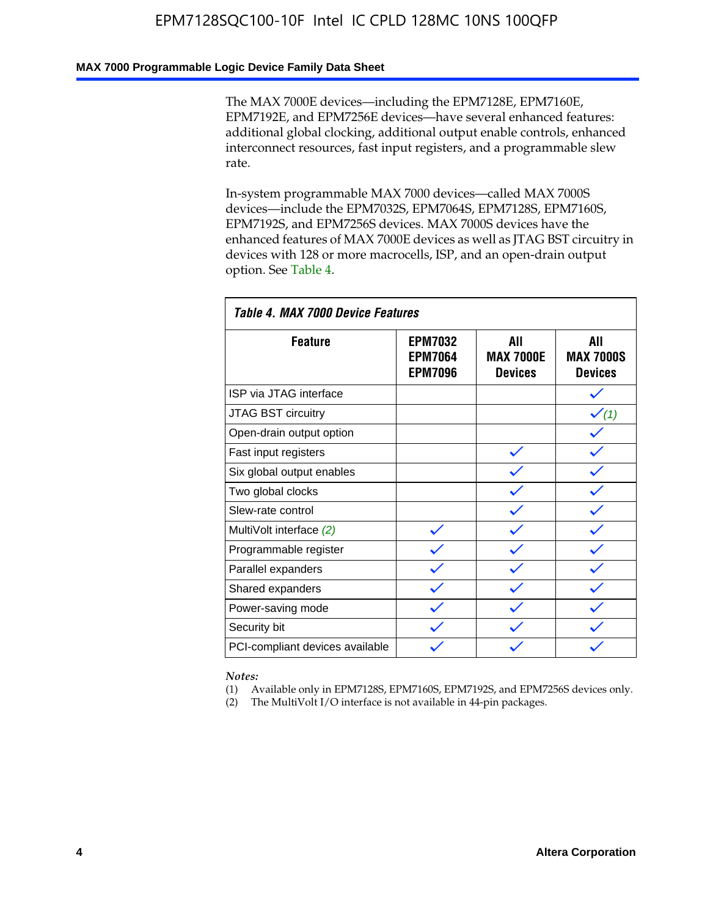The MAX 7000E devices—including the EPM7128E, EPM7160E, EPM7192E, and EPM7256E devices—have several enhanced features: additional global clocking, additional output enable controls, enhanced interconnect resources, fast input registers, and a programmable slew rate.

In-system programmable MAX 7000 devices—called MAX 7000S devices—include the EPM7032S, EPM7064S, EPM7128S, EPM7160S, EPM7192S, and EPM7256S devices. MAX 7000S devices have the enhanced features of MAX 7000E devices as well as JTAG BST circuitry in devices with 128 or more macrocells, ISP, and an open-drain output option. See Table 4.

**Table 4. MAX 7000 Device Features**

| Feature | EPM7032 EPM7064 EPM7096 | All MAX 7000E Devices | All MAX 7000S Devices |
|---|---|---|---|
| ISP via JTAG interface | | | ✓ |
| JTAG BST circuitry | | | ✓ *(1)* |
| Open-drain output option | | | ✓ |
| Fast input registers | | ✓ | ✓ |
| Six global output enables | | ✓ | ✓ |
| Two global clocks | | ✓ | ✓ |
| Slew-rate control | | ✓ | ✓ |
| MultiVolt interface *(2)* | ✓ | ✓ | ✓ |
| Programmable register | ✓ | ✓ | ✓ |
| Parallel expanders | ✓ | ✓ | ✓ |
| Shared expanders | ✓ | ✓ | ✓ |
| Power-saving mode | ✓ | ✓ | ✓ |
| Security bit | ✓ | ✓ | ✓ |
| PCI-compliant devices available | ✓ | ✓ | ✓ |

*Notes:*

(1) Available only in EPM7128S, EPM7160S, EPM7192S, and EPM7256S devices only.
(2) The MultiVolt I/O interface is not available in 44-pin packages.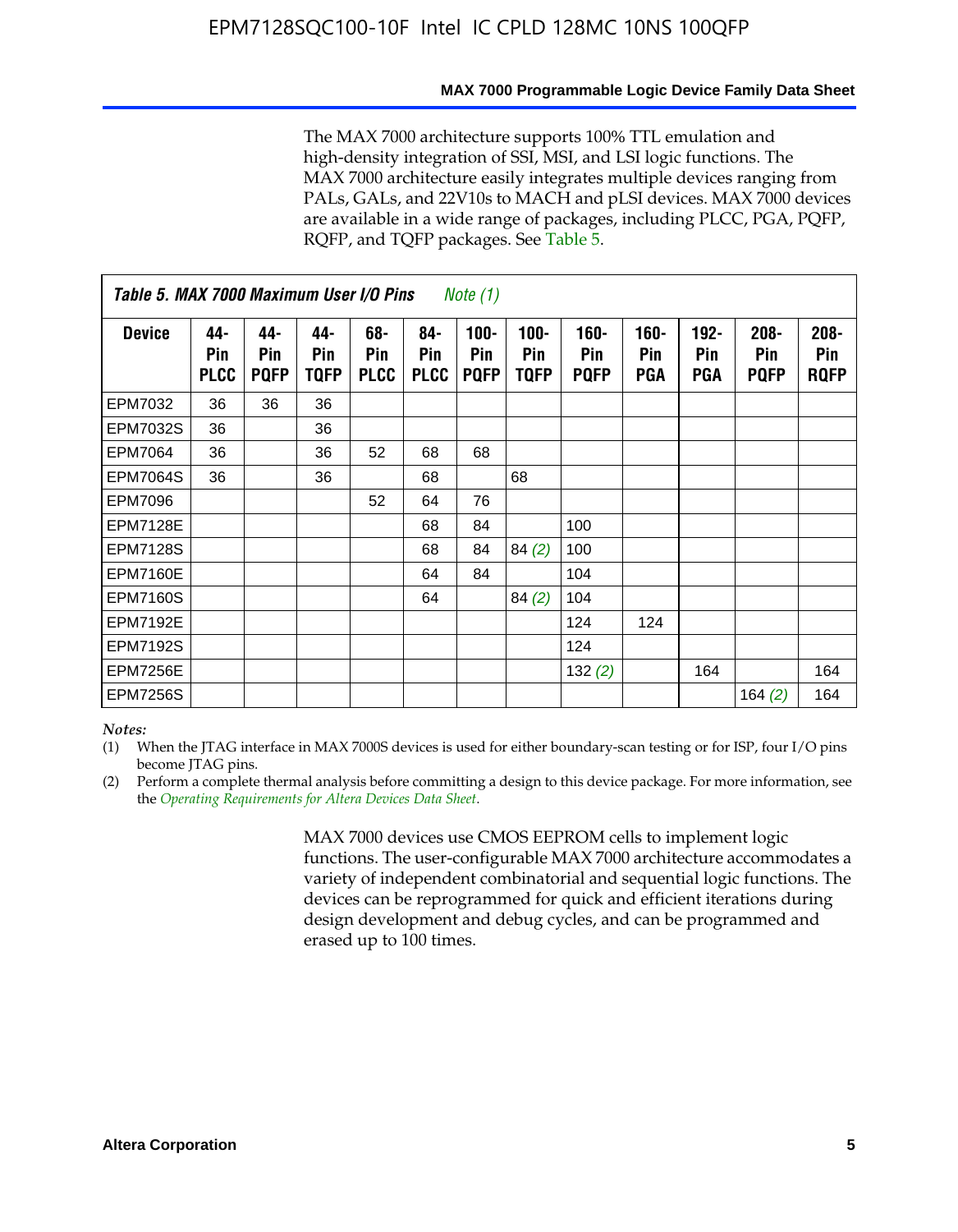The MAX 7000 architecture supports 100% TTL emulation and high-density integration of SSI, MSI, and LSI logic functions. The MAX 7000 architecture easily integrates multiple devices ranging from PALs, GALs, and 22V10s to MACH and pLSI devices. MAX 7000 devices are available in a wide range of packages, including PLCC, PGA, PQFP, RQFP, and TQFP packages. See Table 5.

**Table 5. MAX 7000 Maximum User I/O Pins** *Note (1)*

| Device | 44-Pin PLCC | 44-Pin PQFP | 44-Pin TQFP | 68-Pin PLCC | 84-Pin PLCC | 100-Pin PQFP | 100-Pin TQFP | 160-Pin PQFP | 160-Pin PGA | 192-Pin PGA | 208-Pin PQFP | 208-Pin RQFP |
|---|---|---|---|---|---|---|---|---|---|---|---|---|
| EPM7032 | 36 | 36 | 36 | | | | | | | | | |
| EPM7032S | 36 | | 36 | | | | | | | | | |
| EPM7064 | 36 | | 36 | 52 | 68 | 68 | | | | | | |
| EPM7064S | 36 | | 36 | | 68 | | 68 | | | | | |
| EPM7096 | | | | 52 | 64 | 76 | | | | | | |
| EPM7128E | | | | | 68 | 84 | | 100 | | | | |
| EPM7128S | | | | | 68 | 84 | 84 *(2)* | 100 | | | | |
| EPM7160E | | | | | 64 | 84 | | 104 | | | | |
| EPM7160S | | | | | 64 | | 84 *(2)* | 104 | | | | |
| EPM7192E | | | | | | | | 124 | 124 | | | |
| EPM7192S | | | | | | | | 124 | | | | |
| EPM7256E | | | | | | | | 132 *(2)* | | 164 | | 164 |
| EPM7256S | | | | | | | | | | | 164 *(2)* | 164 |

*Notes:*

(1) When the JTAG interface in MAX 7000S devices is used for either boundary-scan testing or for ISP, four I/O pins become JTAG pins.

(2) Perform a complete thermal analysis before committing a design to this device package. For more information, see the *Operating Requirements for Altera Devices Data Sheet*.

MAX 7000 devices use CMOS EEPROM cells to implement logic functions. The user-configurable MAX 7000 architecture accommodates a variety of independent combinatorial and sequential logic functions. The devices can be reprogrammed for quick and efficient iterations during design development and debug cycles, and can be programmed and erased up to 100 times.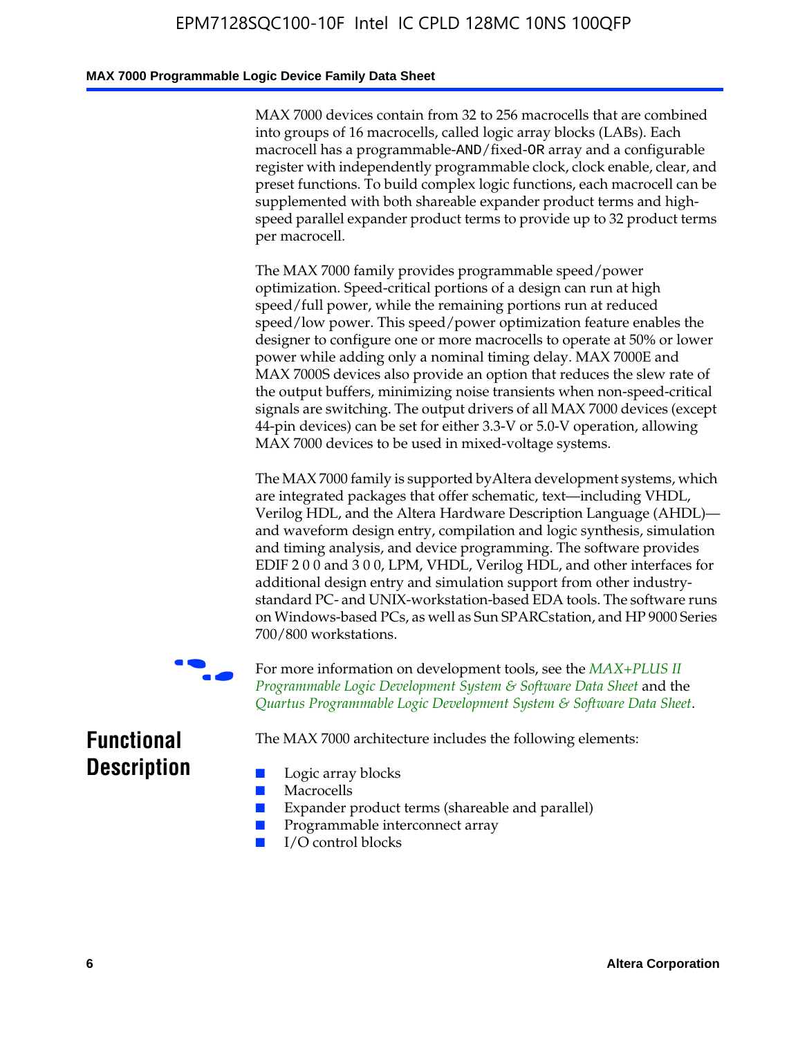MAX 7000 devices contain from 32 to 256 macrocells that are combined into groups of 16 macrocells, called logic array blocks (LABs). Each macrocell has a programmable-AND/fixed-OR array and a configurable register with independently programmable clock, clock enable, clear, and preset functions. To build complex logic functions, each macrocell can be supplemented with both shareable expander product terms and high-speed parallel expander product terms to provide up to 32 product terms per macrocell.

The MAX 7000 family provides programmable speed/power optimization. Speed-critical portions of a design can run at high speed/full power, while the remaining portions run at reduced speed/low power. This speed/power optimization feature enables the designer to configure one or more macrocells to operate at 50% or lower power while adding only a nominal timing delay. MAX 7000E and MAX 7000S devices also provide an option that reduces the slew rate of the output buffers, minimizing noise transients when non-speed-critical signals are switching. The output drivers of all MAX 7000 devices (except 44-pin devices) can be set for either 3.3-V or 5.0-V operation, allowing MAX 7000 devices to be used in mixed-voltage systems.

The MAX 7000 family is supported by Altera development systems, which are integrated packages that offer schematic, text—including VHDL, Verilog HDL, and the Altera Hardware Description Language (AHDL)—and waveform design entry, compilation and logic synthesis, simulation and timing analysis, and device programming. The software provides EDIF 2 0 0 and 3 0 0, LPM, VHDL, Verilog HDL, and other interfaces for additional design entry and simulation support from other industry-standard PC- and UNIX-workstation-based EDA tools. The software runs on Windows-based PCs, as well as Sun SPARCstation, and HP 9000 Series 700/800 workstations.

For more information on development tools, see the *MAX+PLUS II Programmable Logic Development System & Software Data Sheet* and the *Quartus Programmable Logic Development System & Software Data Sheet*.

## Functional Description

The MAX 7000 architecture includes the following elements:

- Logic array blocks
- Macrocells
- Expander product terms (shareable and parallel)
- Programmable interconnect array
- I/O control blocks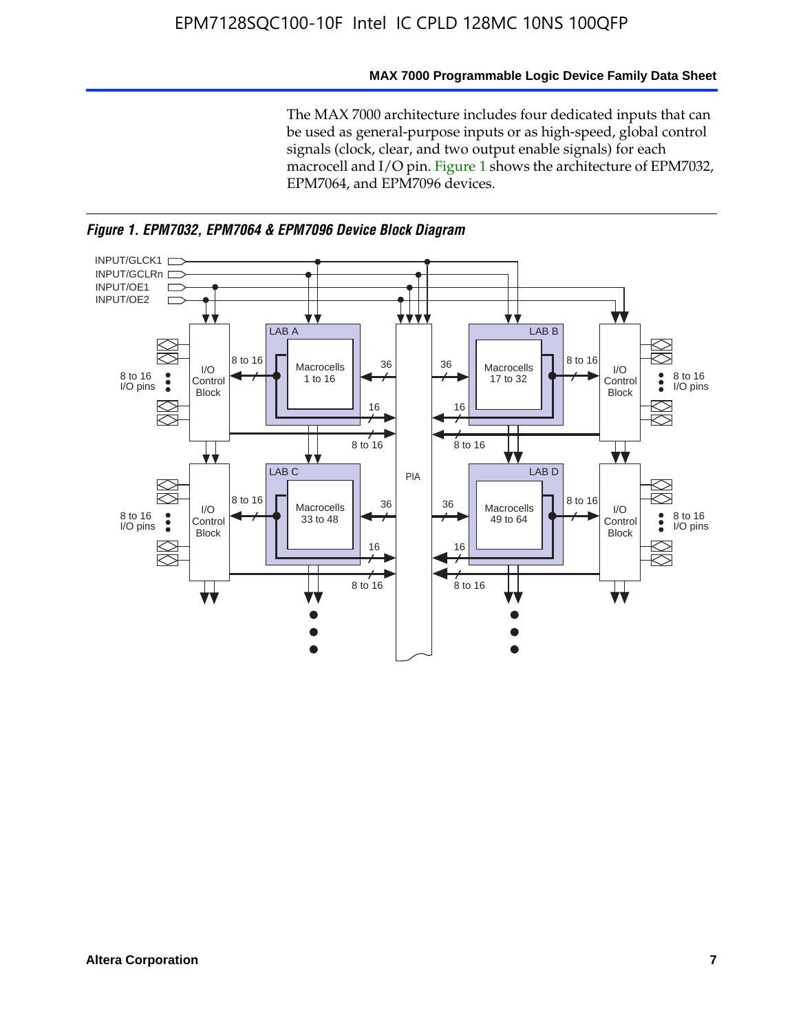The MAX 7000 architecture includes four dedicated inputs that can be used as general-purpose inputs or as high-speed, global control signals (clock, clear, and two output enable signals) for each macrocell and I/O pin. Figure 1 shows the architecture of EPM7032, EPM7064, and EPM7096 devices.

*Figure 1. EPM7032, EPM7064 & EPM7096 Device Block Diagram*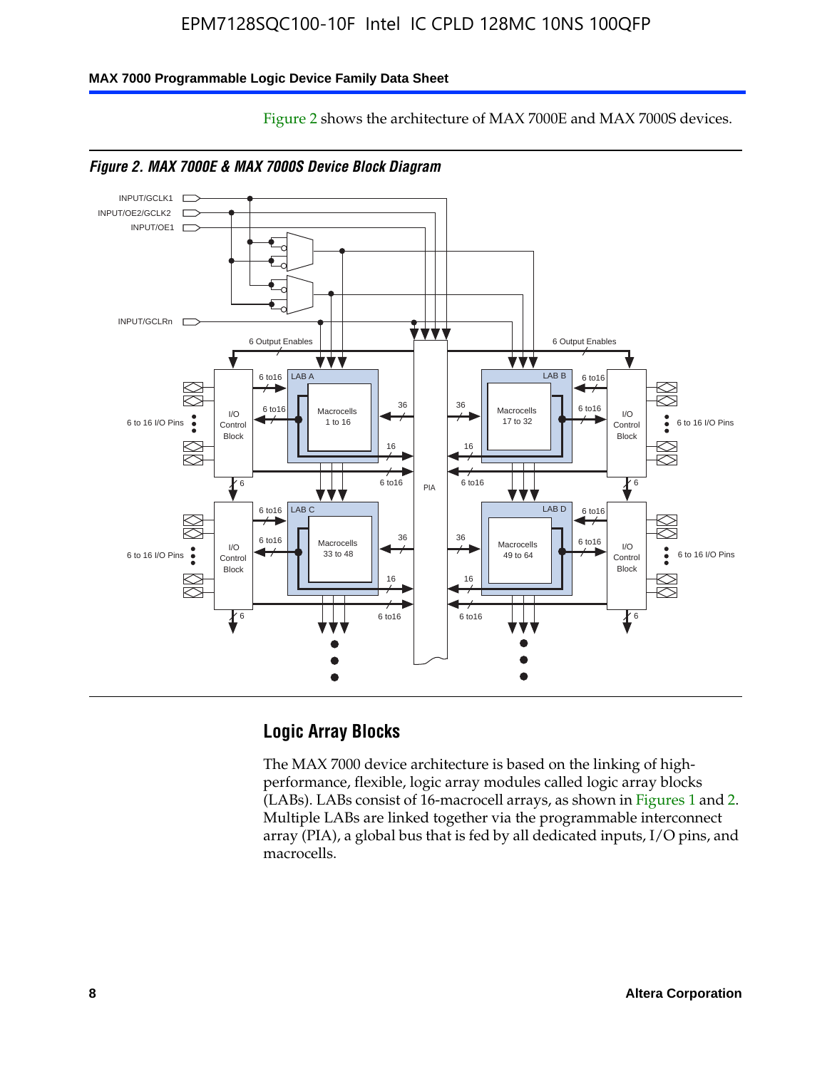Figure 2 shows the architecture of MAX 7000E and MAX 7000S devices.

*Figure 2. MAX 7000E & MAX 7000S Device Block Diagram*

## Logic Array Blocks

The MAX 7000 device architecture is based on the linking of high-performance, flexible, logic array modules called logic array blocks (LABs). LABs consist of 16-macrocell arrays, as shown in Figures 1 and 2. Multiple LABs are linked together via the programmable interconnect array (PIA), a global bus that is fed by all dedicated inputs, I/O pins, and macrocells.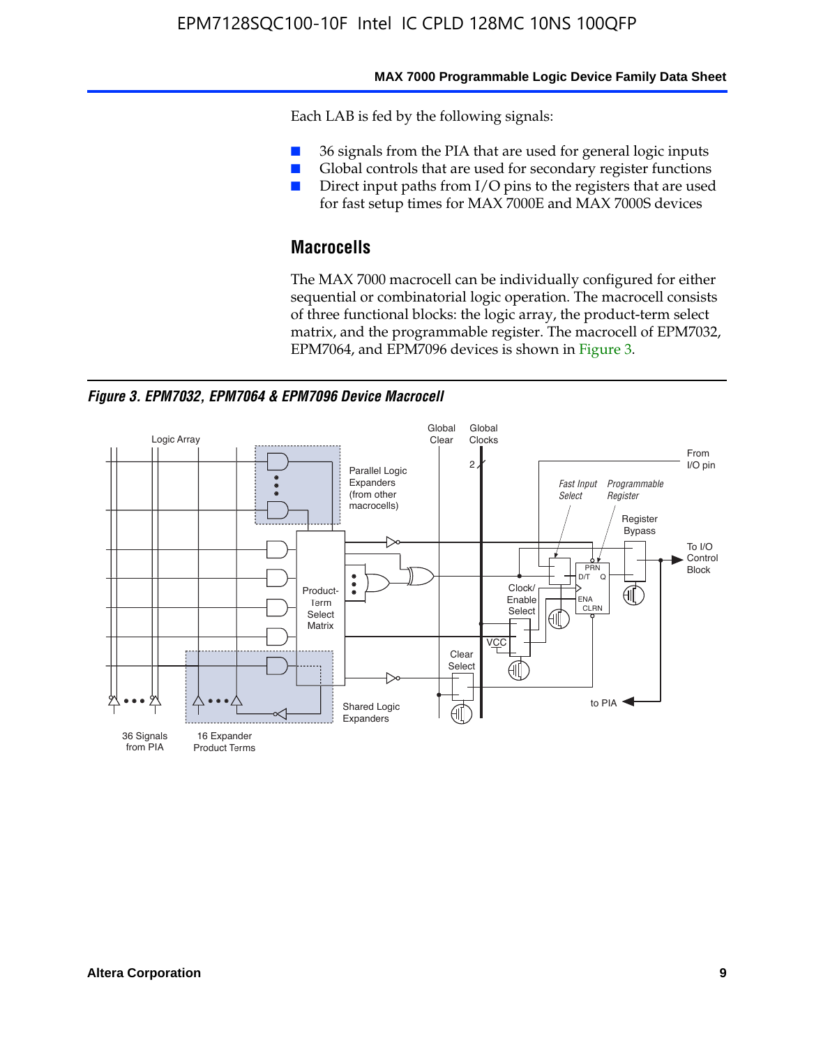Each LAB is fed by the following signals:

- 36 signals from the PIA that are used for general logic inputs
- Global controls that are used for secondary register functions
- Direct input paths from I/O pins to the registers that are used for fast setup times for MAX 7000E and MAX 7000S devices

## Macrocells

The MAX 7000 macrocell can be individually configured for either sequential or combinatorial logic operation. The macrocell consists of three functional blocks: the logic array, the product-term select matrix, and the programmable register. The macrocell of EPM7032, EPM7064, and EPM7096 devices is shown in Figure 3.

*Figure 3. EPM7032, EPM7064 & EPM7096 Device Macrocell*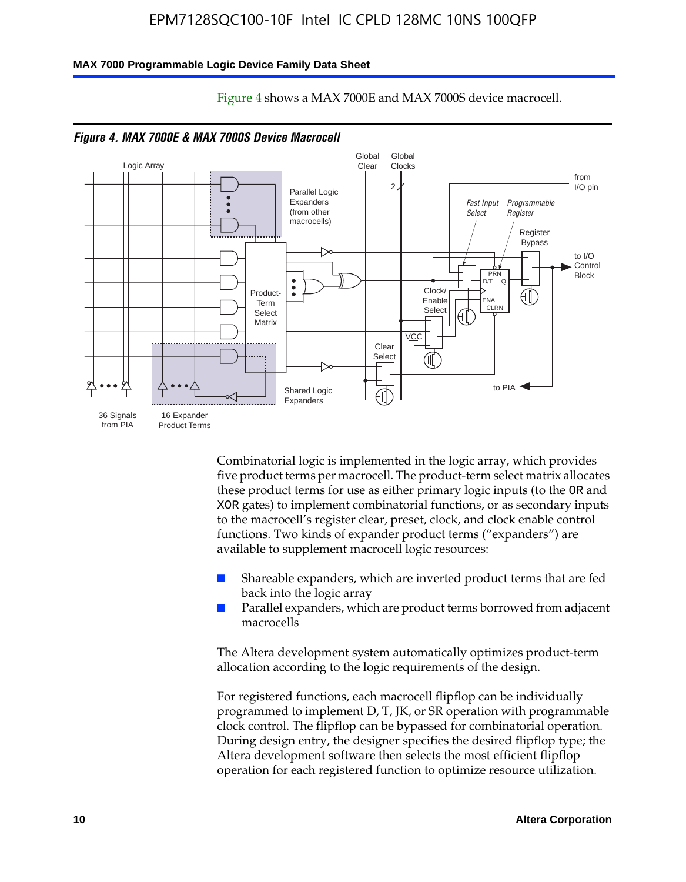Figure 4 shows a MAX 7000E and MAX 7000S device macrocell.

*Figure 4. MAX 7000E & MAX 7000S Device Macrocell*

Combinatorial logic is implemented in the logic array, which provides five product terms per macrocell. The product-term select matrix allocates these product terms for use as either primary logic inputs (to the OR and XOR gates) to implement combinatorial functions, or as secondary inputs to the macrocell's register clear, preset, clock, and clock enable control functions. Two kinds of expander product terms ("expanders") are available to supplement macrocell logic resources:

- Shareable expanders, which are inverted product terms that are fed back into the logic array
- Parallel expanders, which are product terms borrowed from adjacent macrocells

The Altera development system automatically optimizes product-term allocation according to the logic requirements of the design.

For registered functions, each macrocell flipflop can be individually programmed to implement D, T, JK, or SR operation with programmable clock control. The flipflop can be bypassed for combinatorial operation. During design entry, the designer specifies the desired flipflop type; the Altera development software then selects the most efficient flipflop operation for each registered function to optimize resource utilization.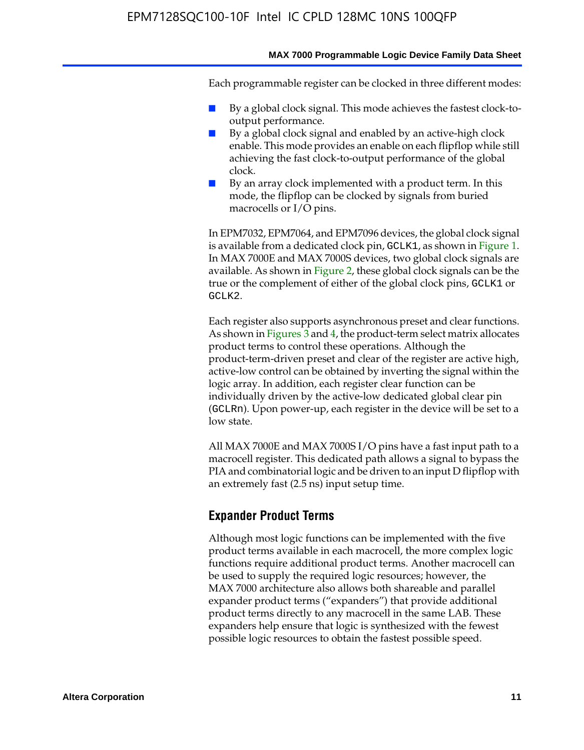Each programmable register can be clocked in three different modes:

- By a global clock signal. This mode achieves the fastest clock-to-output performance.
- By a global clock signal and enabled by an active-high clock enable. This mode provides an enable on each flipflop while still achieving the fast clock-to-output performance of the global clock.
- By an array clock implemented with a product term. In this mode, the flipflop can be clocked by signals from buried macrocells or I/O pins.

In EPM7032, EPM7064, and EPM7096 devices, the global clock signal is available from a dedicated clock pin, GCLK1, as shown in Figure 1. In MAX 7000E and MAX 7000S devices, two global clock signals are available. As shown in Figure 2, these global clock signals can be the true or the complement of either of the global clock pins, GCLK1 or GCLK2.

Each register also supports asynchronous preset and clear functions. As shown in Figures 3 and 4, the product-term select matrix allocates product terms to control these operations. Although the product-term-driven preset and clear of the register are active high, active-low control can be obtained by inverting the signal within the logic array. In addition, each register clear function can be individually driven by the active-low dedicated global clear pin (GCLRn). Upon power-up, each register in the device will be set to a low state.

All MAX 7000E and MAX 7000S I/O pins have a fast input path to a macrocell register. This dedicated path allows a signal to bypass the PIA and combinatorial logic and be driven to an input D flipflop with an extremely fast (2.5 ns) input setup time.

## Expander Product Terms

Although most logic functions can be implemented with the five product terms available in each macrocell, the more complex logic functions require additional product terms. Another macrocell can be used to supply the required logic resources; however, the MAX 7000 architecture also allows both shareable and parallel expander product terms ("expanders") that provide additional product terms directly to any macrocell in the same LAB. These expanders help ensure that logic is synthesized with the fewest possible logic resources to obtain the fastest possible speed.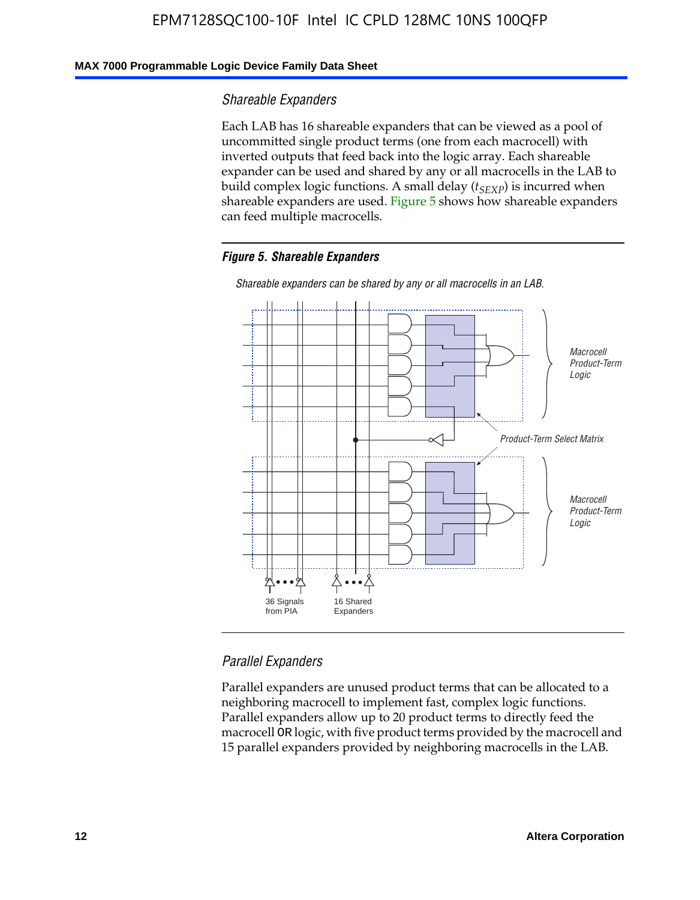### Shareable Expanders

Each LAB has 16 shareable expanders that can be viewed as a pool of uncommitted single product terms (one from each macrocell) with inverted outputs that feed back into the logic array. Each shareable expander can be used and shared by any or all macrocells in the LAB to build complex logic functions. A small delay ($t_{SEXP}$) is incurred when shareable expanders are used. Figure 5 shows how shareable expanders can feed multiple macrocells.

**Figure 5. Shareable Expanders**

*Shareable expanders can be shared by any or all macrocells in an LAB.*

Macrocell Product-Term Logic

Product-Term Select Matrix

Macrocell Product-Term Logic

36 Signals from PIA

16 Shared Expanders

### Parallel Expanders

Parallel expanders are unused product terms that can be allocated to a neighboring macrocell to implement fast, complex logic functions. Parallel expanders allow up to 20 product terms to directly feed the macrocell `OR` logic, with five product terms provided by the macrocell and 15 parallel expanders provided by neighboring macrocells in the LAB.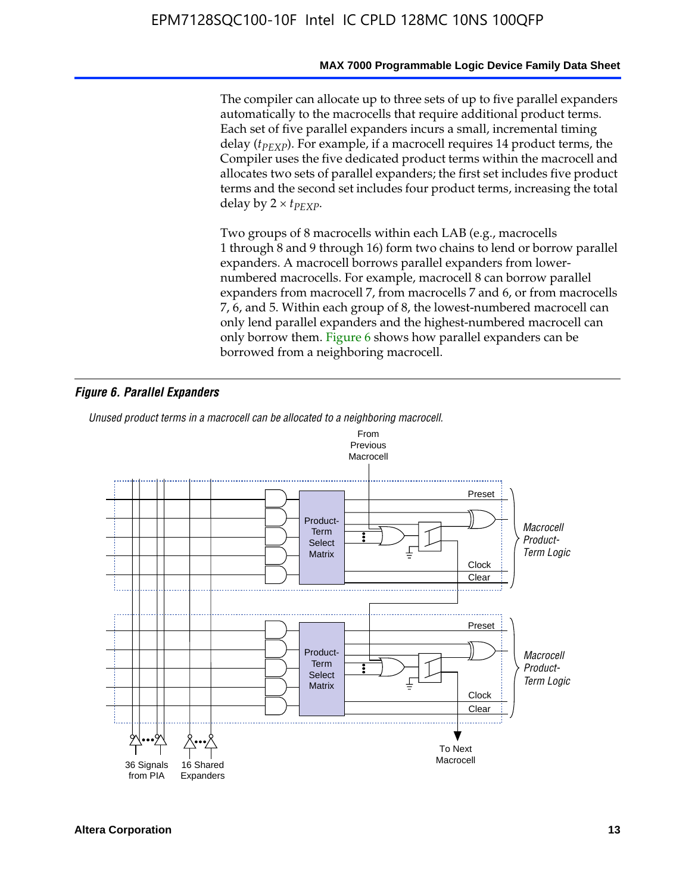The compiler can allocate up to three sets of up to five parallel expanders automatically to the macrocells that require additional product terms. Each set of five parallel expanders incurs a small, incremental timing delay ($t_{PEXP}$). For example, if a macrocell requires 14 product terms, the Compiler uses the five dedicated product terms within the macrocell and allocates two sets of parallel expanders; the first set includes five product terms and the second set includes four product terms, increasing the total delay by $2 \times t_{PEXP}$.

Two groups of 8 macrocells within each LAB (e.g., macrocells 1 through 8 and 9 through 16) form two chains to lend or borrow parallel expanders. A macrocell borrows parallel expanders from lower-numbered macrocells. For example, macrocell 8 can borrow parallel expanders from macrocell 7, from macrocells 7 and 6, or from macrocells 7, 6, and 5. Within each group of 8, the lowest-numbered macrocell can only lend parallel expanders and the highest-numbered macrocell can only borrow them. Figure 6 shows how parallel expanders can be borrowed from a neighboring macrocell.

***Figure 6. Parallel Expanders***

*Unused product terms in a macrocell can be allocated to a neighboring macrocell.*

From Previous Macrocell

Product-Term Select Matrix — Preset, Clock, Clear — Macrocell Product-Term Logic

Product-Term Select Matrix — Preset, Clock, Clear — Macrocell Product-Term Logic

36 Signals from PIA | 16 Shared Expanders | To Next Macrocell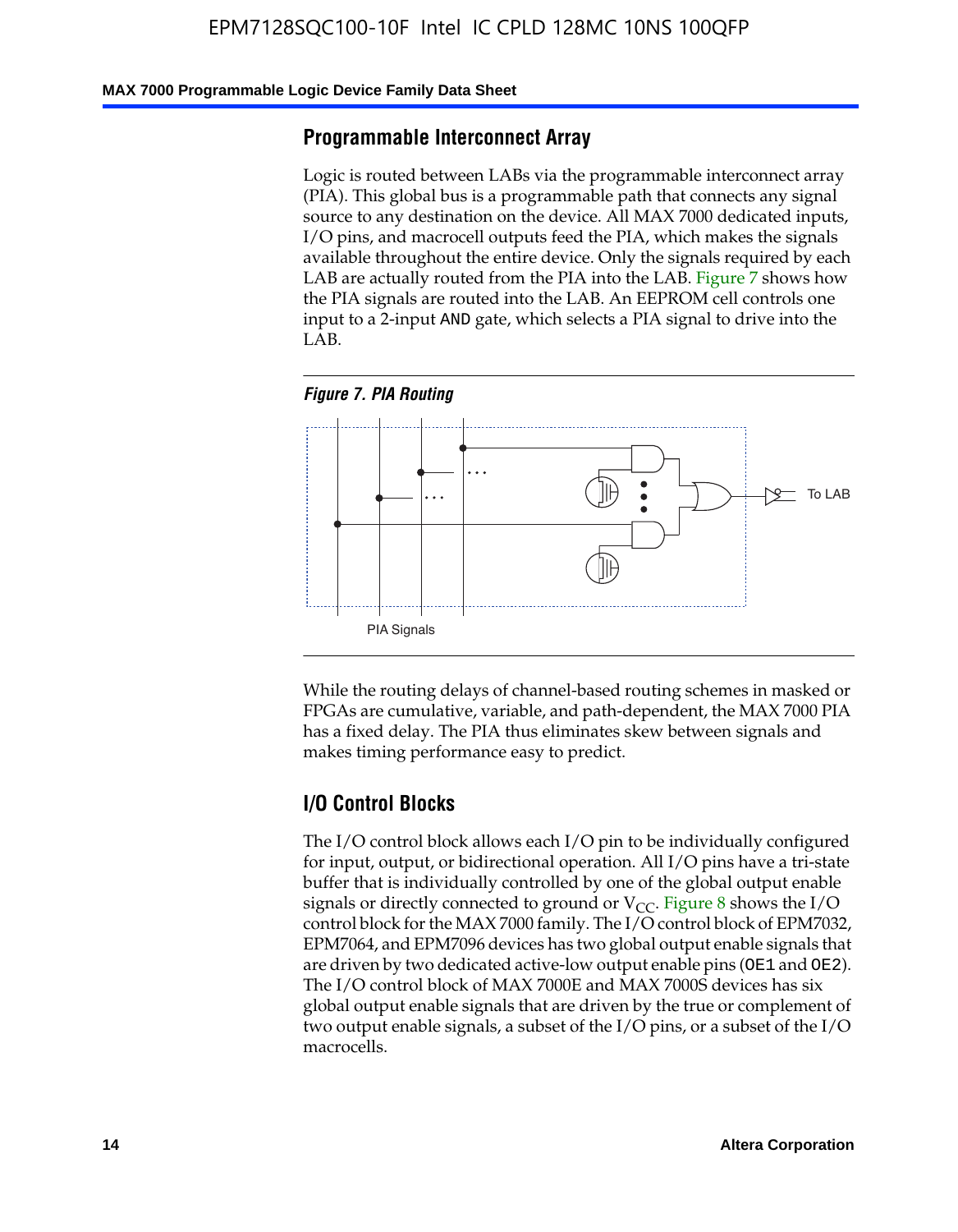## Programmable Interconnect Array

Logic is routed between LABs via the programmable interconnect array (PIA). This global bus is a programmable path that connects any signal source to any destination on the device. All MAX 7000 dedicated inputs, I/O pins, and macrocell outputs feed the PIA, which makes the signals available throughout the entire device. Only the signals required by each LAB are actually routed from the PIA into the LAB. Figure 7 shows how the PIA signals are routed into the LAB. An EEPROM cell controls one input to a 2-input AND gate, which selects a PIA signal to drive into the LAB.

*Figure 7. PIA Routing*

While the routing delays of channel-based routing schemes in masked or FPGAs are cumulative, variable, and path-dependent, the MAX 7000 PIA has a fixed delay. The PIA thus eliminates skew between signals and makes timing performance easy to predict.

## I/O Control Blocks

The I/O control block allows each I/O pin to be individually configured for input, output, or bidirectional operation. All I/O pins have a tri-state buffer that is individually controlled by one of the global output enable signals or directly connected to ground or $V_{CC}$. Figure 8 shows the I/O control block for the MAX 7000 family. The I/O control block of EPM7032, EPM7064, and EPM7096 devices has two global output enable signals that are driven by two dedicated active-low output enable pins (OE1 and OE2). The I/O control block of MAX 7000E and MAX 7000S devices has six global output enable signals that are driven by the true or complement of two output enable signals, a subset of the I/O pins, or a subset of the I/O macrocells.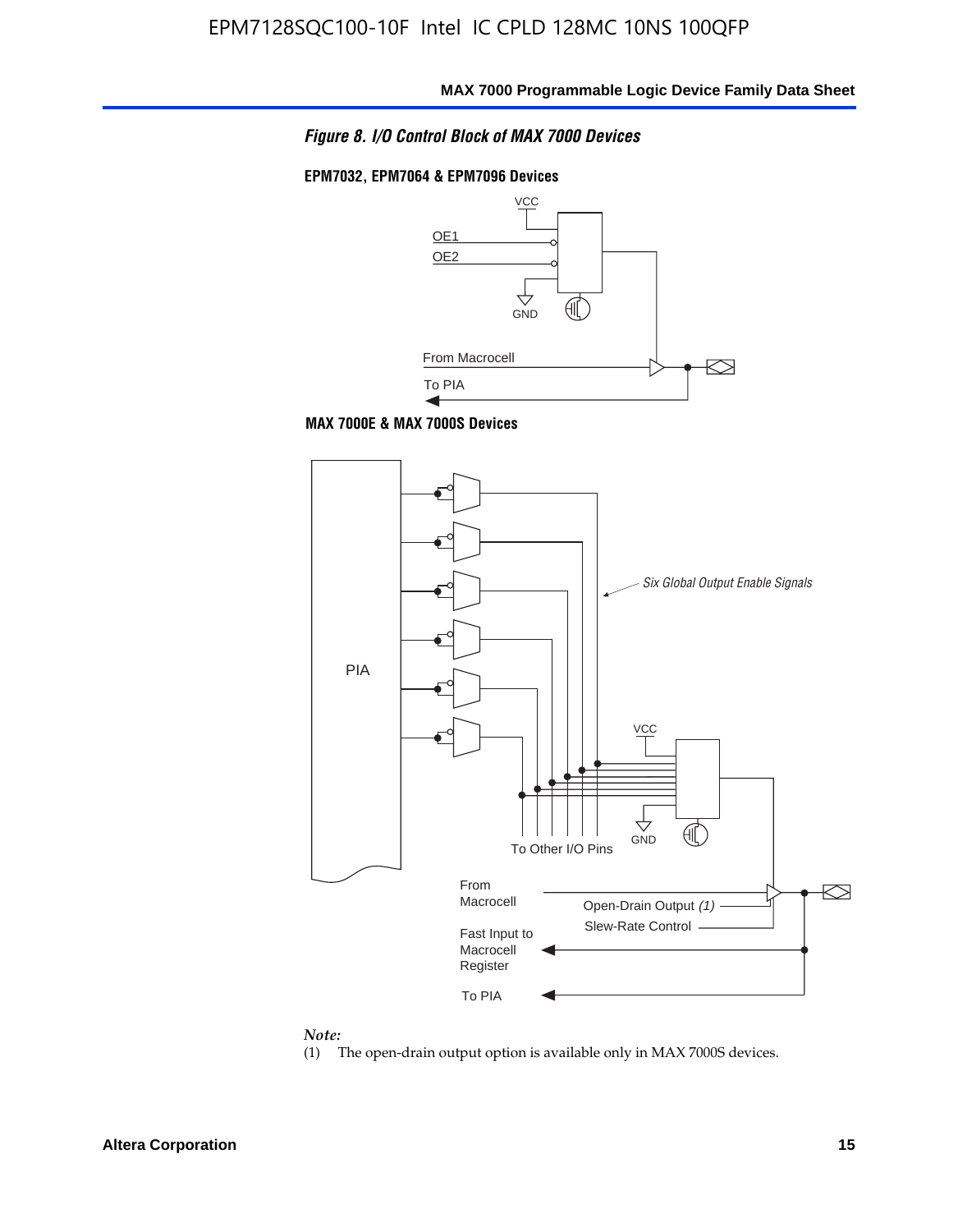*Figure 8. I/O Control Block of MAX 7000 Devices*

**EPM7032, EPM7064 & EPM7096 Devices**

VCC

OE1

OE2

GND

From Macrocell

To PIA

**MAX 7000E & MAX 7000S Devices**

PIA

*Six Global Output Enable Signals*

VCC

GND

To Other I/O Pins

From Macrocell

Open-Drain Output *(1)*

Slew-Rate Control

Fast Input to Macrocell Register

To PIA

*Note:*

(1) The open-drain output option is available only in MAX 7000S devices.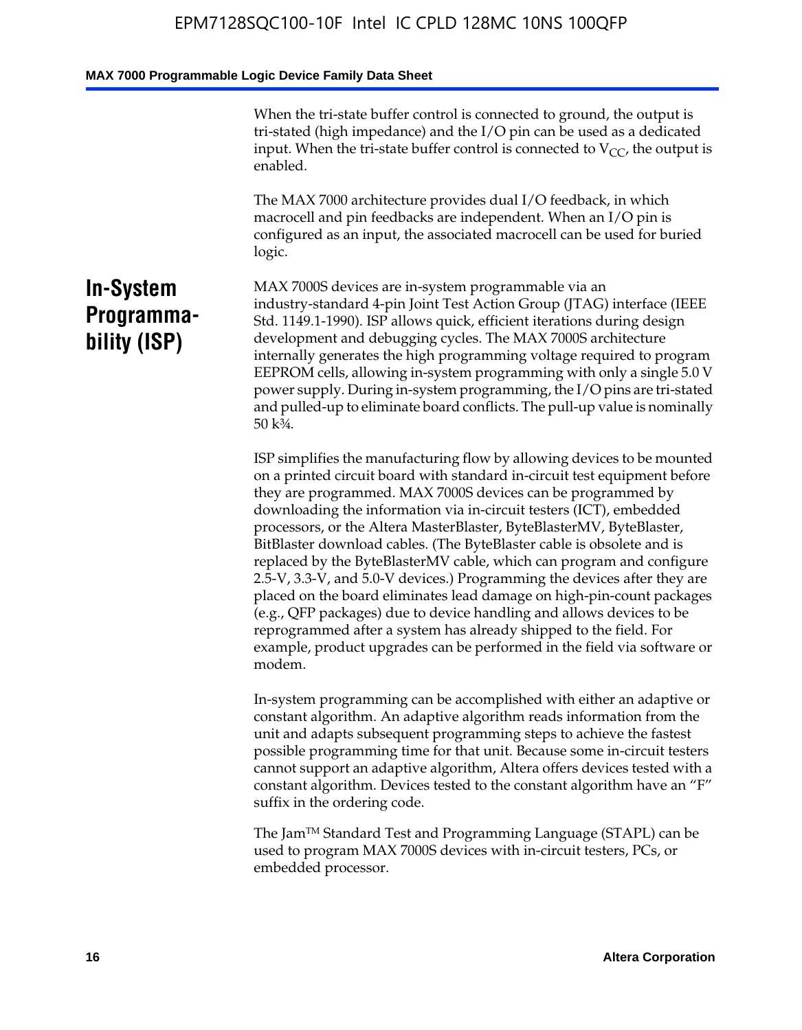When the tri-state buffer control is connected to ground, the output is tri-stated (high impedance) and the I/O pin can be used as a dedicated input. When the tri-state buffer control is connected to $V_{CC}$, the output is enabled.

The MAX 7000 architecture provides dual I/O feedback, in which macrocell and pin feedbacks are independent. When an I/O pin is configured as an input, the associated macrocell can be used for buried logic.

## In-System Programmability (ISP)

MAX 7000S devices are in-system programmable via an industry-standard 4-pin Joint Test Action Group (JTAG) interface (IEEE Std. 1149.1-1990). ISP allows quick, efficient iterations during design development and debugging cycles. The MAX 7000S architecture internally generates the high programming voltage required to program EEPROM cells, allowing in-system programming with only a single 5.0 V power supply. During in-system programming, the I/O pins are tri-stated and pulled-up to eliminate board conflicts. The pull-up value is nominally 50 k¾.

ISP simplifies the manufacturing flow by allowing devices to be mounted on a printed circuit board with standard in-circuit test equipment before they are programmed. MAX 7000S devices can be programmed by downloading the information via in-circuit testers (ICT), embedded processors, or the Altera MasterBlaster, ByteBlasterMV, ByteBlaster, BitBlaster download cables. (The ByteBlaster cable is obsolete and is replaced by the ByteBlasterMV cable, which can program and configure 2.5-V, 3.3-V, and 5.0-V devices.) Programming the devices after they are placed on the board eliminates lead damage on high-pin-count packages (e.g., QFP packages) due to device handling and allows devices to be reprogrammed after a system has already shipped to the field. For example, product upgrades can be performed in the field via software or modem.

In-system programming can be accomplished with either an adaptive or constant algorithm. An adaptive algorithm reads information from the unit and adapts subsequent programming steps to achieve the fastest possible programming time for that unit. Because some in-circuit testers cannot support an adaptive algorithm, Altera offers devices tested with a constant algorithm. Devices tested to the constant algorithm have an “F” suffix in the ordering code.

The Jam™ Standard Test and Programming Language (STAPL) can be used to program MAX 7000S devices with in-circuit testers, PCs, or embedded processor.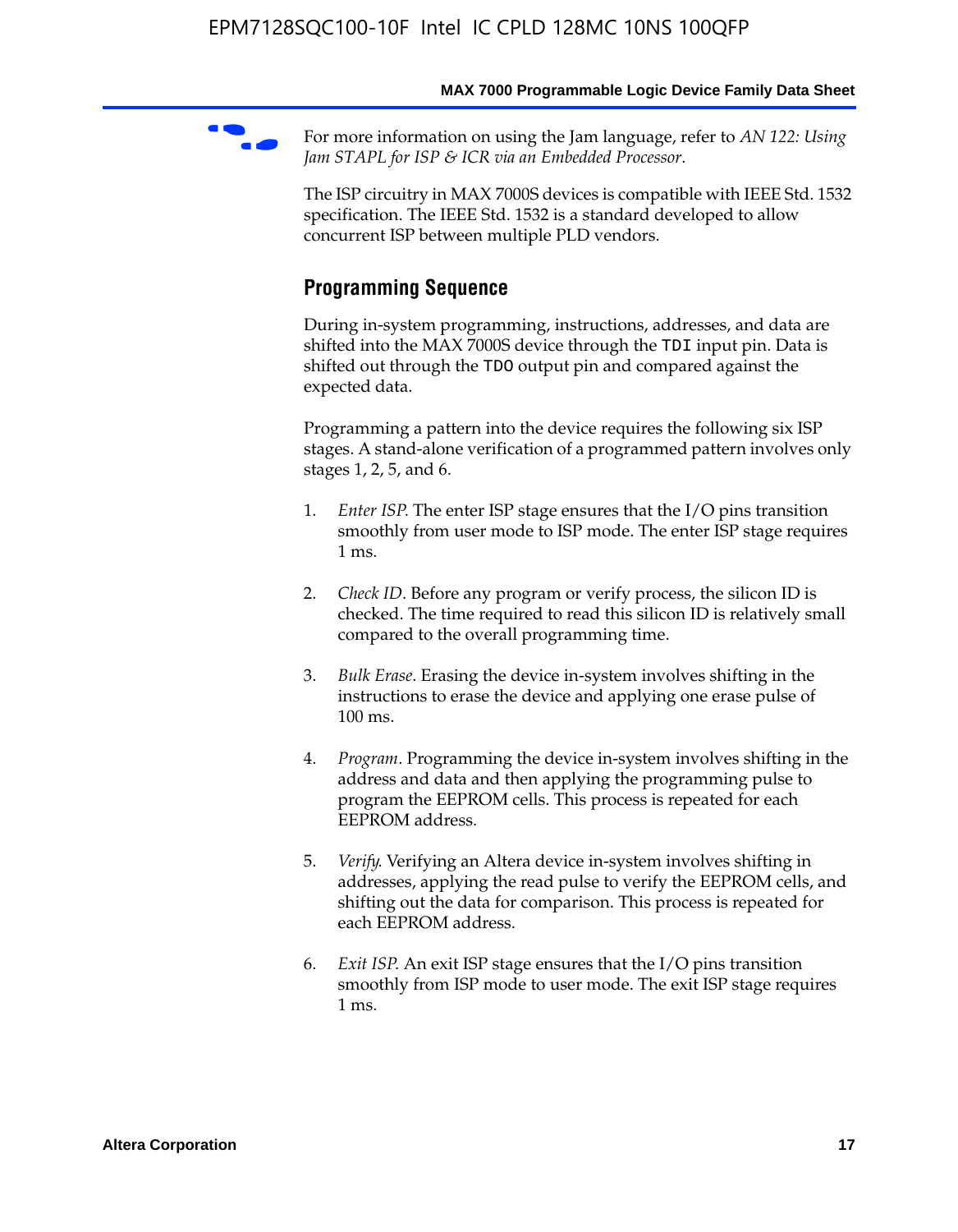For more information on using the Jam language, refer to *AN 122: Using Jam STAPL for ISP & ICR via an Embedded Processor*.

The ISP circuitry in MAX 7000S devices is compatible with IEEE Std. 1532 specification. The IEEE Std. 1532 is a standard developed to allow concurrent ISP between multiple PLD vendors.

## Programming Sequence

During in-system programming, instructions, addresses, and data are shifted into the MAX 7000S device through the `TDI` input pin. Data is shifted out through the `TDO` output pin and compared against the expected data.

Programming a pattern into the device requires the following six ISP stages. A stand-alone verification of a programmed pattern involves only stages 1, 2, 5, and 6.

1. *Enter ISP*. The enter ISP stage ensures that the I/O pins transition smoothly from user mode to ISP mode. The enter ISP stage requires 1 ms.

2. *Check ID*. Before any program or verify process, the silicon ID is checked. The time required to read this silicon ID is relatively small compared to the overall programming time.

3. *Bulk Erase*. Erasing the device in-system involves shifting in the instructions to erase the device and applying one erase pulse of 100 ms.

4. *Program*. Programming the device in-system involves shifting in the address and data and then applying the programming pulse to program the EEPROM cells. This process is repeated for each EEPROM address.

5. *Verify*. Verifying an Altera device in-system involves shifting in addresses, applying the read pulse to verify the EEPROM cells, and shifting out the data for comparison. This process is repeated for each EEPROM address.

6. *Exit ISP*. An exit ISP stage ensures that the I/O pins transition smoothly from ISP mode to user mode. The exit ISP stage requires 1 ms.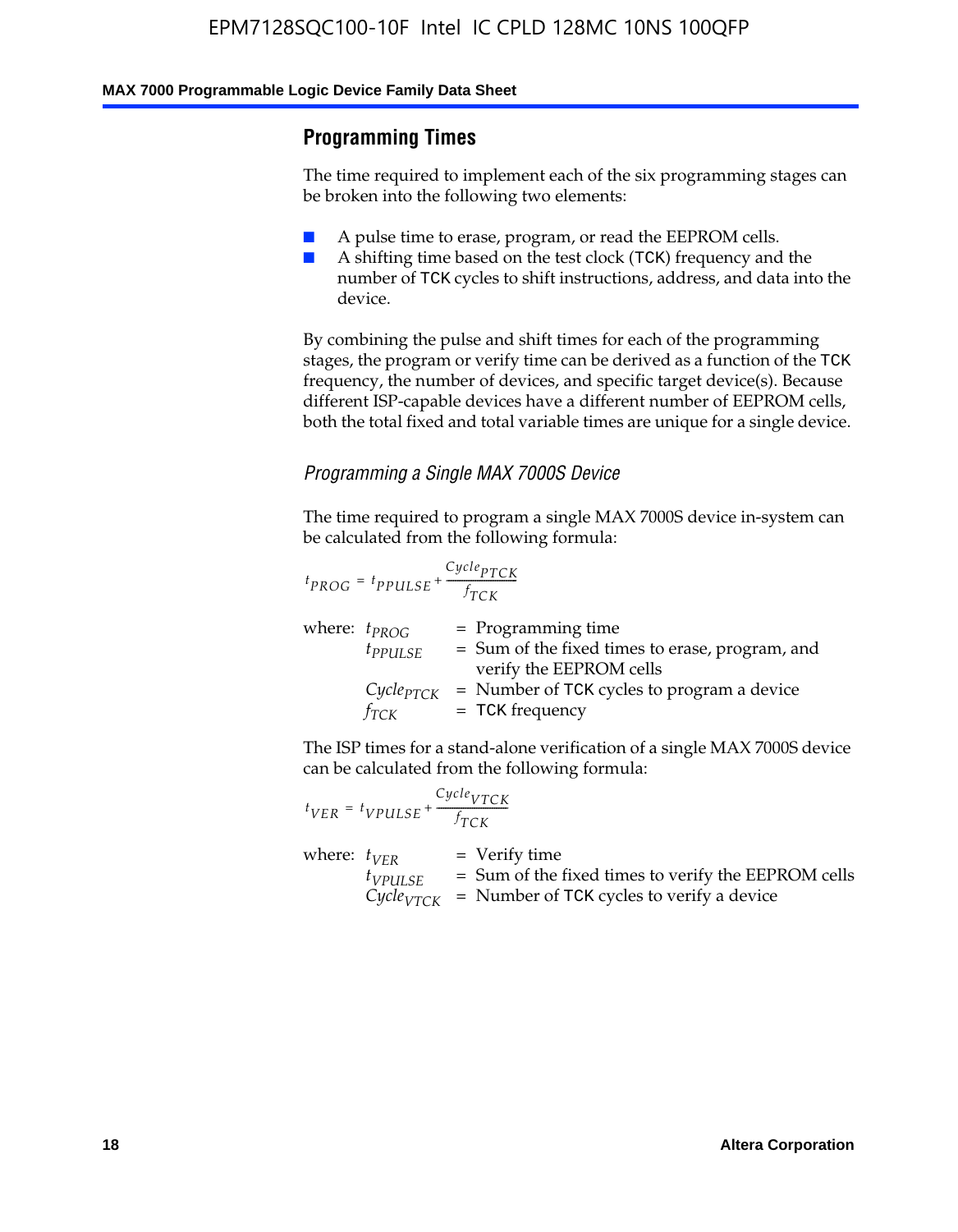## Programming Times

The time required to implement each of the six programming stages can be broken into the following two elements:

- A pulse time to erase, program, or read the EEPROM cells.
- A shifting time based on the test clock (TCK) frequency and the number of TCK cycles to shift instructions, address, and data into the device.

By combining the pulse and shift times for each of the programming stages, the program or verify time can be derived as a function of the TCK frequency, the number of devices, and specific target device(s). Because different ISP-capable devices have a different number of EEPROM cells, both the total fixed and total variable times are unique for a single device.

### *Programming a Single MAX 7000S Device*

The time required to program a single MAX 7000S device in-system can be calculated from the following formula:

$$t_{PROG} = t_{PPULSE} + \frac{Cycle_{PTCK}}{f_{TCK}}$$

where: $t_{PROG}$ = Programming time
$t_{PPULSE}$ = Sum of the fixed times to erase, program, and verify the EEPROM cells
$Cycle_{PTCK}$ = Number of TCK cycles to program a device
$f_{TCK}$ = TCK frequency

The ISP times for a stand-alone verification of a single MAX 7000S device can be calculated from the following formula:

$$t_{VER} = t_{VPULSE} + \frac{Cycle_{VTCK}}{f_{TCK}}$$

where: $t_{VER}$ = Verify time
$t_{VPULSE}$ = Sum of the fixed times to verify the EEPROM cells
$Cycle_{VTCK}$ = Number of TCK cycles to verify a device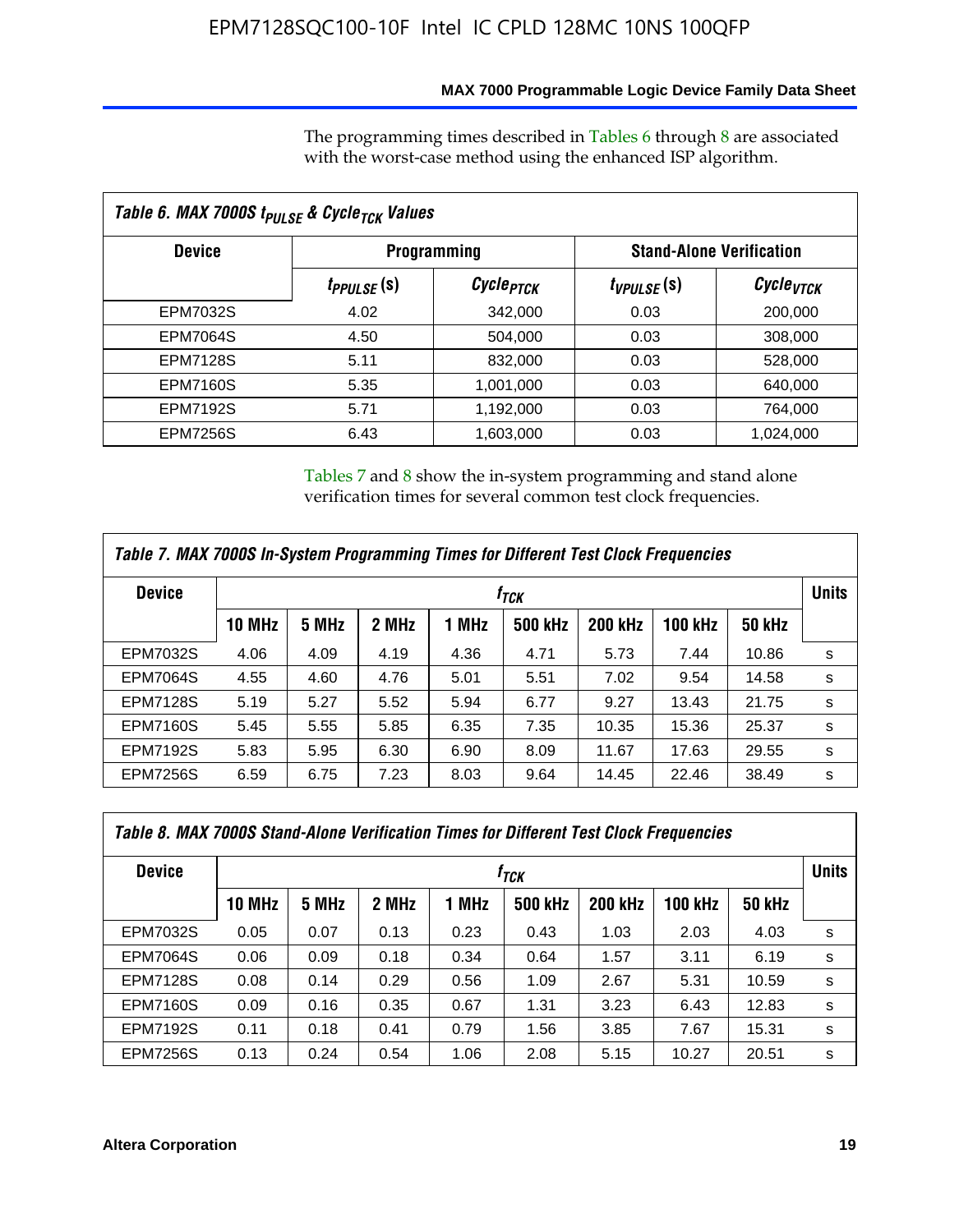The programming times described in Tables 6 through 8 are associated with the worst-case method using the enhanced ISP algorithm.

**Table 6. MAX 7000S $t_{PULSE}$ & $Cycle_{TCK}$ Values**

| Device | Programming | | Stand-Alone Verification | |
|---|---|---|---|---|
| | $t_{PPULSE}$ (s) | $Cycle_{PTCK}$ | $t_{VPULSE}$ (s) | $Cycle_{VTCK}$ |
| EPM7032S | 4.02 | 342,000 | 0.03 | 200,000 |
| EPM7064S | 4.50 | 504,000 | 0.03 | 308,000 |
| EPM7128S | 5.11 | 832,000 | 0.03 | 528,000 |
| EPM7160S | 5.35 | 1,001,000 | 0.03 | 640,000 |
| EPM7192S | 5.71 | 1,192,000 | 0.03 | 764,000 |
| EPM7256S | 6.43 | 1,603,000 | 0.03 | 1,024,000 |

Tables 7 and 8 show the in-system programming and stand alone verification times for several common test clock frequencies.

**Table 7. MAX 7000S In-System Programming Times for Different Test Clock Frequencies**

| Device | $f_{TCK}$ | | | | | | | | Units |
|---|---|---|---|---|---|---|---|---|---|
| | 10 MHz | 5 MHz | 2 MHz | 1 MHz | 500 kHz | 200 kHz | 100 kHz | 50 kHz | |
| EPM7032S | 4.06 | 4.09 | 4.19 | 4.36 | 4.71 | 5.73 | 7.44 | 10.86 | s |
| EPM7064S | 4.55 | 4.60 | 4.76 | 5.01 | 5.51 | 7.02 | 9.54 | 14.58 | s |
| EPM7128S | 5.19 | 5.27 | 5.52 | 5.94 | 6.77 | 9.27 | 13.43 | 21.75 | s |
| EPM7160S | 5.45 | 5.55 | 5.85 | 6.35 | 7.35 | 10.35 | 15.36 | 25.37 | s |
| EPM7192S | 5.83 | 5.95 | 6.30 | 6.90 | 8.09 | 11.67 | 17.63 | 29.55 | s |
| EPM7256S | 6.59 | 6.75 | 7.23 | 8.03 | 9.64 | 14.45 | 22.46 | 38.49 | s |

**Table 8. MAX 7000S Stand-Alone Verification Times for Different Test Clock Frequencies**

| Device | $f_{TCK}$ | | | | | | | | Units |
|---|---|---|---|---|---|---|---|---|---|
| | 10 MHz | 5 MHz | 2 MHz | 1 MHz | 500 kHz | 200 kHz | 100 kHz | 50 kHz | |
| EPM7032S | 0.05 | 0.07 | 0.13 | 0.23 | 0.43 | 1.03 | 2.03 | 4.03 | s |
| EPM7064S | 0.06 | 0.09 | 0.18 | 0.34 | 0.64 | 1.57 | 3.11 | 6.19 | s |
| EPM7128S | 0.08 | 0.14 | 0.29 | 0.56 | 1.09 | 2.67 | 5.31 | 10.59 | s |
| EPM7160S | 0.09 | 0.16 | 0.35 | 0.67 | 1.31 | 3.23 | 6.43 | 12.83 | s |
| EPM7192S | 0.11 | 0.18 | 0.41 | 0.79 | 1.56 | 3.85 | 7.67 | 15.31 | s |
| EPM7256S | 0.13 | 0.24 | 0.54 | 1.06 | 2.08 | 5.15 | 10.27 | 20.51 | s |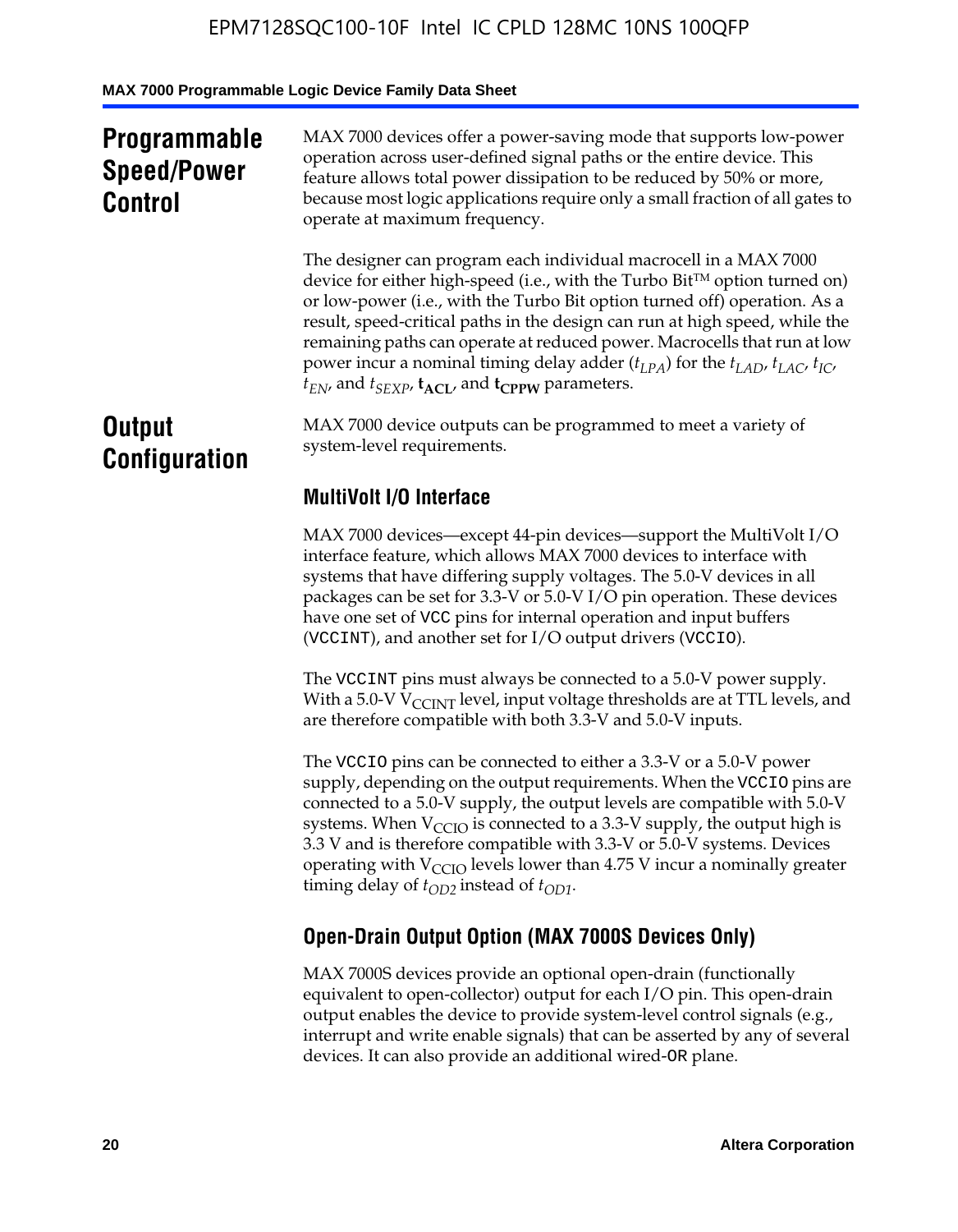## Programmable Speed/Power Control

MAX 7000 devices offer a power-saving mode that supports low-power operation across user-defined signal paths or the entire device. This feature allows total power dissipation to be reduced by 50% or more, because most logic applications require only a small fraction of all gates to operate at maximum frequency.

The designer can program each individual macrocell in a MAX 7000 device for either high-speed (i.e., with the Turbo Bit™ option turned on) or low-power (i.e., with the Turbo Bit option turned off) operation. As a result, speed-critical paths in the design can run at high speed, while the remaining paths can operate at reduced power. Macrocells that run at low power incur a nominal timing delay adder ($t_{LPA}$) for the $t_{LAD}$, $t_{LAC}$, $t_{IC}$, $t_{EN}$, and $t_{SEXP}$, $\mathbf{t_{ACL}}$, and $\mathbf{t_{CPPW}}$ parameters.

## Output Configuration

MAX 7000 device outputs can be programmed to meet a variety of system-level requirements.

### MultiVolt I/O Interface

MAX 7000 devices—except 44-pin devices—support the MultiVolt I/O interface feature, which allows MAX 7000 devices to interface with systems that have differing supply voltages. The 5.0-V devices in all packages can be set for 3.3-V or 5.0-V I/O pin operation. These devices have one set of VCC pins for internal operation and input buffers (VCCINT), and another set for I/O output drivers (VCCIO).

The VCCINT pins must always be connected to a 5.0-V power supply. With a 5.0-V $V_{CCINT}$ level, input voltage thresholds are at TTL levels, and are therefore compatible with both 3.3-V and 5.0-V inputs.

The VCCIO pins can be connected to either a 3.3-V or a 5.0-V power supply, depending on the output requirements. When the VCCIO pins are connected to a 5.0-V supply, the output levels are compatible with 5.0-V systems. When $V_{CCIO}$ is connected to a 3.3-V supply, the output high is 3.3 V and is therefore compatible with 3.3-V or 5.0-V systems. Devices operating with $V_{CCIO}$ levels lower than 4.75 V incur a nominally greater timing delay of $t_{OD2}$ instead of $t_{OD1}$.

### Open-Drain Output Option (MAX 7000S Devices Only)

MAX 7000S devices provide an optional open-drain (functionally equivalent to open-collector) output for each I/O pin. This open-drain output enables the device to provide system-level control signals (e.g., interrupt and write enable signals) that can be asserted by any of several devices. It can also provide an additional wired-OR plane.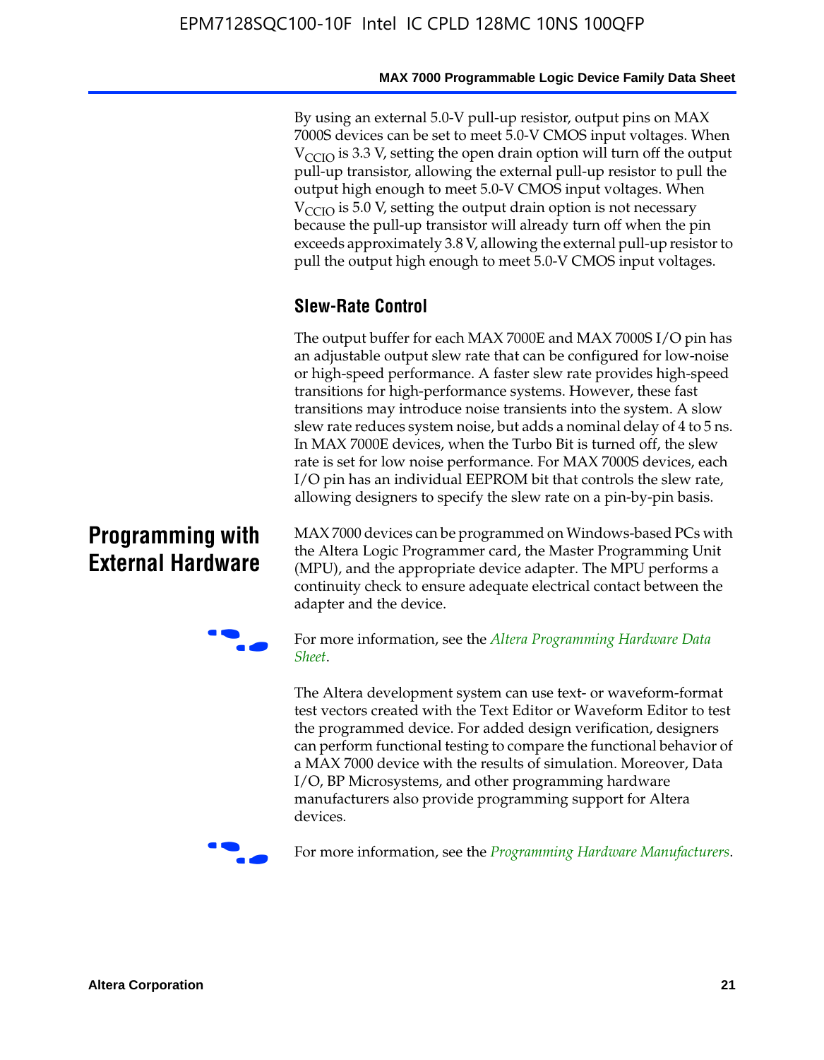By using an external 5.0-V pull-up resistor, output pins on MAX 7000S devices can be set to meet 5.0-V CMOS input voltages. When $V_{CCIO}$ is 3.3 V, setting the open drain option will turn off the output pull-up transistor, allowing the external pull-up resistor to pull the output high enough to meet 5.0-V CMOS input voltages. When $V_{CCIO}$ is 5.0 V, setting the output drain option is not necessary because the pull-up transistor will already turn off when the pin exceeds approximately 3.8 V, allowing the external pull-up resistor to pull the output high enough to meet 5.0-V CMOS input voltages.

### Slew-Rate Control

The output buffer for each MAX 7000E and MAX 7000S I/O pin has an adjustable output slew rate that can be configured for low-noise or high-speed performance. A faster slew rate provides high-speed transitions for high-performance systems. However, these fast transitions may introduce noise transients into the system. A slow slew rate reduces system noise, but adds a nominal delay of 4 to 5 ns. In MAX 7000E devices, when the Turbo Bit is turned off, the slew rate is set for low noise performance. For MAX 7000S devices, each I/O pin has an individual EEPROM bit that controls the slew rate, allowing designers to specify the slew rate on a pin-by-pin basis.

## Programming with External Hardware

MAX 7000 devices can be programmed on Windows-based PCs with the Altera Logic Programmer card, the Master Programming Unit (MPU), and the appropriate device adapter. The MPU performs a continuity check to ensure adequate electrical contact between the adapter and the device.

For more information, see the *Altera Programming Hardware Data Sheet*.

The Altera development system can use text- or waveform-format test vectors created with the Text Editor or Waveform Editor to test the programmed device. For added design verification, designers can perform functional testing to compare the functional behavior of a MAX 7000 device with the results of simulation. Moreover, Data I/O, BP Microsystems, and other programming hardware manufacturers also provide programming support for Altera devices.

For more information, see the *Programming Hardware Manufacturers*.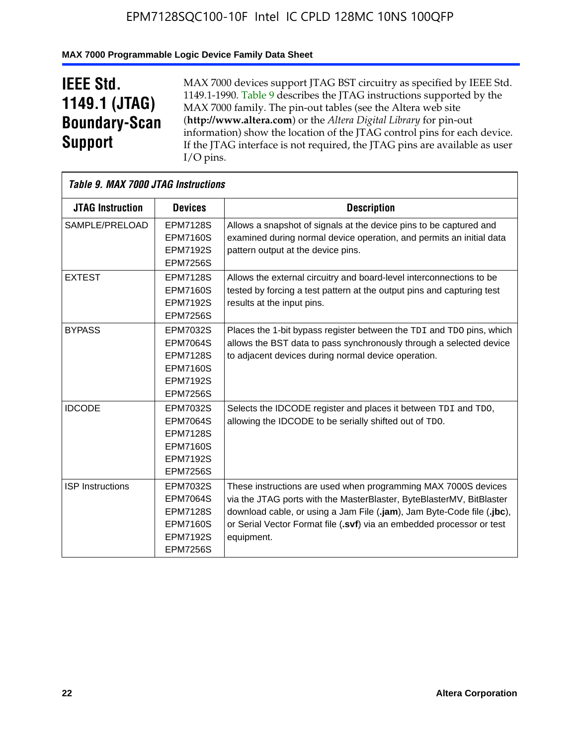# IEEE Std. 1149.1 (JTAG) Boundary-Scan Support

MAX 7000 devices support JTAG BST circuitry as specified by IEEE Std. 1149.1-1990. Table 9 describes the JTAG instructions supported by the MAX 7000 family. The pin-out tables (see the Altera web site (**http://www.altera.com**) or the *Altera Digital Library* for pin-out information) show the location of the JTAG control pins for each device. If the JTAG interface is not required, the JTAG pins are available as user I/O pins.

*Table 9. MAX 7000 JTAG Instructions*

| JTAG Instruction | Devices | Description |
|---|---|---|
| SAMPLE/PRELOAD | EPM7128S<br>EPM7160S<br>EPM7192S<br>EPM7256S | Allows a snapshot of signals at the device pins to be captured and examined during normal device operation, and permits an initial data pattern output at the device pins. |
| EXTEST | EPM7128S<br>EPM7160S<br>EPM7192S<br>EPM7256S | Allows the external circuitry and board-level interconnections to be tested by forcing a test pattern at the output pins and capturing test results at the input pins. |
| BYPASS | EPM7032S<br>EPM7064S<br>EPM7128S<br>EPM7160S<br>EPM7192S<br>EPM7256S | Places the 1-bit bypass register between the TDI and TDO pins, which allows the BST data to pass synchronously through a selected device to adjacent devices during normal device operation. |
| IDCODE | EPM7032S<br>EPM7064S<br>EPM7128S<br>EPM7160S<br>EPM7192S<br>EPM7256S | Selects the IDCODE register and places it between TDI and TDO, allowing the IDCODE to be serially shifted out of TDO. |
| ISP Instructions | EPM7032S<br>EPM7064S<br>EPM7128S<br>EPM7160S<br>EPM7192S<br>EPM7256S | These instructions are used when programming MAX 7000S devices via the JTAG ports with the MasterBlaster, ByteBlasterMV, BitBlaster download cable, or using a Jam File (**.jam**), Jam Byte-Code file (**.jbc**), or Serial Vector Format file (**.svf**) via an embedded processor or test equipment. |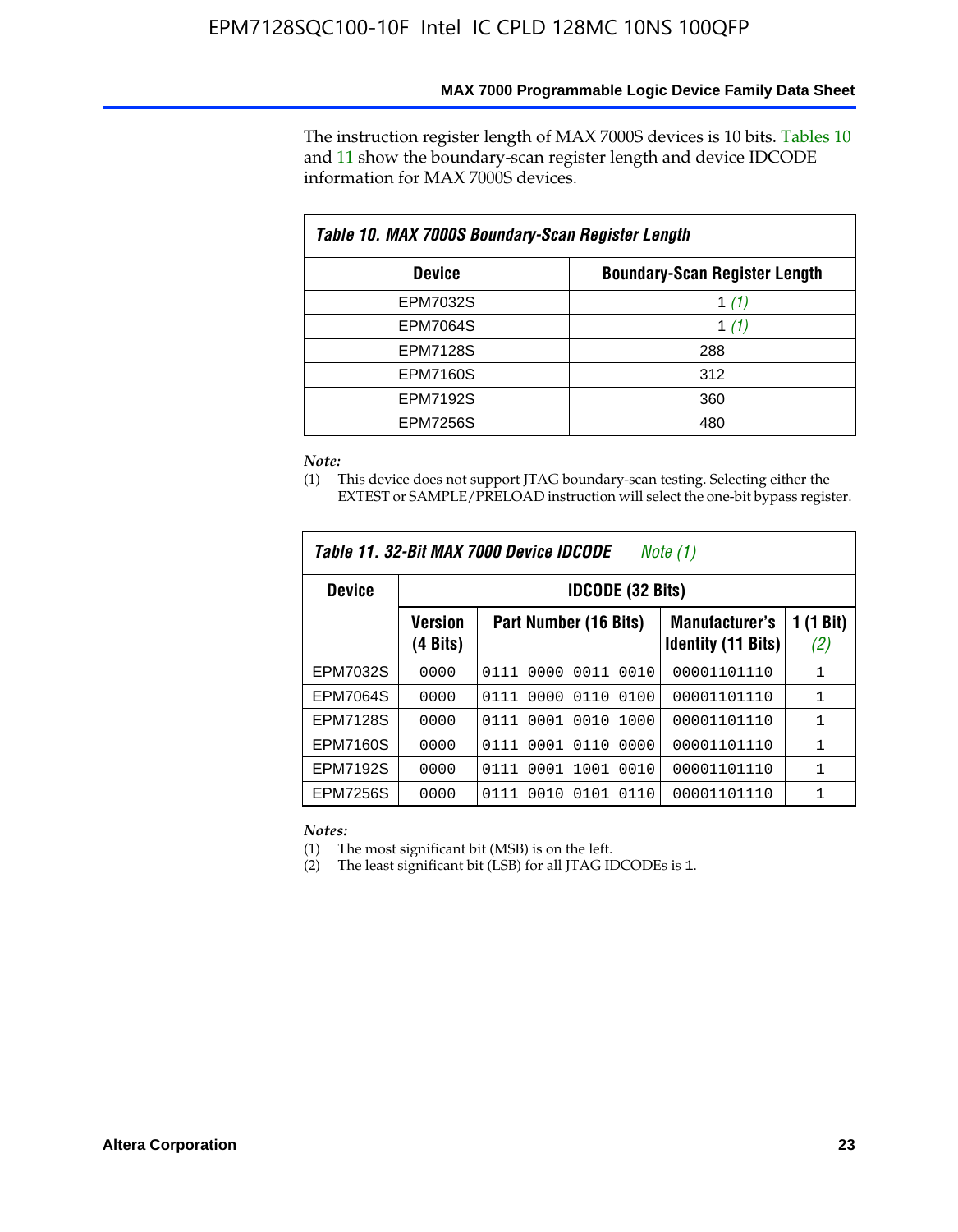The instruction register length of MAX 7000S devices is 10 bits. Tables 10 and 11 show the boundary-scan register length and device IDCODE information for MAX 7000S devices.

**Table 10. MAX 7000S Boundary-Scan Register Length**

| Device | Boundary-Scan Register Length |
|---|---|
| EPM7032S | 1 *(1)* |
| EPM7064S | 1 *(1)* |
| EPM7128S | 288 |
| EPM7160S | 312 |
| EPM7192S | 360 |
| EPM7256S | 480 |

*Note:*

(1) This device does not support JTAG boundary-scan testing. Selecting either the EXTEST or SAMPLE/PRELOAD instruction will select the one-bit bypass register.

**Table 11. 32-Bit MAX 7000 Device IDCODE** *Note (1)*

| Device | IDCODE (32 Bits) | | | |
|---|---|---|---|---|
| | Version (4 Bits) | Part Number (16 Bits) | Manufacturer's Identity (11 Bits) | 1 (1 Bit) *(2)* |
| EPM7032S | 0000 | 0111 0000 0011 0010 | 00001101110 | 1 |
| EPM7064S | 0000 | 0111 0000 0110 0100 | 00001101110 | 1 |
| EPM7128S | 0000 | 0111 0001 0010 1000 | 00001101110 | 1 |
| EPM7160S | 0000 | 0111 0001 0110 0000 | 00001101110 | 1 |
| EPM7192S | 0000 | 0111 0001 1001 0010 | 00001101110 | 1 |
| EPM7256S | 0000 | 0111 0010 0101 0110 | 00001101110 | 1 |

*Notes:*

(1) The most significant bit (MSB) is on the left.

(2) The least significant bit (LSB) for all JTAG IDCODEs is 1.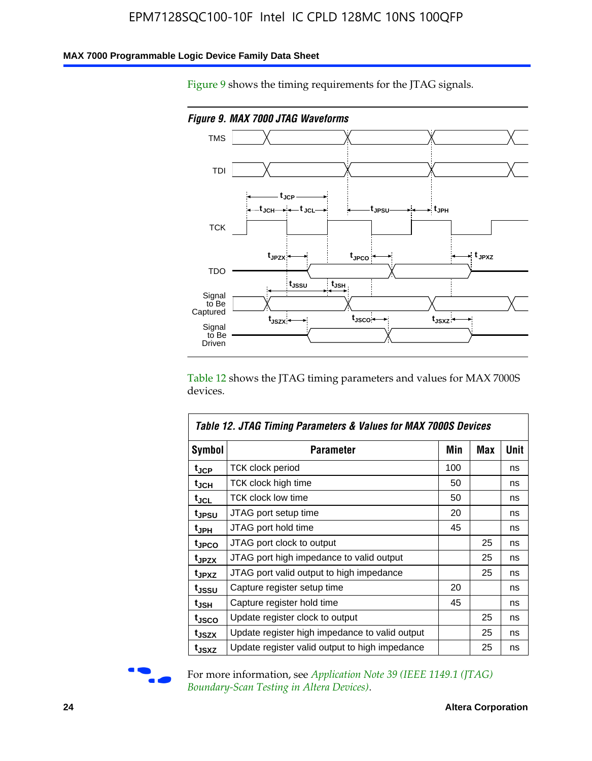Figure 9 shows the timing requirements for the JTAG signals.

*Figure 9. MAX 7000 JTAG Waveforms*

Table 12 shows the JTAG timing parameters and values for MAX 7000S devices.

*Table 12. JTAG Timing Parameters & Values for MAX 7000S Devices*

| Symbol | Parameter | Min | Max | Unit |
|---|---|---|---|---|
| $t_{JCP}$ | TCK clock period | 100 | | ns |
| $t_{JCH}$ | TCK clock high time | 50 | | ns |
| $t_{JCL}$ | TCK clock low time | 50 | | ns |
| $t_{JPSU}$ | JTAG port setup time | 20 | | ns |
| $t_{JPH}$ | JTAG port hold time | 45 | | ns |
| $t_{JPCO}$ | JTAG port clock to output | | 25 | ns |
| $t_{JPZX}$ | JTAG port high impedance to valid output | | 25 | ns |
| $t_{JPXZ}$ | JTAG port valid output to high impedance | | 25 | ns |
| $t_{JSSU}$ | Capture register setup time | 20 | | ns |
| $t_{JSH}$ | Capture register hold time | 45 | | ns |
| $t_{JSCO}$ | Update register clock to output | | 25 | ns |
| $t_{JSZX}$ | Update register high impedance to valid output | | 25 | ns |
| $t_{JSXZ}$ | Update register valid output to high impedance | | 25 | ns |

For more information, see *Application Note 39 (IEEE 1149.1 (JTAG) Boundary-Scan Testing in Altera Devices)*.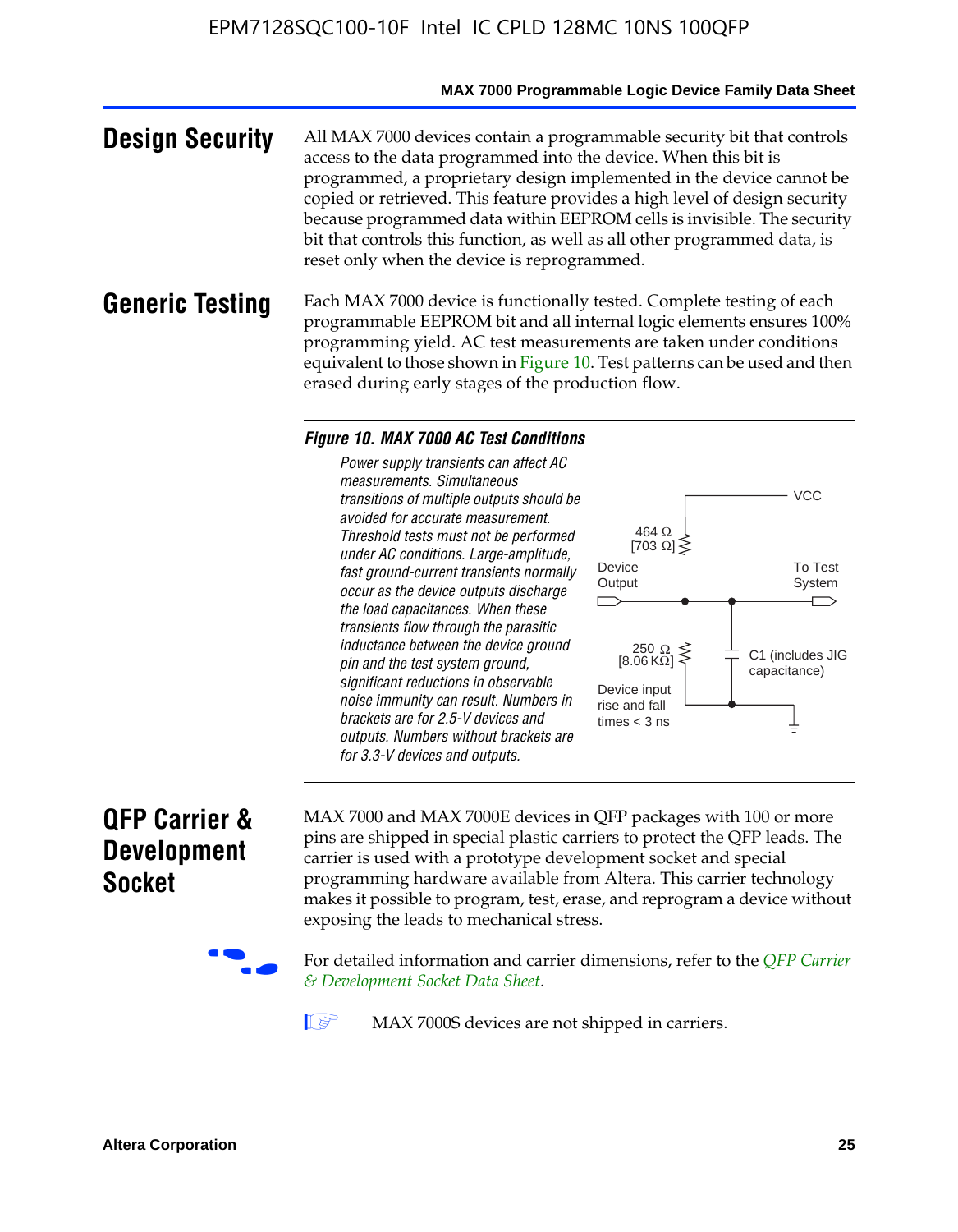## Design Security

All MAX 7000 devices contain a programmable security bit that controls access to the data programmed into the device. When this bit is programmed, a proprietary design implemented in the device cannot be copied or retrieved. This feature provides a high level of design security because programmed data within EEPROM cells is invisible. The security bit that controls this function, as well as all other programmed data, is reset only when the device is reprogrammed.

## Generic Testing

Each MAX 7000 device is functionally tested. Complete testing of each programmable EEPROM bit and all internal logic elements ensures 100% programming yield. AC test measurements are taken under conditions equivalent to those shown in Figure 10. Test patterns can be used and then erased during early stages of the production flow.

***Figure 10. MAX 7000 AC Test Conditions***

*Power supply transients can affect AC measurements. Simultaneous transitions of multiple outputs should be avoided for accurate measurement. Threshold tests must not be performed under AC conditions. Large-amplitude, fast ground-current transients normally occur as the device outputs discharge the load capacitances. When these transients flow through the parasitic inductance between the device ground pin and the test system ground, significant reductions in observable noise immunity can result. Numbers in brackets are for 2.5-V devices and outputs. Numbers without brackets are for 3.3-V devices and outputs.*

VCC

464 Ω [703 Ω]

Device Output

To Test System

250 Ω [8.06 KΩ]

C1 (includes JIG capacitance)

Device input rise and fall times < 3 ns

## QFP Carrier & Development Socket

MAX 7000 and MAX 7000E devices in QFP packages with 100 or more pins are shipped in special plastic carriers to protect the QFP leads. The carrier is used with a prototype development socket and special programming hardware available from Altera. This carrier technology makes it possible to program, test, erase, and reprogram a device without exposing the leads to mechanical stress.

For detailed information and carrier dimensions, refer to the *QFP Carrier & Development Socket Data Sheet*.

MAX 7000S devices are not shipped in carriers.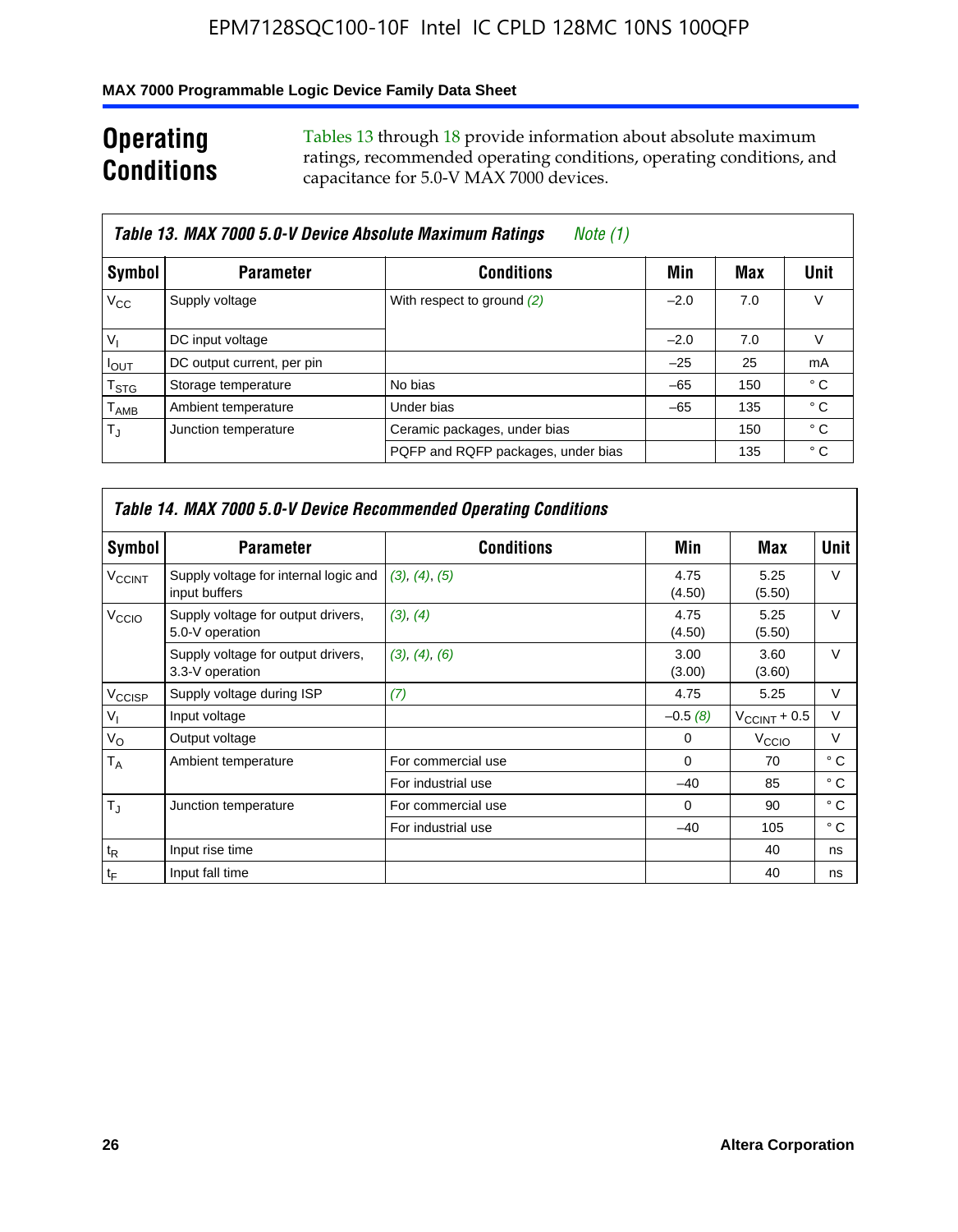## Operating Conditions

Tables 13 through 18 provide information about absolute maximum ratings, recommended operating conditions, operating conditions, and capacitance for 5.0-V MAX 7000 devices.

**Table 13. MAX 7000 5.0-V Device Absolute Maximum Ratings** *Note (1)*

| Symbol | Parameter | Conditions | Min | Max | Unit |
|---|---|---|---|---|---|
| $V_{CC}$ | Supply voltage | With respect to ground *(2)* | –2.0 | 7.0 | V |
| $V_I$ | DC input voltage | | –2.0 | 7.0 | V |
| $I_{OUT}$ | DC output current, per pin | | –25 | 25 | mA |
| $T_{STG}$ | Storage temperature | No bias | –65 | 150 | ° C |
| $T_{AMB}$ | Ambient temperature | Under bias | –65 | 135 | ° C |
| $T_J$ | Junction temperature | Ceramic packages, under bias | | 150 | ° C |
| | | PQFP and RQFP packages, under bias | | 135 | ° C |

**Table 14. MAX 7000 5.0-V Device Recommended Operating Conditions**

| Symbol | Parameter | Conditions | Min | Max | Unit |
|---|---|---|---|---|---|
| $V_{CCINT}$ | Supply voltage for internal logic and input buffers | *(3)*, *(4)*, *(5)* | 4.75 (4.50) | 5.25 (5.50) | V |
| $V_{CCIO}$ | Supply voltage for output drivers, 5.0-V operation | *(3)*, *(4)* | 4.75 (4.50) | 5.25 (5.50) | V |
| | Supply voltage for output drivers, 3.3-V operation | *(3)*, *(4)*, *(6)* | 3.00 (3.00) | 3.60 (3.60) | V |
| $V_{CCISP}$ | Supply voltage during ISP | *(7)* | 4.75 | 5.25 | V |
| $V_I$ | Input voltage | | –0.5 *(8)* | $V_{CCINT}$ + 0.5 | V |
| $V_O$ | Output voltage | | 0 | $V_{CCIO}$ | V |
| $T_A$ | Ambient temperature | For commercial use | 0 | 70 | ° C |
| | | For industrial use | –40 | 85 | ° C |
| $T_J$ | Junction temperature | For commercial use | 0 | 90 | ° C |
| | | For industrial use | –40 | 105 | ° C |
| $t_R$ | Input rise time | | | 40 | ns |
| $t_F$ | Input fall time | | | 40 | ns |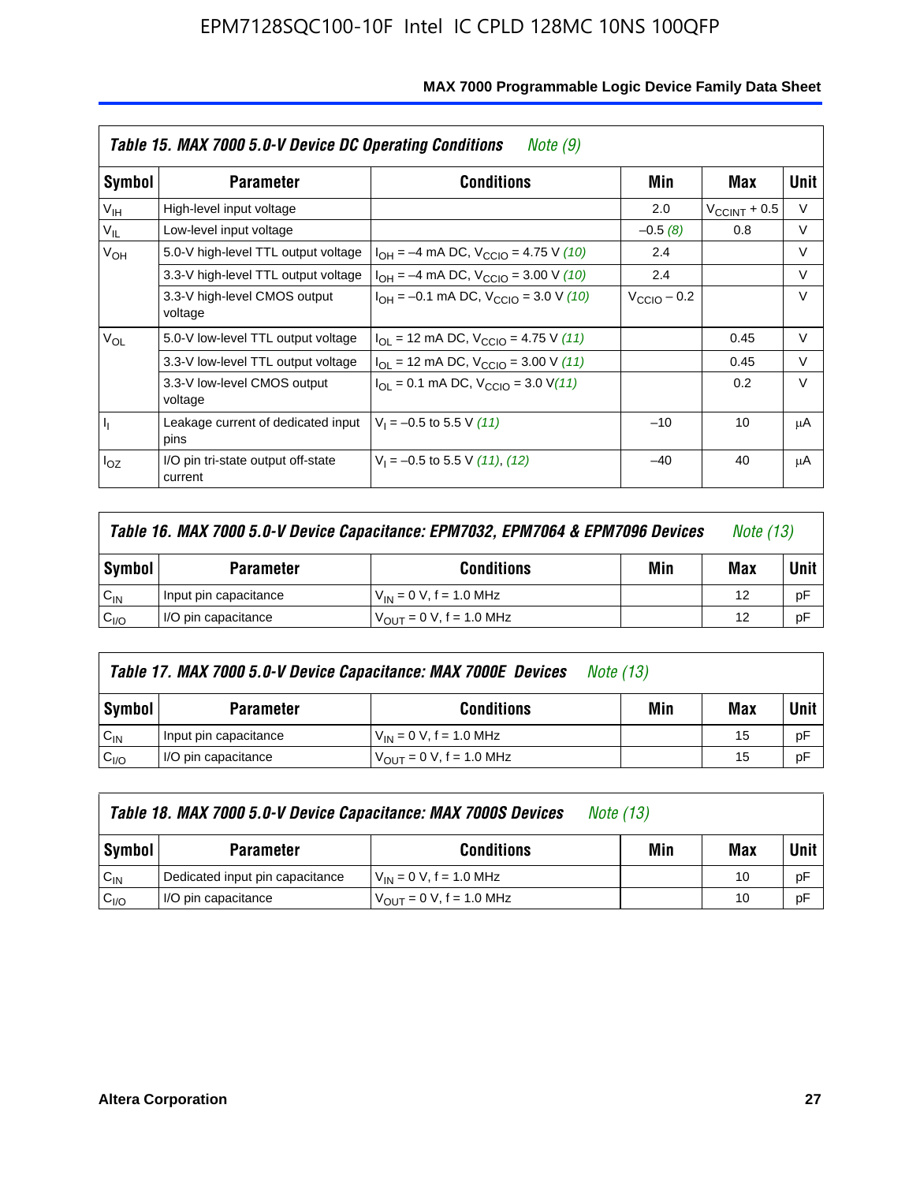| Table 15. MAX 7000 5.0-V Device DC Operating Conditions *Note (9)* | | | | | |
|---|---|---|---|---|---|
| **Symbol** | **Parameter** | **Conditions** | **Min** | **Max** | **Unit** |
| $V_{IH}$ | High-level input voltage | | 2.0 | $V_{CCINT}$ + 0.5 | V |
| $V_{IL}$ | Low-level input voltage | | –0.5 *(8)* | 0.8 | V |
| $V_{OH}$ | 5.0-V high-level TTL output voltage | $I_{OH}$ = –4 mA DC, $V_{CCIO}$ = 4.75 V *(10)* | 2.4 | | V |
| | 3.3-V high-level TTL output voltage | $I_{OH}$ = –4 mA DC, $V_{CCIO}$ = 3.00 V *(10)* | 2.4 | | V |
| | 3.3-V high-level CMOS output voltage | $I_{OH}$ = –0.1 mA DC, $V_{CCIO}$ = 3.0 V *(10)* | $V_{CCIO}$ – 0.2 | | V |
| $V_{OL}$ | 5.0-V low-level TTL output voltage | $I_{OL}$ = 12 mA DC, $V_{CCIO}$ = 4.75 V *(11)* | | 0.45 | V |
| | 3.3-V low-level TTL output voltage | $I_{OL}$ = 12 mA DC, $V_{CCIO}$ = 3.00 V *(11)* | | 0.45 | V |
| | 3.3-V low-level CMOS output voltage | $I_{OL}$ = 0.1 mA DC, $V_{CCIO}$ = 3.0 V *(11)* | | 0.2 | V |
| $I_I$ | Leakage current of dedicated input pins | $V_I$ = –0.5 to 5.5 V *(11)* | –10 | 10 | μA |
| $I_{OZ}$ | I/O pin tri-state output off-state current | $V_I$ = –0.5 to 5.5 V *(11)*, *(12)* | –40 | 40 | μA |

| Table 16. MAX 7000 5.0-V Device Capacitance: EPM7032, EPM7064 & EPM7096 Devices *Note (13)* | | | | | |
|---|---|---|---|---|---|
| **Symbol** | **Parameter** | **Conditions** | **Min** | **Max** | **Unit** |
| $C_{IN}$ | Input pin capacitance | $V_{IN}$ = 0 V, f = 1.0 MHz | | 12 | pF |
| $C_{I/O}$ | I/O pin capacitance | $V_{OUT}$ = 0 V, f = 1.0 MHz | | 12 | pF |

| Table 17. MAX 7000 5.0-V Device Capacitance: MAX 7000E Devices *Note (13)* | | | | | |
|---|---|---|---|---|---|
| **Symbol** | **Parameter** | **Conditions** | **Min** | **Max** | **Unit** |
| $C_{IN}$ | Input pin capacitance | $V_{IN}$ = 0 V, f = 1.0 MHz | | 15 | pF |
| $C_{I/O}$ | I/O pin capacitance | $V_{OUT}$ = 0 V, f = 1.0 MHz | | 15 | pF |

| Table 18. MAX 7000 5.0-V Device Capacitance: MAX 7000S Devices *Note (13)* | | | | | |
|---|---|---|---|---|---|
| **Symbol** | **Parameter** | **Conditions** | **Min** | **Max** | **Unit** |
| $C_{IN}$ | Dedicated input pin capacitance | $V_{IN}$ = 0 V, f = 1.0 MHz | | 10 | pF |
| $C_{I/O}$ | I/O pin capacitance | $V_{OUT}$ = 0 V, f = 1.0 MHz | | 10 | pF |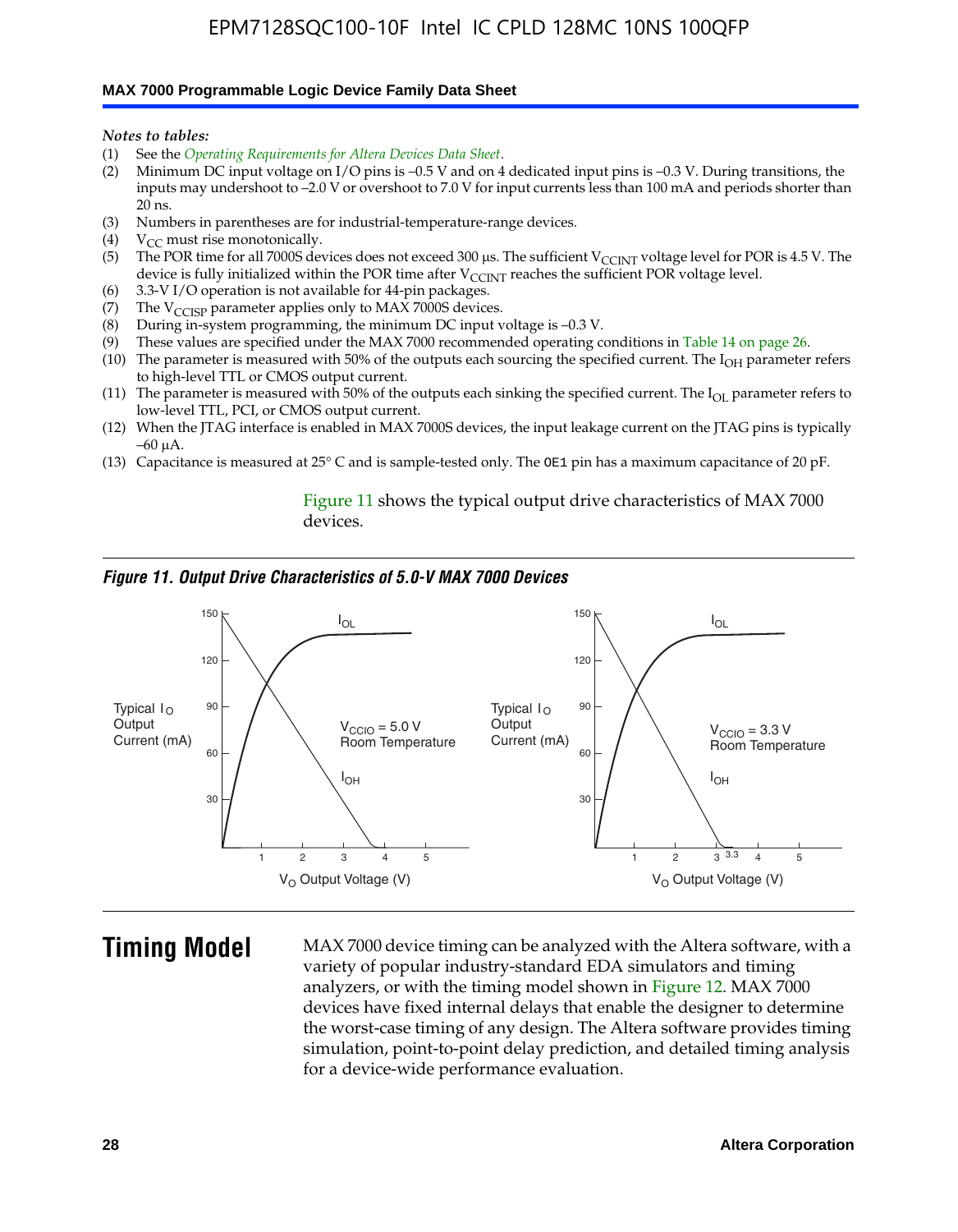*Notes to tables:*

(1) See the *Operating Requirements for Altera Devices Data Sheet*.
(2) Minimum DC input voltage on I/O pins is –0.5 V and on 4 dedicated input pins is –0.3 V. During transitions, the inputs may undershoot to –2.0 V or overshoot to 7.0 V for input currents less than 100 mA and periods shorter than 20 ns.
(3) Numbers in parentheses are for industrial-temperature-range devices.
(4) $V_{CC}$ must rise monotonically.
(5) The POR time for all 7000S devices does not exceed 300 µs. The sufficient $V_{CCINT}$ voltage level for POR is 4.5 V. The device is fully initialized within the POR time after $V_{CCINT}$ reaches the sufficient POR voltage level.
(6) 3.3-V I/O operation is not available for 44-pin packages.
(7) The $V_{CCISP}$ parameter applies only to MAX 7000S devices.
(8) During in-system programming, the minimum DC input voltage is –0.3 V.
(9) These values are specified under the MAX 7000 recommended operating conditions in Table 14 on page 26.
(10) The parameter is measured with 50% of the outputs each sourcing the specified current. The $I_{OH}$ parameter refers to high-level TTL or CMOS output current.
(11) The parameter is measured with 50% of the outputs each sinking the specified current. The $I_{OL}$ parameter refers to low-level TTL, PCI, or CMOS output current.
(12) When the JTAG interface is enabled in MAX 7000S devices, the input leakage current on the JTAG pins is typically –60 µA.
(13) Capacitance is measured at 25° C and is sample-tested only. The OE1 pin has a maximum capacitance of 20 pF.

Figure 11 shows the typical output drive characteristics of MAX 7000 devices.

*Figure 11. Output Drive Characteristics of 5.0-V MAX 7000 Devices*

# Timing Model

MAX 7000 device timing can be analyzed with the Altera software, with a variety of popular industry-standard EDA simulators and timing analyzers, or with the timing model shown in Figure 12. MAX 7000 devices have fixed internal delays that enable the designer to determine the worst-case timing of any design. The Altera software provides timing simulation, point-to-point delay prediction, and detailed timing analysis for a device-wide performance evaluation.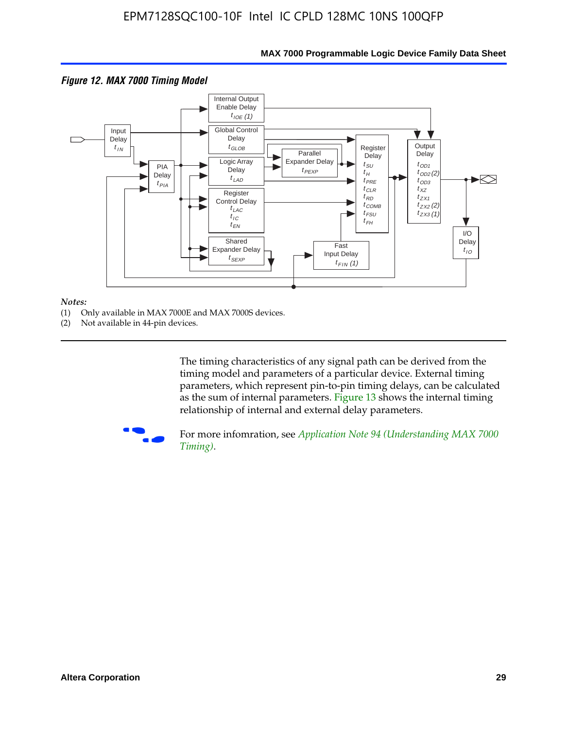*Figure 12. MAX 7000 Timing Model*

*Notes:*
(1) Only available in MAX 7000E and MAX 7000S devices.
(2) Not available in 44-pin devices.

The timing characteristics of any signal path can be derived from the timing model and parameters of a particular device. External timing parameters, which represent pin-to-pin timing delays, can be calculated as the sum of internal parameters. Figure 13 shows the internal timing relationship of internal and external delay parameters.

For more infomration, see *Application Note 94 (Understanding MAX 7000 Timing)*.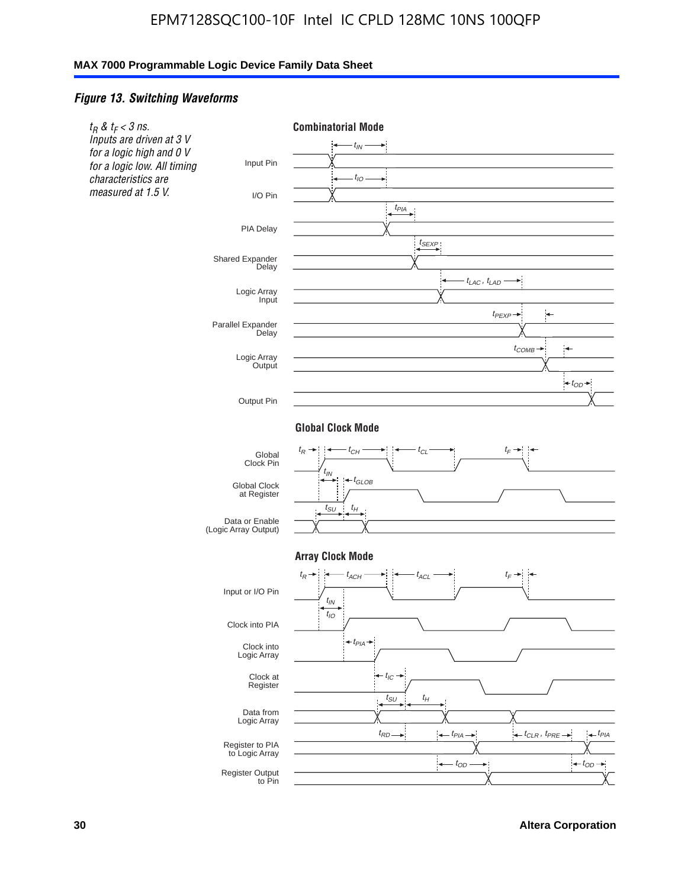*Figure 13. Switching Waveforms*

$t_R$ & $t_F$ < 3 ns.
*Inputs are driven at 3 V for a logic high and 0 V for a logic low. All timing characteristics are measured at 1.5 V.*

**Combinatorial Mode**

Input Pin — $t_{IN}$
I/O Pin — $t_{IO}$
PIA Delay — $t_{PIA}$
Shared Expander Delay — $t_{SEXP}$
Logic Array Input — $t_{LAC}$, $t_{LAD}$
Parallel Expander Delay — $t_{PEXP}$
Logic Array Output — $t_{COMB}$
Output Pin — $t_{OD}$

**Global Clock Mode**

Global Clock Pin — $t_R$, $t_{CH}$, $t_{CL}$, $t_F$
Global Clock at Register — $t_{IN}$, $t_{GLOB}$
Data or Enable (Logic Array Output) — $t_{SU}$, $t_H$

**Array Clock Mode**

Input or I/O Pin — $t_R$, $t_{ACH}$, $t_{ACL}$, $t_F$
Clock into PIA — $t_{IN}$, $t_{IO}$
Clock into Logic Array — $t_{PIA}$
Clock at Register — $t_{IC}$
Data from Logic Array — $t_{SU}$, $t_H$
Register to PIA to Logic Array — $t_{RD}$, $t_{PIA}$, $t_{CLR}$, $t_{PRE}$, $t_{PIA}$
Register Output to Pin — $t_{OD}$, $t_{OD}$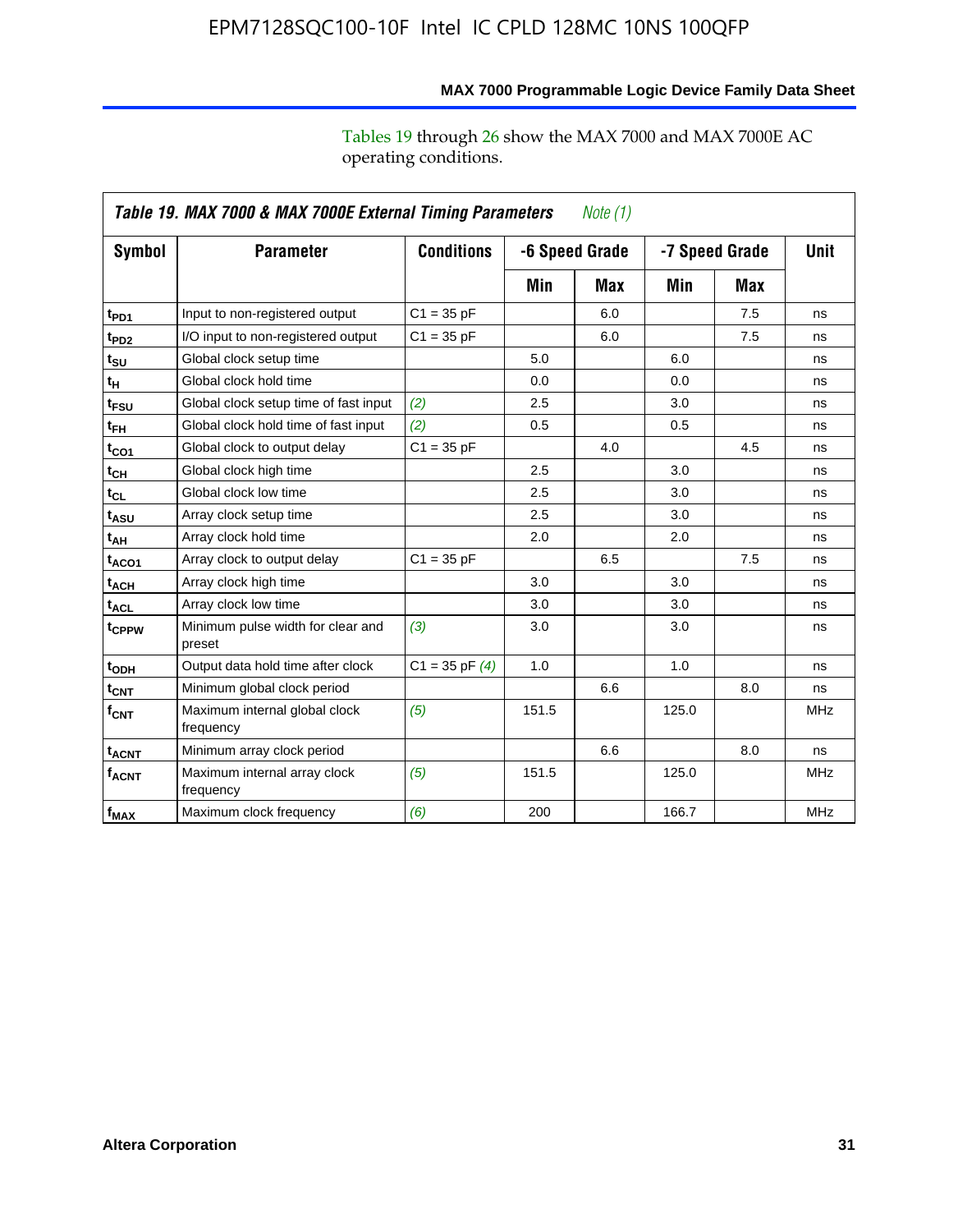Tables 19 through 26 show the MAX 7000 and MAX 7000E AC operating conditions.

**Table 19. MAX 7000 & MAX 7000E External Timing Parameters** *Note (1)*

| Symbol | Parameter | Conditions | -6 Speed Grade | | -7 Speed Grade | | Unit |
|---|---|---|---|---|---|---|---|
| | | | Min | Max | Min | Max | |
| $t_{PD1}$ | Input to non-registered output | C1 = 35 pF | | 6.0 | | 7.5 | ns |
| $t_{PD2}$ | I/O input to non-registered output | C1 = 35 pF | | 6.0 | | 7.5 | ns |
| $t_{SU}$ | Global clock setup time | | 5.0 | | 6.0 | | ns |
| $t_{H}$ | Global clock hold time | | 0.0 | | 0.0 | | ns |
| $t_{FSU}$ | Global clock setup time of fast input | *(2)* | 2.5 | | 3.0 | | ns |
| $t_{FH}$ | Global clock hold time of fast input | *(2)* | 0.5 | | 0.5 | | ns |
| $t_{CO1}$ | Global clock to output delay | C1 = 35 pF | | 4.0 | | 4.5 | ns |
| $t_{CH}$ | Global clock high time | | 2.5 | | 3.0 | | ns |
| $t_{CL}$ | Global clock low time | | 2.5 | | 3.0 | | ns |
| $t_{ASU}$ | Array clock setup time | | 2.5 | | 3.0 | | ns |
| $t_{AH}$ | Array clock hold time | | 2.0 | | 2.0 | | ns |
| $t_{ACO1}$ | Array clock to output delay | C1 = 35 pF | | 6.5 | | 7.5 | ns |
| $t_{ACH}$ | Array clock high time | | 3.0 | | 3.0 | | ns |
| $t_{ACL}$ | Array clock low time | | 3.0 | | 3.0 | | ns |
| $t_{CPPW}$ | Minimum pulse width for clear and preset | *(3)* | 3.0 | | 3.0 | | ns |
| $t_{ODH}$ | Output data hold time after clock | C1 = 35 pF *(4)* | 1.0 | | 1.0 | | ns |
| $t_{CNT}$ | Minimum global clock period | | | 6.6 | | 8.0 | ns |
| $f_{CNT}$ | Maximum internal global clock frequency | *(5)* | 151.5 | | 125.0 | | MHz |
| $t_{ACNT}$ | Minimum array clock period | | | 6.6 | | 8.0 | ns |
| $f_{ACNT}$ | Maximum internal array clock frequency | *(5)* | 151.5 | | 125.0 | | MHz |
| $f_{MAX}$ | Maximum clock frequency | *(6)* | 200 | | 166.7 | | MHz |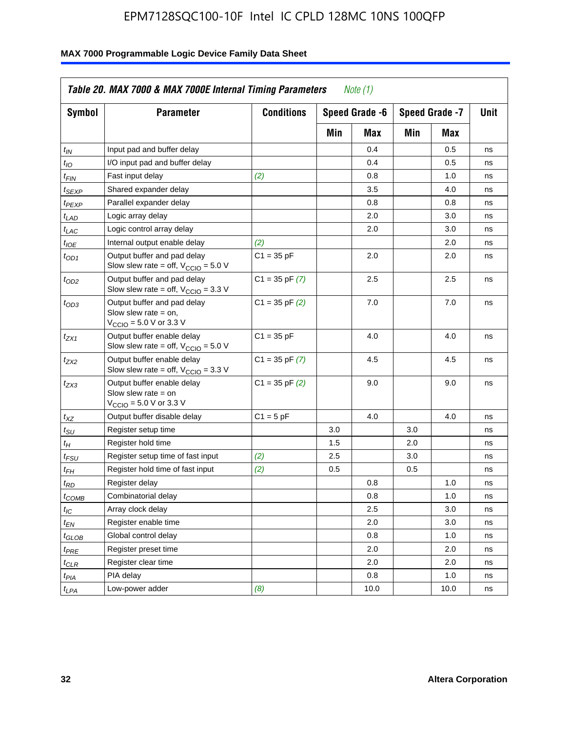**Table 20. MAX 7000 & MAX 7000E Internal Timing Parameters** *Note (1)*

| Symbol | Parameter | Conditions | Speed Grade -6 | | Speed Grade -7 | | Unit |
|---|---|---|---|---|---|---|---|
| | | | Min | Max | Min | Max | |
| $t_{IN}$ | Input pad and buffer delay | | | 0.4 | | 0.5 | ns |
| $t_{IO}$ | I/O input pad and buffer delay | | | 0.4 | | 0.5 | ns |
| $t_{FIN}$ | Fast input delay | *(2)* | | 0.8 | | 1.0 | ns |
| $t_{SEXP}$ | Shared expander delay | | | 3.5 | | 4.0 | ns |
| $t_{PEXP}$ | Parallel expander delay | | | 0.8 | | 0.8 | ns |
| $t_{LAD}$ | Logic array delay | | | 2.0 | | 3.0 | ns |
| $t_{LAC}$ | Logic control array delay | | | 2.0 | | 3.0 | ns |
| $t_{IOE}$ | Internal output enable delay | *(2)* | | | | 2.0 | ns |
| $t_{OD1}$ | Output buffer and pad delay Slow slew rate = off, $V_{CCIO}$ = 5.0 V | C1 = 35 pF | | 2.0 | | 2.0 | ns |
| $t_{OD2}$ | Output buffer and pad delay Slow slew rate = off, $V_{CCIO}$ = 3.3 V | C1 = 35 pF *(7)* | | 2.5 | | 2.5 | ns |
| $t_{OD3}$ | Output buffer and pad delay Slow slew rate = on, $V_{CCIO}$ = 5.0 V or 3.3 V | C1 = 35 pF *(2)* | | 7.0 | | 7.0 | ns |
| $t_{ZX1}$ | Output buffer enable delay Slow slew rate = off, $V_{CCIO}$ = 5.0 V | C1 = 35 pF | | 4.0 | | 4.0 | ns |
| $t_{ZX2}$ | Output buffer enable delay Slow slew rate = off, $V_{CCIO}$ = 3.3 V | C1 = 35 pF *(7)* | | 4.5 | | 4.5 | ns |
| $t_{ZX3}$ | Output buffer enable delay Slow slew rate = on $V_{CCIO}$ = 5.0 V or 3.3 V | C1 = 35 pF *(2)* | | 9.0 | | 9.0 | ns |
| $t_{XZ}$ | Output buffer disable delay | C1 = 5 pF | | 4.0 | | 4.0 | ns |
| $t_{SU}$ | Register setup time | | 3.0 | | 3.0 | | ns |
| $t_{H}$ | Register hold time | | 1.5 | | 2.0 | | ns |
| $t_{FSU}$ | Register setup time of fast input | *(2)* | 2.5 | | 3.0 | | ns |
| $t_{FH}$ | Register hold time of fast input | *(2)* | 0.5 | | 0.5 | | ns |
| $t_{RD}$ | Register delay | | | 0.8 | | 1.0 | ns |
| $t_{COMB}$ | Combinatorial delay | | | 0.8 | | 1.0 | ns |
| $t_{IC}$ | Array clock delay | | | 2.5 | | 3.0 | ns |
| $t_{EN}$ | Register enable time | | | 2.0 | | 3.0 | ns |
| $t_{GLOB}$ | Global control delay | | | 0.8 | | 1.0 | ns |
| $t_{PRE}$ | Register preset time | | | 2.0 | | 2.0 | ns |
| $t_{CLR}$ | Register clear time | | | 2.0 | | 2.0 | ns |
| $t_{PIA}$ | PIA delay | | | 0.8 | | 1.0 | ns |
| $t_{LPA}$ | Low-power adder | *(8)* | | 10.0 | | 10.0 | ns |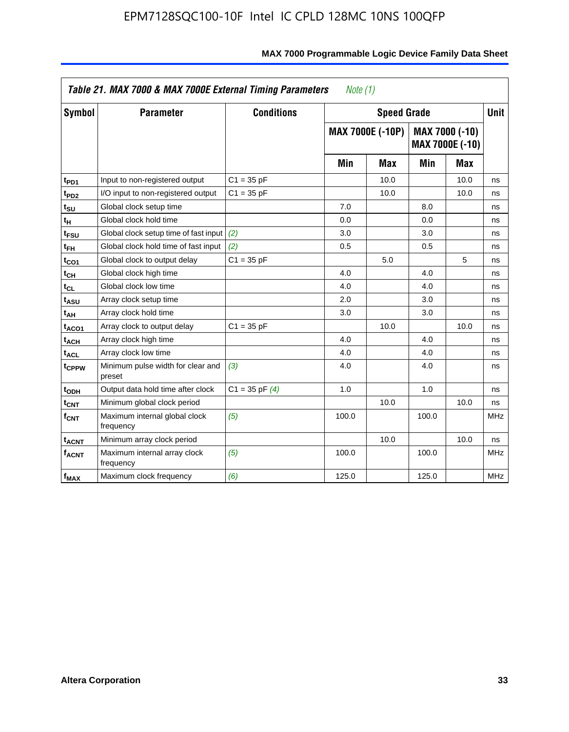## Table 21. MAX 7000 & MAX 7000E External Timing Parameters *Note (1)*

| Symbol | Parameter | Conditions | Speed Grade | | | | Unit |
|---|---|---|---|---|---|---|---|
| | | | MAX 7000E (-10P) | | MAX 7000 (-10) MAX 7000E (-10) | | |
| | | | Min | Max | Min | Max | |
| $t_{PD1}$ | Input to non-registered output | C1 = 35 pF | | 10.0 | | 10.0 | ns |
| $t_{PD2}$ | I/O input to non-registered output | C1 = 35 pF | | 10.0 | | 10.0 | ns |
| $t_{SU}$ | Global clock setup time | | 7.0 | | 8.0 | | ns |
| $t_{H}$ | Global clock hold time | | 0.0 | | 0.0 | | ns |
| $t_{FSU}$ | Global clock setup time of fast input | *(2)* | 3.0 | | 3.0 | | ns |
| $t_{FH}$ | Global clock hold time of fast input | *(2)* | 0.5 | | 0.5 | | ns |
| $t_{CO1}$ | Global clock to output delay | C1 = 35 pF | | 5.0 | | 5 | ns |
| $t_{CH}$ | Global clock high time | | 4.0 | | 4.0 | | ns |
| $t_{CL}$ | Global clock low time | | 4.0 | | 4.0 | | ns |
| $t_{ASU}$ | Array clock setup time | | 2.0 | | 3.0 | | ns |
| $t_{AH}$ | Array clock hold time | | 3.0 | | 3.0 | | ns |
| $t_{ACO1}$ | Array clock to output delay | C1 = 35 pF | | 10.0 | | 10.0 | ns |
| $t_{ACH}$ | Array clock high time | | 4.0 | | 4.0 | | ns |
| $t_{ACL}$ | Array clock low time | | 4.0 | | 4.0 | | ns |
| $t_{CPPW}$ | Minimum pulse width for clear and preset | *(3)* | 4.0 | | 4.0 | | ns |
| $t_{ODH}$ | Output data hold time after clock | C1 = 35 pF *(4)* | 1.0 | | 1.0 | | ns |
| $t_{CNT}$ | Minimum global clock period | | | 10.0 | | 10.0 | ns |
| $f_{CNT}$ | Maximum internal global clock frequency | *(5)* | 100.0 | | 100.0 | | MHz |
| $t_{ACNT}$ | Minimum array clock period | | | 10.0 | | 10.0 | ns |
| $f_{ACNT}$ | Maximum internal array clock frequency | *(5)* | 100.0 | | 100.0 | | MHz |
| $f_{MAX}$ | Maximum clock frequency | *(6)* | 125.0 | | 125.0 | | MHz |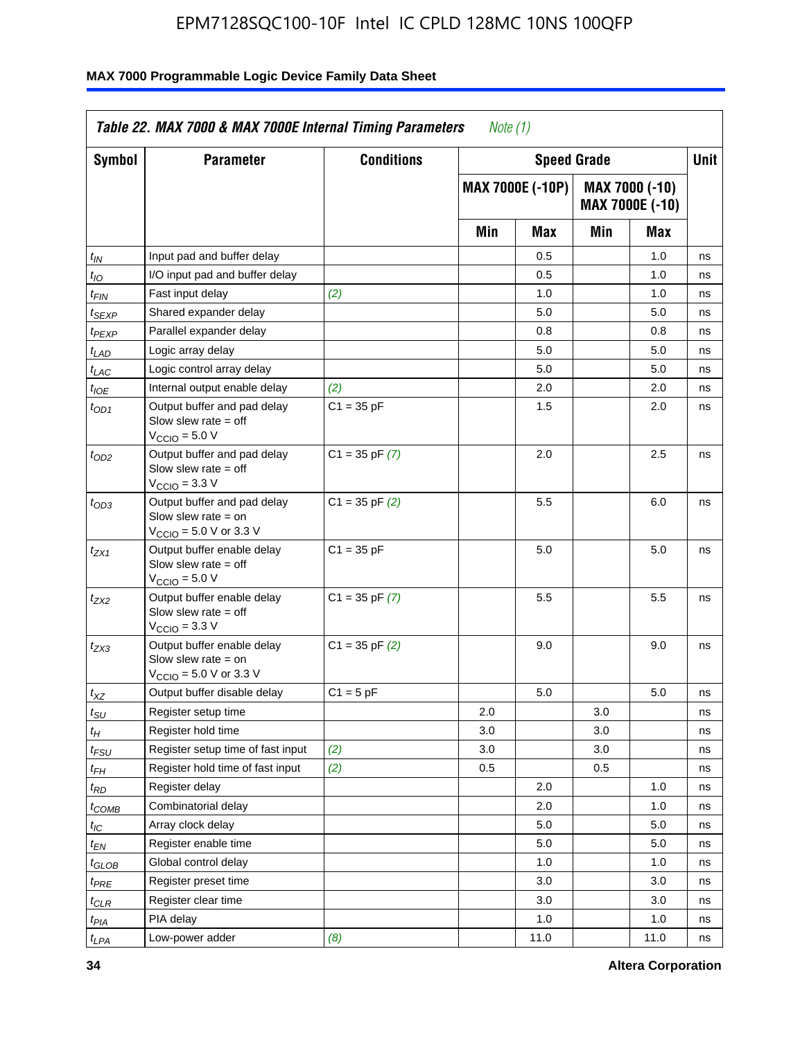| Table 22. MAX 7000 & MAX 7000E Internal Timing Parameters *Note (1)* | | | | | | | |
|---|---|---|---|---|---|---|---|
| Symbol | Parameter | Conditions | Speed Grade | | | | Unit |
| | | | MAX 7000E (-10P) | | MAX 7000 (-10) MAX 7000E (-10) | | |
| | | | Min | Max | Min | Max | |
| $t_{IN}$ | Input pad and buffer delay | | | 0.5 | | 1.0 | ns |
| $t_{IO}$ | I/O input pad and buffer delay | | | 0.5 | | 1.0 | ns |
| $t_{FIN}$ | Fast input delay | *(2)* | | 1.0 | | 1.0 | ns |
| $t_{SEXP}$ | Shared expander delay | | | 5.0 | | 5.0 | ns |
| $t_{PEXP}$ | Parallel expander delay | | | 0.8 | | 0.8 | ns |
| $t_{LAD}$ | Logic array delay | | | 5.0 | | 5.0 | ns |
| $t_{LAC}$ | Logic control array delay | | | 5.0 | | 5.0 | ns |
| $t_{IOE}$ | Internal output enable delay | *(2)* | | 2.0 | | 2.0 | ns |
| $t_{OD1}$ | Output buffer and pad delay Slow slew rate = off $V_{CCIO}$ = 5.0 V | C1 = 35 pF | | 1.5 | | 2.0 | ns |
| $t_{OD2}$ | Output buffer and pad delay Slow slew rate = off $V_{CCIO}$ = 3.3 V | C1 = 35 pF *(7)* | | 2.0 | | 2.5 | ns |
| $t_{OD3}$ | Output buffer and pad delay Slow slew rate = on $V_{CCIO}$ = 5.0 V or 3.3 V | C1 = 35 pF *(2)* | | 5.5 | | 6.0 | ns |
| $t_{ZX1}$ | Output buffer enable delay Slow slew rate = off $V_{CCIO}$ = 5.0 V | C1 = 35 pF | | 5.0 | | 5.0 | ns |
| $t_{ZX2}$ | Output buffer enable delay Slow slew rate = off $V_{CCIO}$ = 3.3 V | C1 = 35 pF *(7)* | | 5.5 | | 5.5 | ns |
| $t_{ZX3}$ | Output buffer enable delay Slow slew rate = on $V_{CCIO}$ = 5.0 V or 3.3 V | C1 = 35 pF *(2)* | | 9.0 | | 9.0 | ns |
| $t_{XZ}$ | Output buffer disable delay | C1 = 5 pF | | 5.0 | | 5.0 | ns |
| $t_{SU}$ | Register setup time | | 2.0 | | 3.0 | | ns |
| $t_{H}$ | Register hold time | | 3.0 | | 3.0 | | ns |
| $t_{FSU}$ | Register setup time of fast input | *(2)* | 3.0 | | 3.0 | | ns |
| $t_{FH}$ | Register hold time of fast input | *(2)* | 0.5 | | 0.5 | | ns |
| $t_{RD}$ | Register delay | | | 2.0 | | 1.0 | ns |
| $t_{COMB}$ | Combinatorial delay | | | 2.0 | | 1.0 | ns |
| $t_{IC}$ | Array clock delay | | | 5.0 | | 5.0 | ns |
| $t_{EN}$ | Register enable time | | | 5.0 | | 5.0 | ns |
| $t_{GLOB}$ | Global control delay | | | 1.0 | | 1.0 | ns |
| $t_{PRE}$ | Register preset time | | | 3.0 | | 3.0 | ns |
| $t_{CLR}$ | Register clear time | | | 3.0 | | 3.0 | ns |
| $t_{PIA}$ | PIA delay | | | 1.0 | | 1.0 | ns |
| $t_{LPA}$ | Low-power adder | *(8)* | | 11.0 | | 11.0 | ns |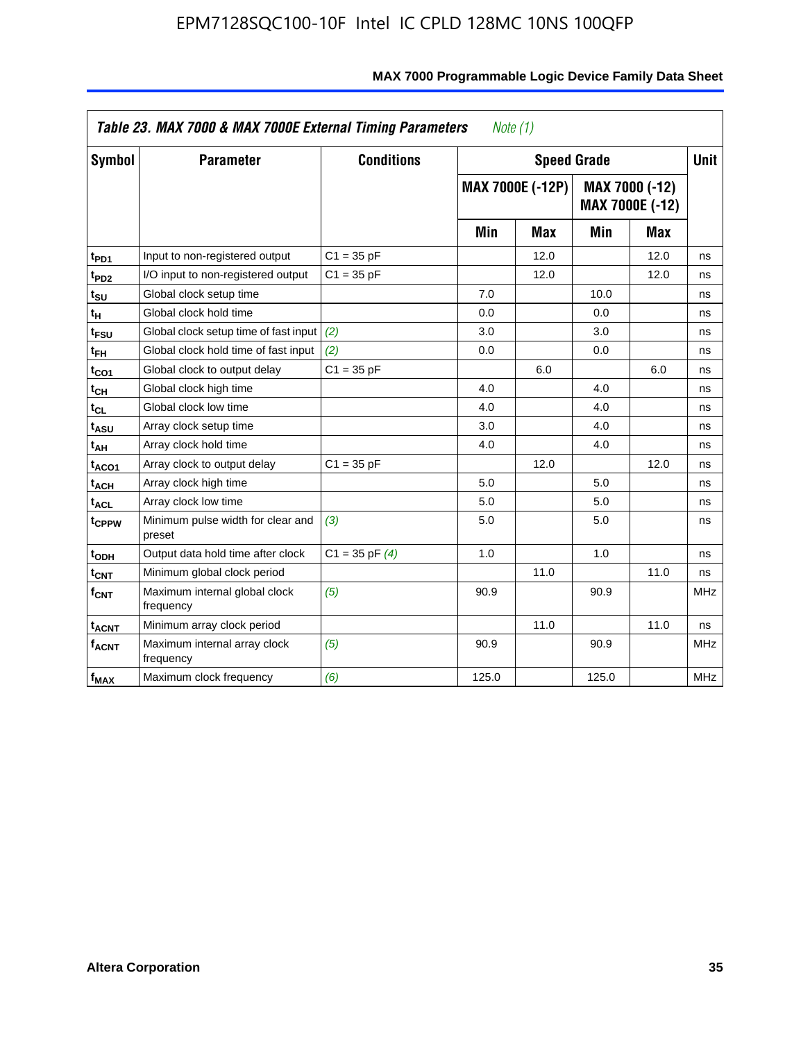**Table 23. MAX 7000 & MAX 7000E External Timing Parameters** *Note (1)*

| Symbol | Parameter | Conditions | Speed Grade | | | | Unit |
|---|---|---|---|---|---|---|---|
| | | | MAX 7000E (-12P) | | MAX 7000 (-12) MAX 7000E (-12) | | |
| | | | Min | Max | Min | Max | |
| $t_{PD1}$ | Input to non-registered output | C1 = 35 pF | | 12.0 | | 12.0 | ns |
| $t_{PD2}$ | I/O input to non-registered output | C1 = 35 pF | | 12.0 | | 12.0 | ns |
| $t_{SU}$ | Global clock setup time | | 7.0 | | 10.0 | | ns |
| $t_{H}$ | Global clock hold time | | 0.0 | | 0.0 | | ns |
| $t_{FSU}$ | Global clock setup time of fast input | *(2)* | 3.0 | | 3.0 | | ns |
| $t_{FH}$ | Global clock hold time of fast input | *(2)* | 0.0 | | 0.0 | | ns |
| $t_{CO1}$ | Global clock to output delay | C1 = 35 pF | | 6.0 | | 6.0 | ns |
| $t_{CH}$ | Global clock high time | | 4.0 | | 4.0 | | ns |
| $t_{CL}$ | Global clock low time | | 4.0 | | 4.0 | | ns |
| $t_{ASU}$ | Array clock setup time | | 3.0 | | 4.0 | | ns |
| $t_{AH}$ | Array clock hold time | | 4.0 | | 4.0 | | ns |
| $t_{ACO1}$ | Array clock to output delay | C1 = 35 pF | | 12.0 | | 12.0 | ns |
| $t_{ACH}$ | Array clock high time | | 5.0 | | 5.0 | | ns |
| $t_{ACL}$ | Array clock low time | | 5.0 | | 5.0 | | ns |
| $t_{CPPW}$ | Minimum pulse width for clear and preset | *(3)* | 5.0 | | 5.0 | | ns |
| $t_{ODH}$ | Output data hold time after clock | C1 = 35 pF *(4)* | 1.0 | | 1.0 | | ns |
| $t_{CNT}$ | Minimum global clock period | | | 11.0 | | 11.0 | ns |
| $f_{CNT}$ | Maximum internal global clock frequency | *(5)* | 90.9 | | 90.9 | | MHz |
| $t_{ACNT}$ | Minimum array clock period | | | 11.0 | | 11.0 | ns |
| $f_{ACNT}$ | Maximum internal array clock frequency | *(5)* | 90.9 | | 90.9 | | MHz |
| $f_{MAX}$ | Maximum clock frequency | *(6)* | 125.0 | | 125.0 | | MHz |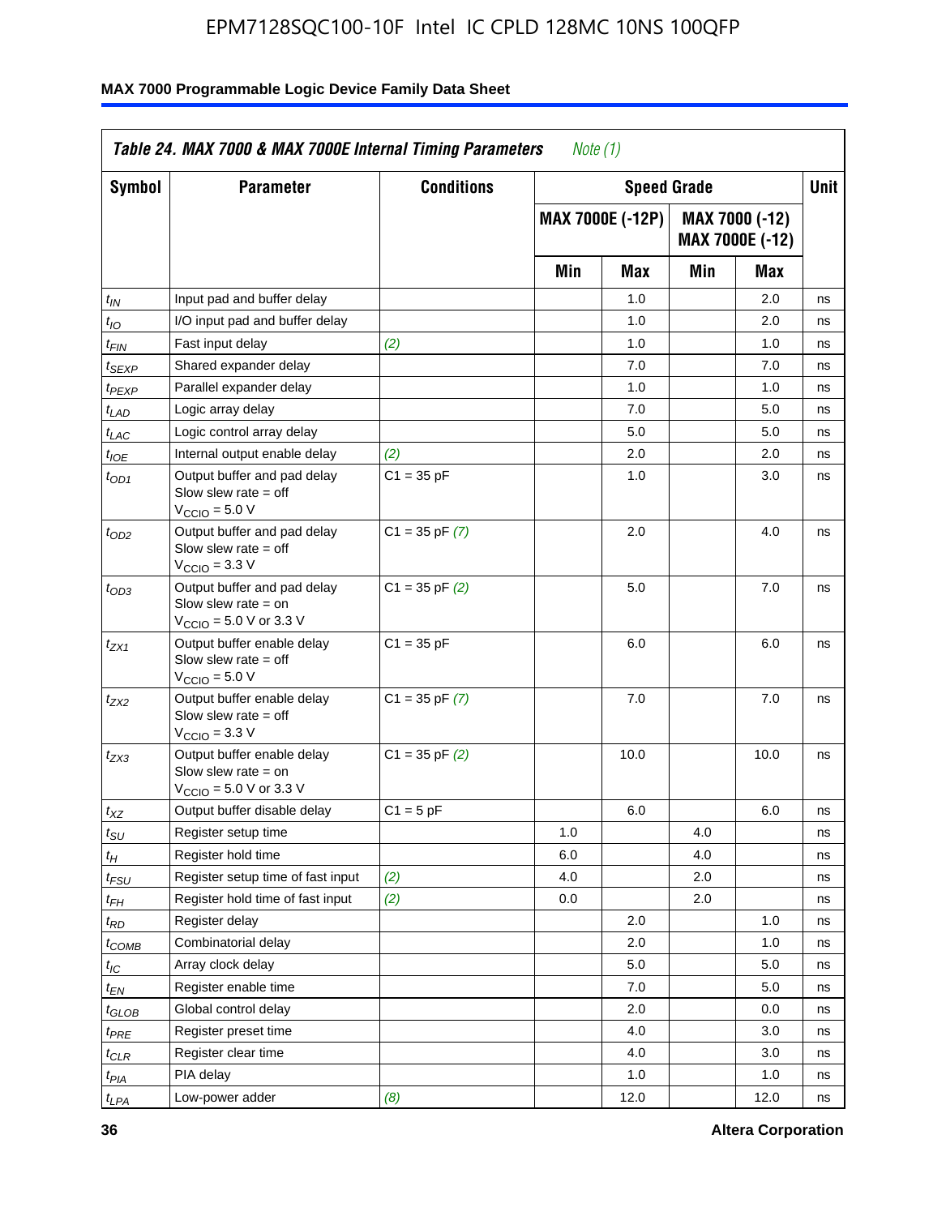**Table 24. MAX 7000 & MAX 7000E Internal Timing Parameters** *Note (1)*

| Symbol | Parameter | Conditions | Speed Grade | | | | Unit |
|---|---|---|---|---|---|---|---|
| | | | MAX 7000E (-12P) | | MAX 7000 (-12) MAX 7000E (-12) | | |
| | | | Min | Max | Min | Max | |
| $t_{IN}$ | Input pad and buffer delay | | | 1.0 | | 2.0 | ns |
| $t_{IO}$ | I/O input pad and buffer delay | | | 1.0 | | 2.0 | ns |
| $t_{FIN}$ | Fast input delay | *(2)* | | 1.0 | | 1.0 | ns |
| $t_{SEXP}$ | Shared expander delay | | | 7.0 | | 7.0 | ns |
| $t_{PEXP}$ | Parallel expander delay | | | 1.0 | | 1.0 | ns |
| $t_{LAD}$ | Logic array delay | | | 7.0 | | 5.0 | ns |
| $t_{LAC}$ | Logic control array delay | | | 5.0 | | 5.0 | ns |
| $t_{IOE}$ | Internal output enable delay | *(2)* | | 2.0 | | 2.0 | ns |
| $t_{OD1}$ | Output buffer and pad delay Slow slew rate = off $V_{CCIO}$ = 5.0 V | C1 = 35 pF | | 1.0 | | 3.0 | ns |
| $t_{OD2}$ | Output buffer and pad delay Slow slew rate = off $V_{CCIO}$ = 3.3 V | C1 = 35 pF *(7)* | | 2.0 | | 4.0 | ns |
| $t_{OD3}$ | Output buffer and pad delay Slow slew rate = on $V_{CCIO}$ = 5.0 V or 3.3 V | C1 = 35 pF *(2)* | | 5.0 | | 7.0 | ns |
| $t_{ZX1}$ | Output buffer enable delay Slow slew rate = off $V_{CCIO}$ = 5.0 V | C1 = 35 pF | | 6.0 | | 6.0 | ns |
| $t_{ZX2}$ | Output buffer enable delay Slow slew rate = off $V_{CCIO}$ = 3.3 V | C1 = 35 pF *(7)* | | 7.0 | | 7.0 | ns |
| $t_{ZX3}$ | Output buffer enable delay Slow slew rate = on $V_{CCIO}$ = 5.0 V or 3.3 V | C1 = 35 pF *(2)* | | 10.0 | | 10.0 | ns |
| $t_{XZ}$ | Output buffer disable delay | C1 = 5 pF | | 6.0 | | 6.0 | ns |
| $t_{SU}$ | Register setup time | | 1.0 | | 4.0 | | ns |
| $t_{H}$ | Register hold time | | 6.0 | | 4.0 | | ns |
| $t_{FSU}$ | Register setup time of fast input | *(2)* | 4.0 | | 2.0 | | ns |
| $t_{FH}$ | Register hold time of fast input | *(2)* | 0.0 | | 2.0 | | ns |
| $t_{RD}$ | Register delay | | | 2.0 | | 1.0 | ns |
| $t_{COMB}$ | Combinatorial delay | | | 2.0 | | 1.0 | ns |
| $t_{IC}$ | Array clock delay | | | 5.0 | | 5.0 | ns |
| $t_{EN}$ | Register enable time | | | 7.0 | | 5.0 | ns |
| $t_{GLOB}$ | Global control delay | | | 2.0 | | 0.0 | ns |
| $t_{PRE}$ | Register preset time | | | 4.0 | | 3.0 | ns |
| $t_{CLR}$ | Register clear time | | | 4.0 | | 3.0 | ns |
| $t_{PIA}$ | PIA delay | | | 1.0 | | 1.0 | ns |
| $t_{LPA}$ | Low-power adder | *(8)* | | 12.0 | | 12.0 | ns |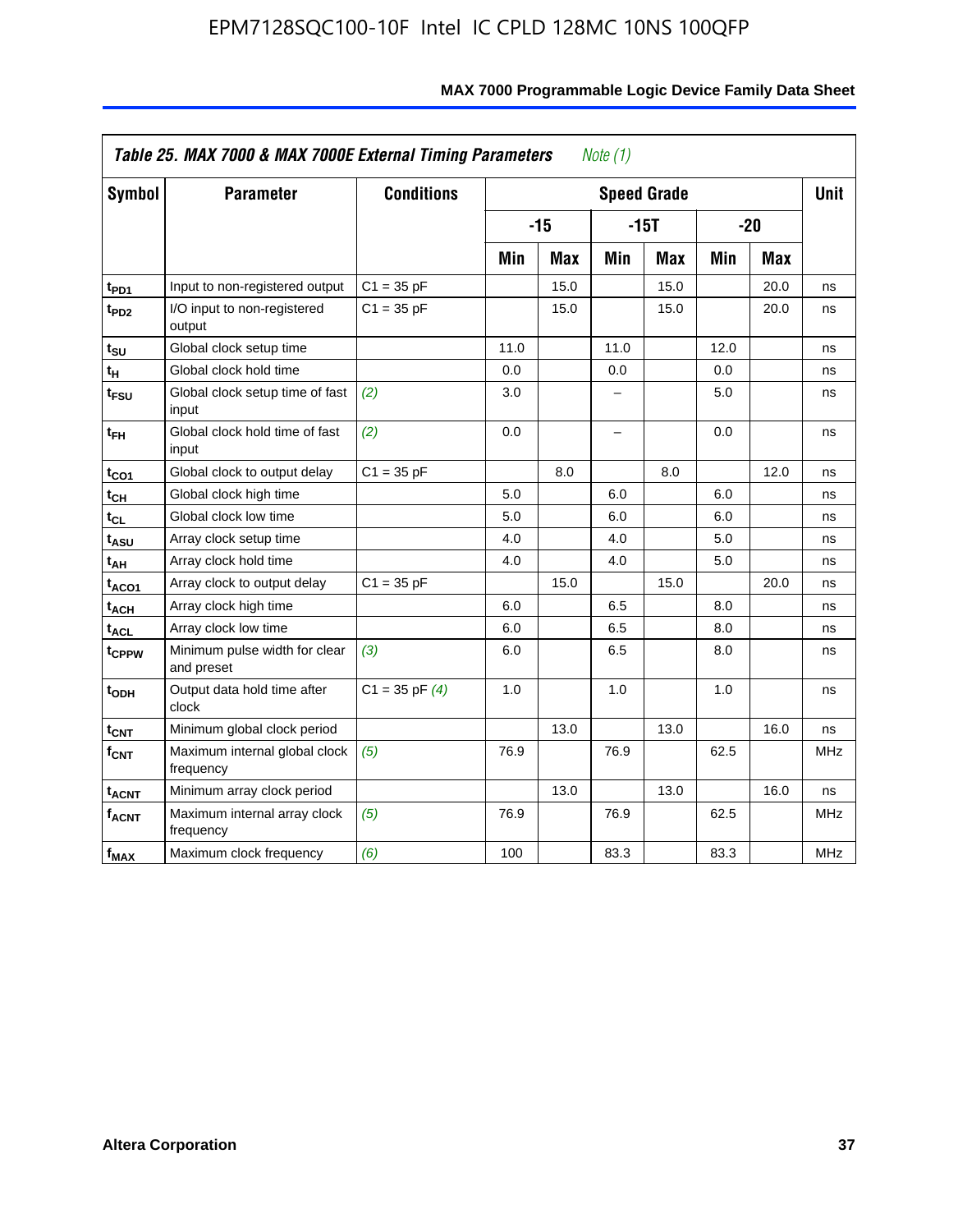**Table 25. MAX 7000 & MAX 7000E External Timing Parameters** *Note (1)*

| Symbol | Parameter | Conditions | Speed Grade | | | | | | Unit |
|---|---|---|---|---|---|---|---|---|---|
| | | | -15 | | -15T | | -20 | | |
| | | | Min | Max | Min | Max | Min | Max | |
| $t_{PD1}$ | Input to non-registered output | C1 = 35 pF | | 15.0 | | 15.0 | | 20.0 | ns |
| $t_{PD2}$ | I/O input to non-registered output | C1 = 35 pF | | 15.0 | | 15.0 | | 20.0 | ns |
| $t_{SU}$ | Global clock setup time | | 11.0 | | 11.0 | | 12.0 | | ns |
| $t_{H}$ | Global clock hold time | | 0.0 | | 0.0 | | 0.0 | | ns |
| $t_{FSU}$ | Global clock setup time of fast input | *(2)* | 3.0 | | – | | 5.0 | | ns |
| $t_{FH}$ | Global clock hold time of fast input | *(2)* | 0.0 | | – | | 0.0 | | ns |
| $t_{CO1}$ | Global clock to output delay | C1 = 35 pF | | 8.0 | | 8.0 | | 12.0 | ns |
| $t_{CH}$ | Global clock high time | | 5.0 | | 6.0 | | 6.0 | | ns |
| $t_{CL}$ | Global clock low time | | 5.0 | | 6.0 | | 6.0 | | ns |
| $t_{ASU}$ | Array clock setup time | | 4.0 | | 4.0 | | 5.0 | | ns |
| $t_{AH}$ | Array clock hold time | | 4.0 | | 4.0 | | 5.0 | | ns |
| $t_{ACO1}$ | Array clock to output delay | C1 = 35 pF | | 15.0 | | 15.0 | | 20.0 | ns |
| $t_{ACH}$ | Array clock high time | | 6.0 | | 6.5 | | 8.0 | | ns |
| $t_{ACL}$ | Array clock low time | | 6.0 | | 6.5 | | 8.0 | | ns |
| $t_{CPPW}$ | Minimum pulse width for clear and preset | *(3)* | 6.0 | | 6.5 | | 8.0 | | ns |
| $t_{ODH}$ | Output data hold time after clock | C1 = 35 pF *(4)* | 1.0 | | 1.0 | | 1.0 | | ns |
| $t_{CNT}$ | Minimum global clock period | | | 13.0 | | 13.0 | | 16.0 | ns |
| $f_{CNT}$ | Maximum internal global clock frequency | *(5)* | 76.9 | | 76.9 | | 62.5 | | MHz |
| $t_{ACNT}$ | Minimum array clock period | | | 13.0 | | 13.0 | | 16.0 | ns |
| $f_{ACNT}$ | Maximum internal array clock frequency | *(5)* | 76.9 | | 76.9 | | 62.5 | | MHz |
| $f_{MAX}$ | Maximum clock frequency | *(6)* | 100 | | 83.3 | | 83.3 | | MHz |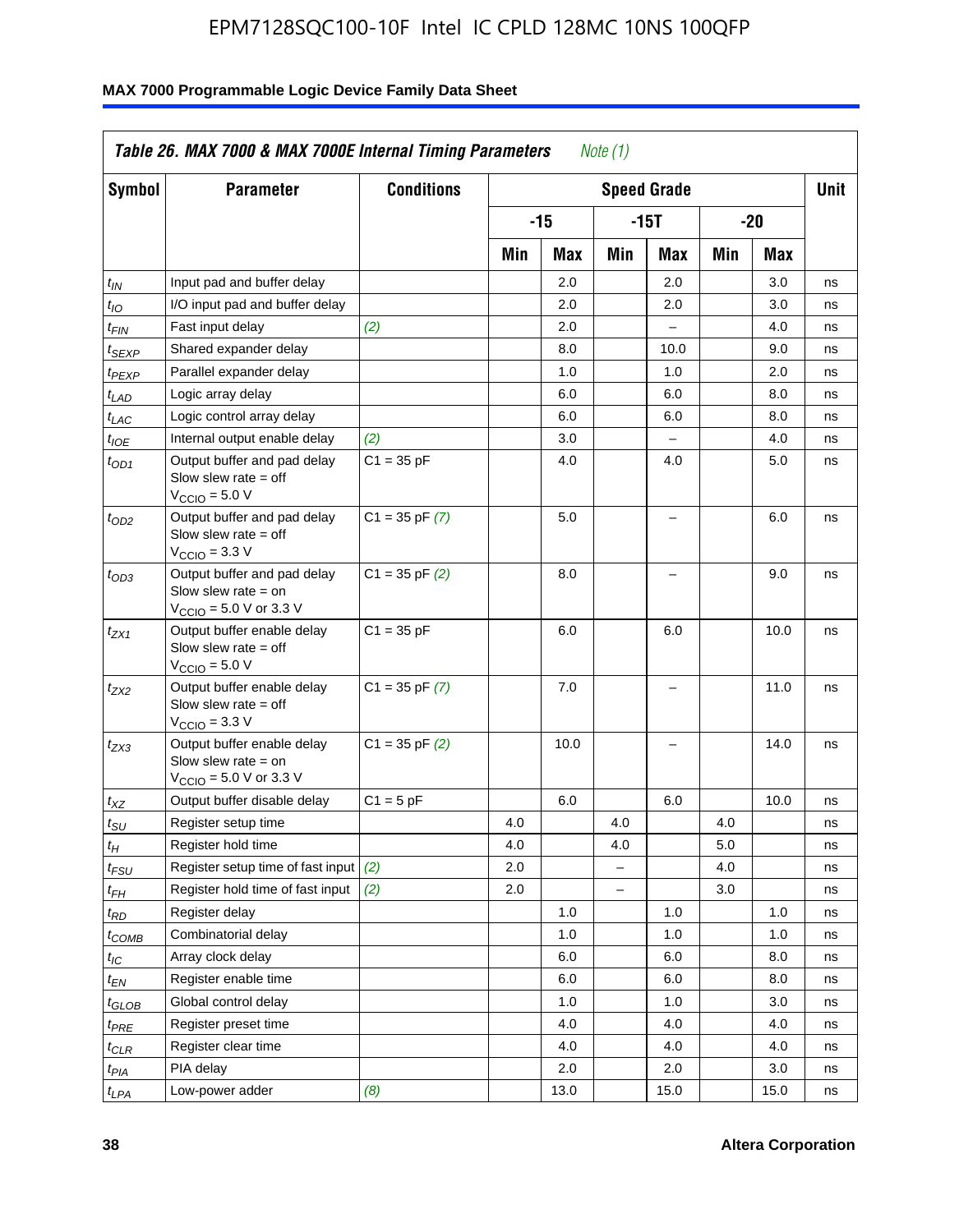**Table 26. MAX 7000 & MAX 7000E Internal Timing Parameters** *Note (1)*

| Symbol | Parameter | Conditions | Speed Grade | | | | | | Unit |
|---|---|---|---|---|---|---|---|---|---|
| | | | -15 | | -15T | | -20 | | |
| | | | Min | Max | Min | Max | Min | Max | |
| $t_{IN}$ | Input pad and buffer delay | | | 2.0 | | 2.0 | | 3.0 | ns |
| $t_{IO}$ | I/O input pad and buffer delay | | | 2.0 | | 2.0 | | 3.0 | ns |
| $t_{FIN}$ | Fast input delay | *(2)* | | 2.0 | | – | | 4.0 | ns |
| $t_{SEXP}$ | Shared expander delay | | | 8.0 | | 10.0 | | 9.0 | ns |
| $t_{PEXP}$ | Parallel expander delay | | | 1.0 | | 1.0 | | 2.0 | ns |
| $t_{LAD}$ | Logic array delay | | | 6.0 | | 6.0 | | 8.0 | ns |
| $t_{LAC}$ | Logic control array delay | | | 6.0 | | 6.0 | | 8.0 | ns |
| $t_{IOE}$ | Internal output enable delay | *(2)* | | 3.0 | | – | | 4.0 | ns |
| $t_{OD1}$ | Output buffer and pad delay Slow slew rate = off $V_{CCIO}$ = 5.0 V | C1 = 35 pF | | 4.0 | | 4.0 | | 5.0 | ns |
| $t_{OD2}$ | Output buffer and pad delay Slow slew rate = off $V_{CCIO}$ = 3.3 V | C1 = 35 pF *(7)* | | 5.0 | | – | | 6.0 | ns |
| $t_{OD3}$ | Output buffer and pad delay Slow slew rate = on $V_{CCIO}$ = 5.0 V or 3.3 V | C1 = 35 pF *(2)* | | 8.0 | | – | | 9.0 | ns |
| $t_{ZX1}$ | Output buffer enable delay Slow slew rate = off $V_{CCIO}$ = 5.0 V | C1 = 35 pF | | 6.0 | | 6.0 | | 10.0 | ns |
| $t_{ZX2}$ | Output buffer enable delay Slow slew rate = off $V_{CCIO}$ = 3.3 V | C1 = 35 pF *(7)* | | 7.0 | | – | | 11.0 | ns |
| $t_{ZX3}$ | Output buffer enable delay Slow slew rate = on $V_{CCIO}$ = 5.0 V or 3.3 V | C1 = 35 pF *(2)* | | 10.0 | | – | | 14.0 | ns |
| $t_{XZ}$ | Output buffer disable delay | C1 = 5 pF | | 6.0 | | 6.0 | | 10.0 | ns |
| $t_{SU}$ | Register setup time | | 4.0 | | 4.0 | | 4.0 | | ns |
| $t_{H}$ | Register hold time | | 4.0 | | 4.0 | | 5.0 | | ns |
| $t_{FSU}$ | Register setup time of fast input | *(2)* | 2.0 | | – | | 4.0 | | ns |
| $t_{FH}$ | Register hold time of fast input | *(2)* | 2.0 | | – | | 3.0 | | ns |
| $t_{RD}$ | Register delay | | | 1.0 | | 1.0 | | 1.0 | ns |
| $t_{COMB}$ | Combinatorial delay | | | 1.0 | | 1.0 | | 1.0 | ns |
| $t_{IC}$ | Array clock delay | | | 6.0 | | 6.0 | | 8.0 | ns |
| $t_{EN}$ | Register enable time | | | 6.0 | | 6.0 | | 8.0 | ns |
| $t_{GLOB}$ | Global control delay | | | 1.0 | | 1.0 | | 3.0 | ns |
| $t_{PRE}$ | Register preset time | | | 4.0 | | 4.0 | | 4.0 | ns |
| $t_{CLR}$ | Register clear time | | | 4.0 | | 4.0 | | 4.0 | ns |
| $t_{PIA}$ | PIA delay | | | 2.0 | | 2.0 | | 3.0 | ns |
| $t_{LPA}$ | Low-power adder | *(8)* | | 13.0 | | 15.0 | | 15.0 | ns |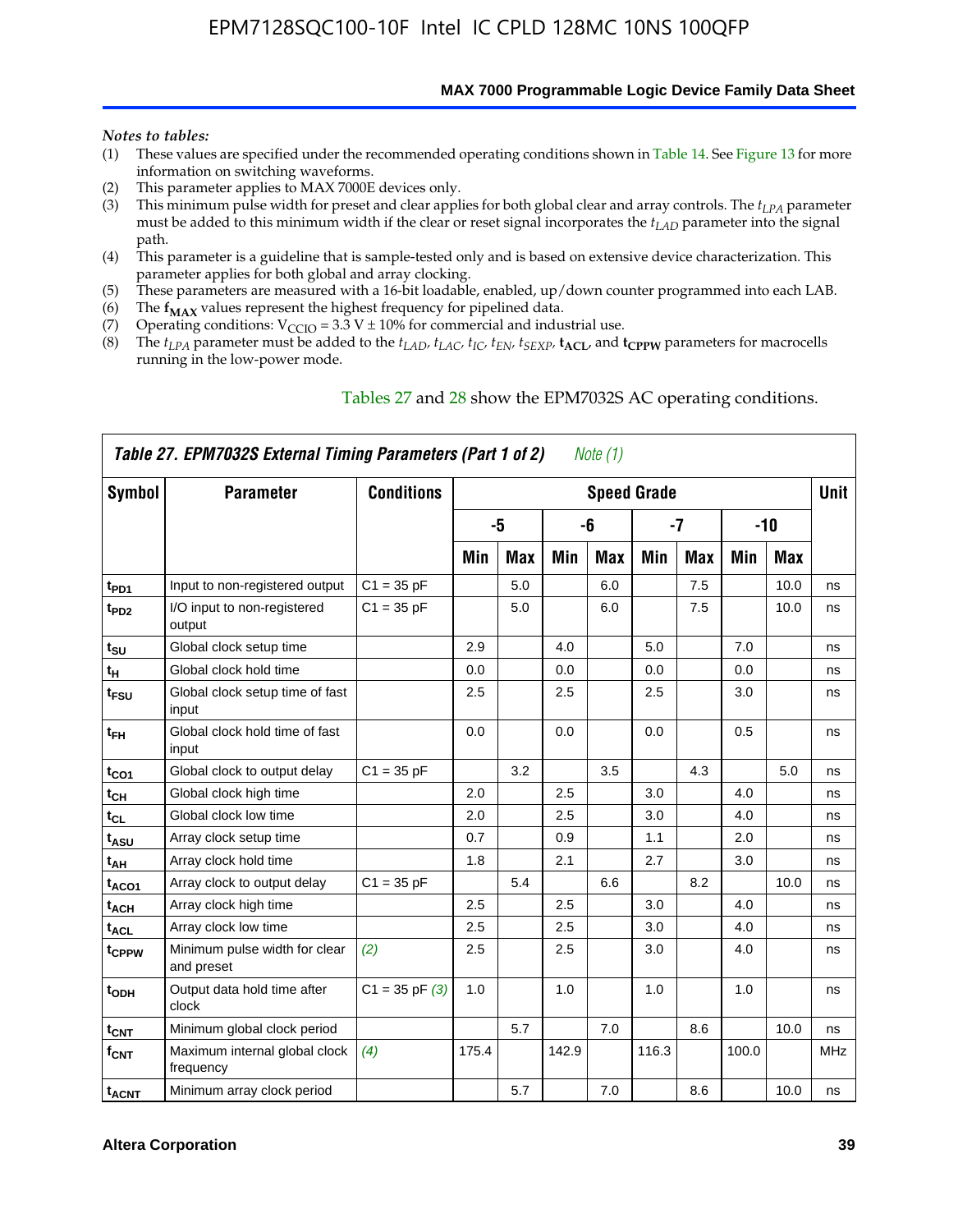*Notes to tables:*

(1) These values are specified under the recommended operating conditions shown in Table 14. See Figure 13 for more information on switching waveforms.
(2) This parameter applies to MAX 7000E devices only.
(3) This minimum pulse width for preset and clear applies for both global clear and array controls. The $t_{LPA}$ parameter must be added to this minimum width if the clear or reset signal incorporates the $t_{LAD}$ parameter into the signal path.
(4) This parameter is a guideline that is sample-tested only and is based on extensive device characterization. This parameter applies for both global and array clocking.
(5) These parameters are measured with a 16-bit loadable, enabled, up/down counter programmed into each LAB.
(6) The $\mathbf{f_{MAX}}$ values represent the highest frequency for pipelined data.
(7) Operating conditions: $V_{CCIO}$ = 3.3 V ± 10% for commercial and industrial use.
(8) The $t_{LPA}$ parameter must be added to the $t_{LAD}$, $t_{LAC}$, $t_{IC}$, $t_{EN}$, $t_{SEXP}$, $\mathbf{t_{ACL}}$, and $\mathbf{t_{CPPW}}$ parameters for macrocells running in the low-power mode.

Tables 27 and 28 show the EPM7032S AC operating conditions.

**Table 27. EPM7032S External Timing Parameters (Part 1 of 2)** *Note (1)*

| Symbol | Parameter | Conditions | Speed Grade | | | | | | | | Unit |
|---|---|---|---|---|---|---|---|---|---|---|---|
| | | | -5 | | -6 | | -7 | | -10 | | |
| | | | Min | Max | Min | Max | Min | Max | Min | Max | |
| $t_{PD1}$ | Input to non-registered output | C1 = 35 pF | | 5.0 | | 6.0 | | 7.5 | | 10.0 | ns |
| $t_{PD2}$ | I/O input to non-registered output | C1 = 35 pF | | 5.0 | | 6.0 | | 7.5 | | 10.0 | ns |
| $t_{SU}$ | Global clock setup time | | 2.9 | | 4.0 | | 5.0 | | 7.0 | | ns |
| $t_{H}$ | Global clock hold time | | 0.0 | | 0.0 | | 0.0 | | 0.0 | | ns |
| $t_{FSU}$ | Global clock setup time of fast input | | 2.5 | | 2.5 | | 2.5 | | 3.0 | | ns |
| $t_{FH}$ | Global clock hold time of fast input | | 0.0 | | 0.0 | | 0.0 | | 0.5 | | ns |
| $t_{CO1}$ | Global clock to output delay | C1 = 35 pF | | 3.2 | | 3.5 | | 4.3 | | 5.0 | ns |
| $t_{CH}$ | Global clock high time | | 2.0 | | 2.5 | | 3.0 | | 4.0 | | ns |
| $t_{CL}$ | Global clock low time | | 2.0 | | 2.5 | | 3.0 | | 4.0 | | ns |
| $t_{ASU}$ | Array clock setup time | | 0.7 | | 0.9 | | 1.1 | | 2.0 | | ns |
| $t_{AH}$ | Array clock hold time | | 1.8 | | 2.1 | | 2.7 | | 3.0 | | ns |
| $t_{ACO1}$ | Array clock to output delay | C1 = 35 pF | | 5.4 | | 6.6 | | 8.2 | | 10.0 | ns |
| $t_{ACH}$ | Array clock high time | | 2.5 | | 2.5 | | 3.0 | | 4.0 | | ns |
| $t_{ACL}$ | Array clock low time | | 2.5 | | 2.5 | | 3.0 | | 4.0 | | ns |
| $t_{CPPW}$ | Minimum pulse width for clear and preset | *(2)* | 2.5 | | 2.5 | | 3.0 | | 4.0 | | ns |
| $t_{ODH}$ | Output data hold time after clock | C1 = 35 pF *(3)* | 1.0 | | 1.0 | | 1.0 | | 1.0 | | ns |
| $t_{CNT}$ | Minimum global clock period | | | 5.7 | | 7.0 | | 8.6 | | 10.0 | ns |
| $f_{CNT}$ | Maximum internal global clock frequency | *(4)* | 175.4 | | 142.9 | | 116.3 | | 100.0 | | MHz |
| $t_{ACNT}$ | Minimum array clock period | | | 5.7 | | 7.0 | | 8.6 | | 10.0 | ns |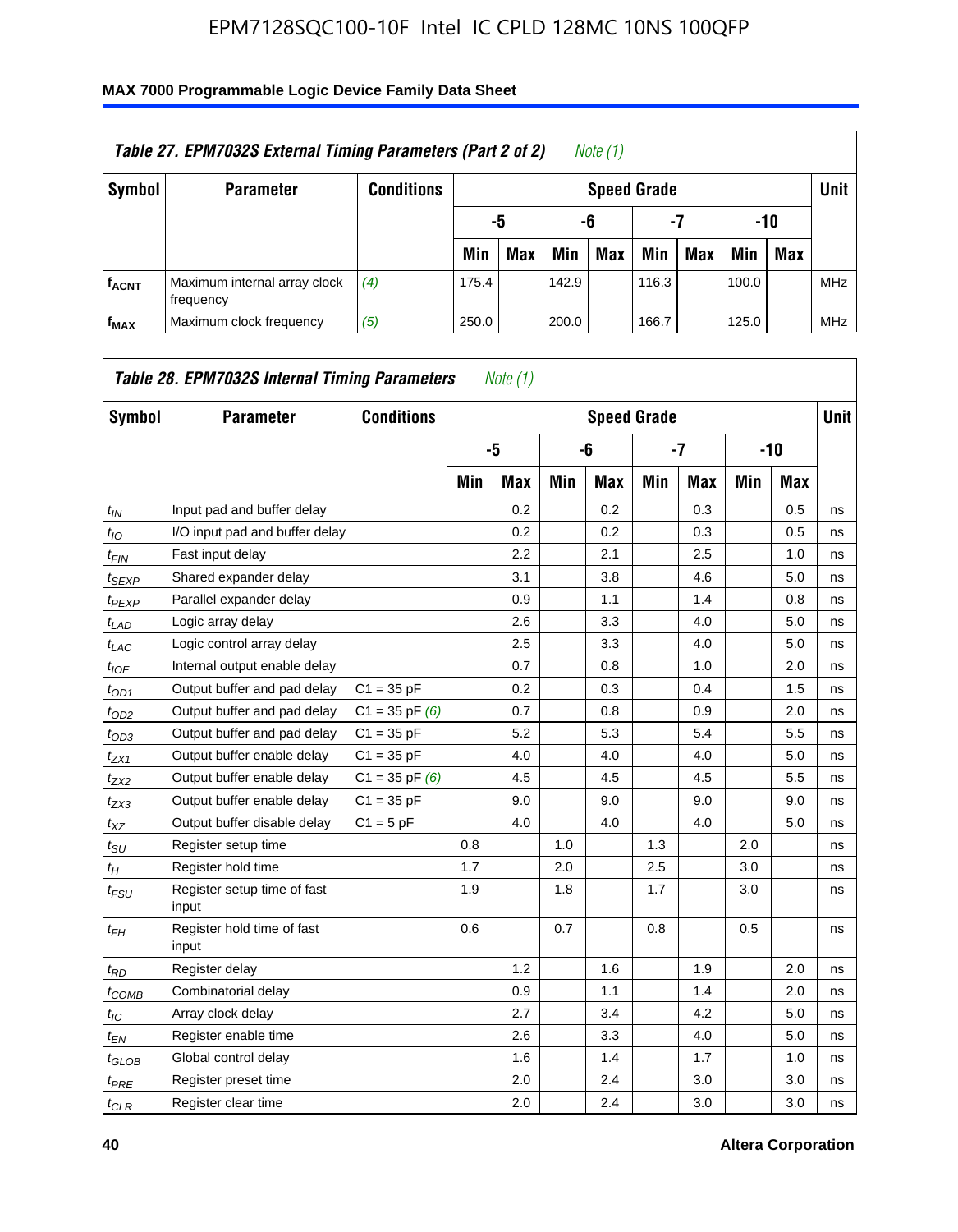| Table 27. EPM7032S External Timing Parameters (Part 2 of 2) *Note (1)* | | | | | | | | | | | |
|---|---|---|---|---|---|---|---|---|---|---|---|
| Symbol | Parameter | Conditions | Speed Grade | | | | | | | | Unit |
| | | | -5 | | -6 | | -7 | | -10 | | |
| | | | Min | Max | Min | Max | Min | Max | Min | Max | |
| $f_{ACNT}$ | Maximum internal array clock frequency | *(4)* | 175.4 | | 142.9 | | 116.3 | | 100.0 | | MHz |
| $f_{MAX}$ | Maximum clock frequency | *(5)* | 250.0 | | 200.0 | | 166.7 | | 125.0 | | MHz |

| Table 28. EPM7032S Internal Timing Parameters *Note (1)* | | | | | | | | | | | |
|---|---|---|---|---|---|---|---|---|---|---|---|
| Symbol | Parameter | Conditions | Speed Grade | | | | | | | | Unit |
| | | | -5 | | -6 | | -7 | | -10 | | |
| | | | Min | Max | Min | Max | Min | Max | Min | Max | |
| $t_{IN}$ | Input pad and buffer delay | | | 0.2 | | 0.2 | | 0.3 | | 0.5 | ns |
| $t_{IO}$ | I/O input pad and buffer delay | | | 0.2 | | 0.2 | | 0.3 | | 0.5 | ns |
| $t_{FIN}$ | Fast input delay | | | 2.2 | | 2.1 | | 2.5 | | 1.0 | ns |
| $t_{SEXP}$ | Shared expander delay | | | 3.1 | | 3.8 | | 4.6 | | 5.0 | ns |
| $t_{PEXP}$ | Parallel expander delay | | | 0.9 | | 1.1 | | 1.4 | | 0.8 | ns |
| $t_{LAD}$ | Logic array delay | | | 2.6 | | 3.3 | | 4.0 | | 5.0 | ns |
| $t_{LAC}$ | Logic control array delay | | | 2.5 | | 3.3 | | 4.0 | | 5.0 | ns |
| $t_{IOE}$ | Internal output enable delay | | | 0.7 | | 0.8 | | 1.0 | | 2.0 | ns |
| $t_{OD1}$ | Output buffer and pad delay | C1 = 35 pF | | 0.2 | | 0.3 | | 0.4 | | 1.5 | ns |
| $t_{OD2}$ | Output buffer and pad delay | C1 = 35 pF *(6)* | | 0.7 | | 0.8 | | 0.9 | | 2.0 | ns |
| $t_{OD3}$ | Output buffer and pad delay | C1 = 35 pF | | 5.2 | | 5.3 | | 5.4 | | 5.5 | ns |
| $t_{ZX1}$ | Output buffer enable delay | C1 = 35 pF | | 4.0 | | 4.0 | | 4.0 | | 5.0 | ns |
| $t_{ZX2}$ | Output buffer enable delay | C1 = 35 pF *(6)* | | 4.5 | | 4.5 | | 4.5 | | 5.5 | ns |
| $t_{ZX3}$ | Output buffer enable delay | C1 = 35 pF | | 9.0 | | 9.0 | | 9.0 | | 9.0 | ns |
| $t_{XZ}$ | Output buffer disable delay | C1 = 5 pF | | 4.0 | | 4.0 | | 4.0 | | 5.0 | ns |
| $t_{SU}$ | Register setup time | | 0.8 | | 1.0 | | 1.3 | | 2.0 | | ns |
| $t_{H}$ | Register hold time | | 1.7 | | 2.0 | | 2.5 | | 3.0 | | ns |
| $t_{FSU}$ | Register setup time of fast input | | 1.9 | | 1.8 | | 1.7 | | 3.0 | | ns |
| $t_{FH}$ | Register hold time of fast input | | 0.6 | | 0.7 | | 0.8 | | 0.5 | | ns |
| $t_{RD}$ | Register delay | | | 1.2 | | 1.6 | | 1.9 | | 2.0 | ns |
| $t_{COMB}$ | Combinatorial delay | | | 0.9 | | 1.1 | | 1.4 | | 2.0 | ns |
| $t_{IC}$ | Array clock delay | | | 2.7 | | 3.4 | | 4.2 | | 5.0 | ns |
| $t_{EN}$ | Register enable time | | | 2.6 | | 3.3 | | 4.0 | | 5.0 | ns |
| $t_{GLOB}$ | Global control delay | | | 1.6 | | 1.4 | | 1.7 | | 1.0 | ns |
| $t_{PRE}$ | Register preset time | | | 2.0 | | 2.4 | | 3.0 | | 3.0 | ns |
| $t_{CLR}$ | Register clear time | | | 2.0 | | 2.4 | | 3.0 | | 3.0 | ns |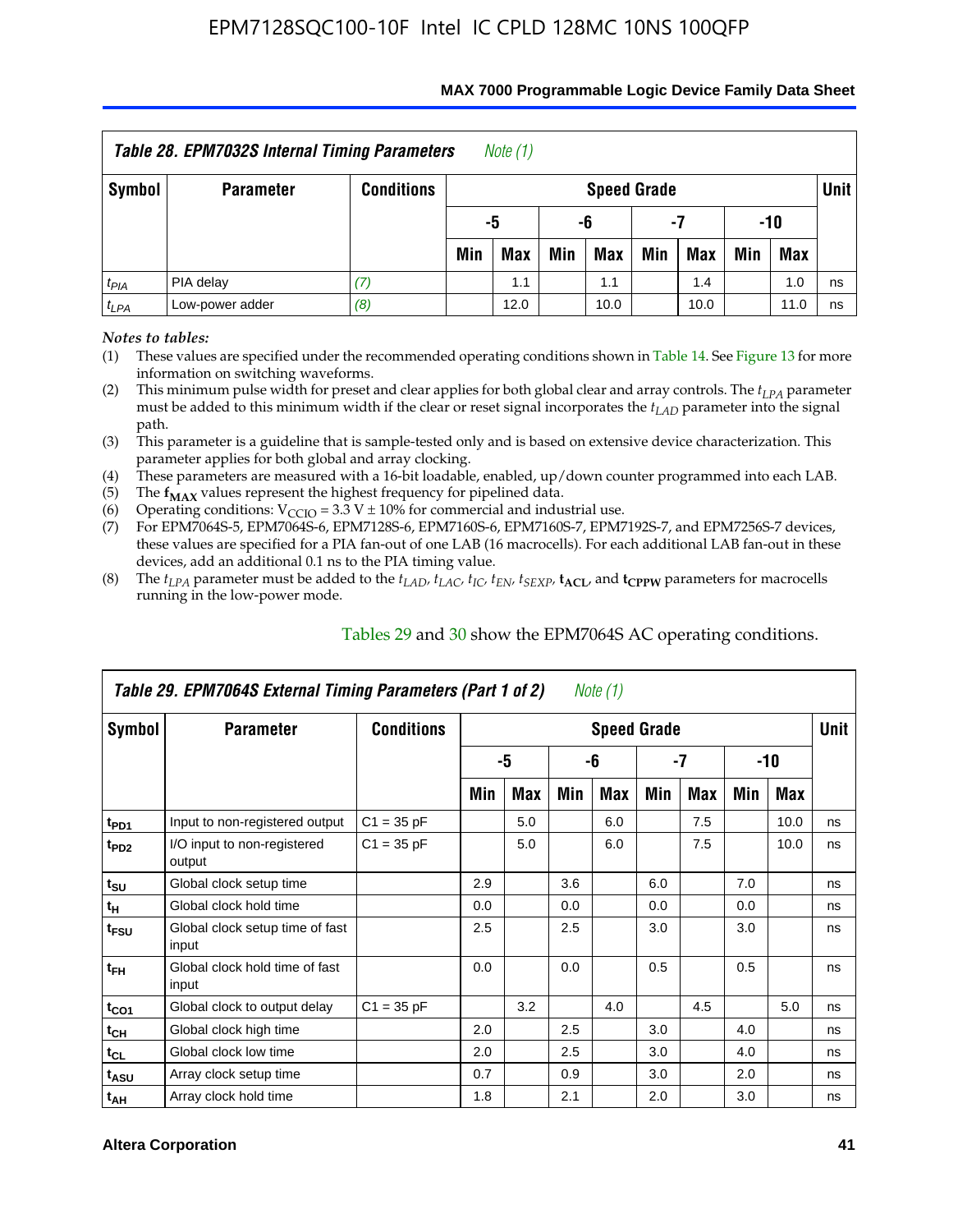**Table 28. EPM7032S Internal Timing Parameters** *Note (1)*

| Symbol | Parameter | Conditions | Speed Grade | | | | | | | | Unit |
|---|---|---|---|---|---|---|---|---|---|---|---|
| | | | -5 | | -6 | | -7 | | -10 | | |
| | | | Min | Max | Min | Max | Min | Max | Min | Max | |
| $t_{PIA}$ | PIA delay | *(7)* | | 1.1 | | 1.1 | | 1.4 | | 1.0 | ns |
| $t_{LPA}$ | Low-power adder | *(8)* | | 12.0 | | 10.0 | | 10.0 | | 11.0 | ns |

*Notes to tables:*

(1) These values are specified under the recommended operating conditions shown in Table 14. See Figure 13 for more information on switching waveforms.

(2) This minimum pulse width for preset and clear applies for both global clear and array controls. The $t_{LPA}$ parameter must be added to this minimum width if the clear or reset signal incorporates the $t_{LAD}$ parameter into the signal path.

(3) This parameter is a guideline that is sample-tested only and is based on extensive device characterization. This parameter applies for both global and array clocking.

(4) These parameters are measured with a 16-bit loadable, enabled, up/down counter programmed into each LAB.

(5) The $\mathbf{f_{MAX}}$ values represent the highest frequency for pipelined data.

(6) Operating conditions: $V_{CCIO} = 3.3\ V \pm 10\%$ for commercial and industrial use.

(7) For EPM7064S-5, EPM7064S-6, EPM7128S-6, EPM7160S-6, EPM7160S-7, EPM7192S-7, and EPM7256S-7 devices, these values are specified for a PIA fan-out of one LAB (16 macrocells). For each additional LAB fan-out in these devices, add an additional 0.1 ns to the PIA timing value.

(8) The $t_{LPA}$ parameter must be added to the $t_{LAD}$, $t_{LAC}$, $t_{IC}$, $t_{EN}$, $t_{SEXP}$, $\mathbf{t_{ACL}}$, and $\mathbf{t_{CPPW}}$ parameters for macrocells running in the low-power mode.

Tables 29 and 30 show the EPM7064S AC operating conditions.

**Table 29. EPM7064S External Timing Parameters (Part 1 of 2)** *Note (1)*

| Symbol | Parameter | Conditions | Speed Grade | | | | | | | | Unit |
|---|---|---|---|---|---|---|---|---|---|---|---|
| | | | -5 | | -6 | | -7 | | -10 | | |
| | | | Min | Max | Min | Max | Min | Max | Min | Max | |
| $t_{PD1}$ | Input to non-registered output | C1 = 35 pF | | 5.0 | | 6.0 | | 7.5 | | 10.0 | ns |
| $t_{PD2}$ | I/O input to non-registered output | C1 = 35 pF | | 5.0 | | 6.0 | | 7.5 | | 10.0 | ns |
| $t_{SU}$ | Global clock setup time | | 2.9 | | 3.6 | | 6.0 | | 7.0 | | ns |
| $t_{H}$ | Global clock hold time | | 0.0 | | 0.0 | | 0.0 | | 0.0 | | ns |
| $t_{FSU}$ | Global clock setup time of fast input | | 2.5 | | 2.5 | | 3.0 | | 3.0 | | ns |
| $t_{FH}$ | Global clock hold time of fast input | | 0.0 | | 0.0 | | 0.5 | | 0.5 | | ns |
| $t_{CO1}$ | Global clock to output delay | C1 = 35 pF | | 3.2 | | 4.0 | | 4.5 | | 5.0 | ns |
| $t_{CH}$ | Global clock high time | | 2.0 | | 2.5 | | 3.0 | | 4.0 | | ns |
| $t_{CL}$ | Global clock low time | | 2.0 | | 2.5 | | 3.0 | | 4.0 | | ns |
| $t_{ASU}$ | Array clock setup time | | 0.7 | | 0.9 | | 3.0 | | 2.0 | | ns |
| $t_{AH}$ | Array clock hold time | | 1.8 | | 2.1 | | 2.0 | | 3.0 | | ns |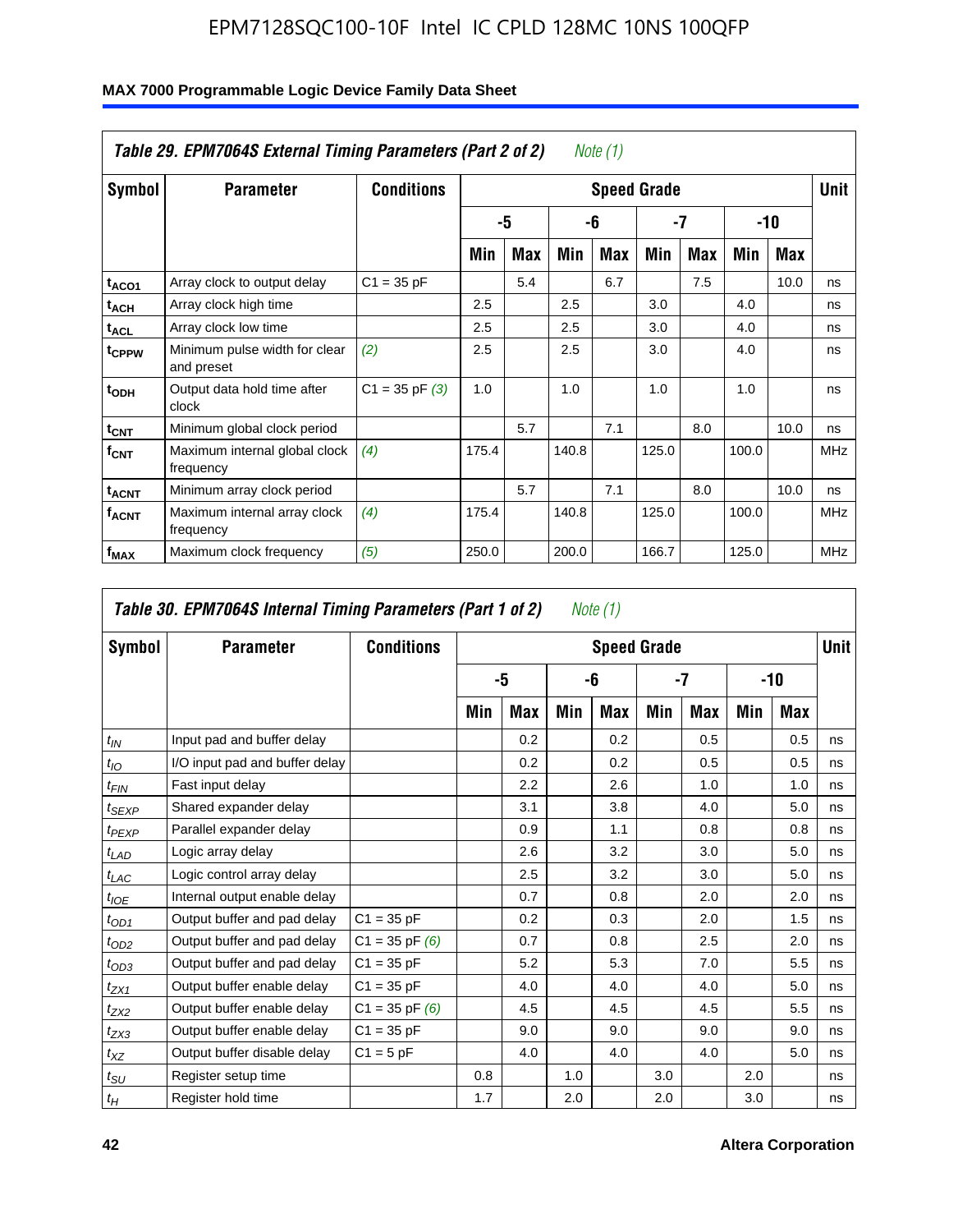## Table 29. EPM7064S External Timing Parameters (Part 2 of 2) *Note (1)*

| Symbol | Parameter | Conditions | Speed Grade | | | | | | | | Unit |
|---|---|---|---|---|---|---|---|---|---|---|---|
| | | | -5 | | -6 | | -7 | | -10 | | |
| | | | Min | Max | Min | Max | Min | Max | Min | Max | |
| $t_{ACO1}$ | Array clock to output delay | C1 = 35 pF | | 5.4 | | 6.7 | | 7.5 | | 10.0 | ns |
| $t_{ACH}$ | Array clock high time | | 2.5 | | 2.5 | | 3.0 | | 4.0 | | ns |
| $t_{ACL}$ | Array clock low time | | 2.5 | | 2.5 | | 3.0 | | 4.0 | | ns |
| $t_{CPPW}$ | Minimum pulse width for clear and preset | *(2)* | 2.5 | | 2.5 | | 3.0 | | 4.0 | | ns |
| $t_{ODH}$ | Output data hold time after clock | C1 = 35 pF *(3)* | 1.0 | | 1.0 | | 1.0 | | 1.0 | | ns |
| $t_{CNT}$ | Minimum global clock period | | | 5.7 | | 7.1 | | 8.0 | | 10.0 | ns |
| $f_{CNT}$ | Maximum internal global clock frequency | *(4)* | 175.4 | | 140.8 | | 125.0 | | 100.0 | | MHz |
| $t_{ACNT}$ | Minimum array clock period | | | 5.7 | | 7.1 | | 8.0 | | 10.0 | ns |
| $f_{ACNT}$ | Maximum internal array clock frequency | *(4)* | 175.4 | | 140.8 | | 125.0 | | 100.0 | | MHz |
| $f_{MAX}$ | Maximum clock frequency | *(5)* | 250.0 | | 200.0 | | 166.7 | | 125.0 | | MHz |

## Table 30. EPM7064S Internal Timing Parameters (Part 1 of 2) *Note (1)*

| Symbol | Parameter | Conditions | Speed Grade | | | | | | | | Unit |
|---|---|---|---|---|---|---|---|---|---|---|---|
| | | | -5 | | -6 | | -7 | | -10 | | |
| | | | Min | Max | Min | Max | Min | Max | Min | Max | |
| $t_{IN}$ | Input pad and buffer delay | | | 0.2 | | 0.2 | | 0.5 | | 0.5 | ns |
| $t_{IO}$ | I/O input pad and buffer delay | | | 0.2 | | 0.2 | | 0.5 | | 0.5 | ns |
| $t_{FIN}$ | Fast input delay | | | 2.2 | | 2.6 | | 1.0 | | 1.0 | ns |
| $t_{SEXP}$ | Shared expander delay | | | 3.1 | | 3.8 | | 4.0 | | 5.0 | ns |
| $t_{PEXP}$ | Parallel expander delay | | | 0.9 | | 1.1 | | 0.8 | | 0.8 | ns |
| $t_{LAD}$ | Logic array delay | | | 2.6 | | 3.2 | | 3.0 | | 5.0 | ns |
| $t_{LAC}$ | Logic control array delay | | | 2.5 | | 3.2 | | 3.0 | | 5.0 | ns |
| $t_{IOE}$ | Internal output enable delay | | | 0.7 | | 0.8 | | 2.0 | | 2.0 | ns |
| $t_{OD1}$ | Output buffer and pad delay | C1 = 35 pF | | 0.2 | | 0.3 | | 2.0 | | 1.5 | ns |
| $t_{OD2}$ | Output buffer and pad delay | C1 = 35 pF *(6)* | | 0.7 | | 0.8 | | 2.5 | | 2.0 | ns |
| $t_{OD3}$ | Output buffer and pad delay | C1 = 35 pF | | 5.2 | | 5.3 | | 7.0 | | 5.5 | ns |
| $t_{ZX1}$ | Output buffer enable delay | C1 = 35 pF | | 4.0 | | 4.0 | | 4.0 | | 5.0 | ns |
| $t_{ZX2}$ | Output buffer enable delay | C1 = 35 pF *(6)* | | 4.5 | | 4.5 | | 4.5 | | 5.5 | ns |
| $t_{ZX3}$ | Output buffer enable delay | C1 = 35 pF | | 9.0 | | 9.0 | | 9.0 | | 9.0 | ns |
| $t_{XZ}$ | Output buffer disable delay | C1 = 5 pF | | 4.0 | | 4.0 | | 4.0 | | 5.0 | ns |
| $t_{SU}$ | Register setup time | | 0.8 | | 1.0 | | 3.0 | | 2.0 | | ns |
| $t_{H}$ | Register hold time | | 1.7 | | 2.0 | | 2.0 | | 3.0 | | ns |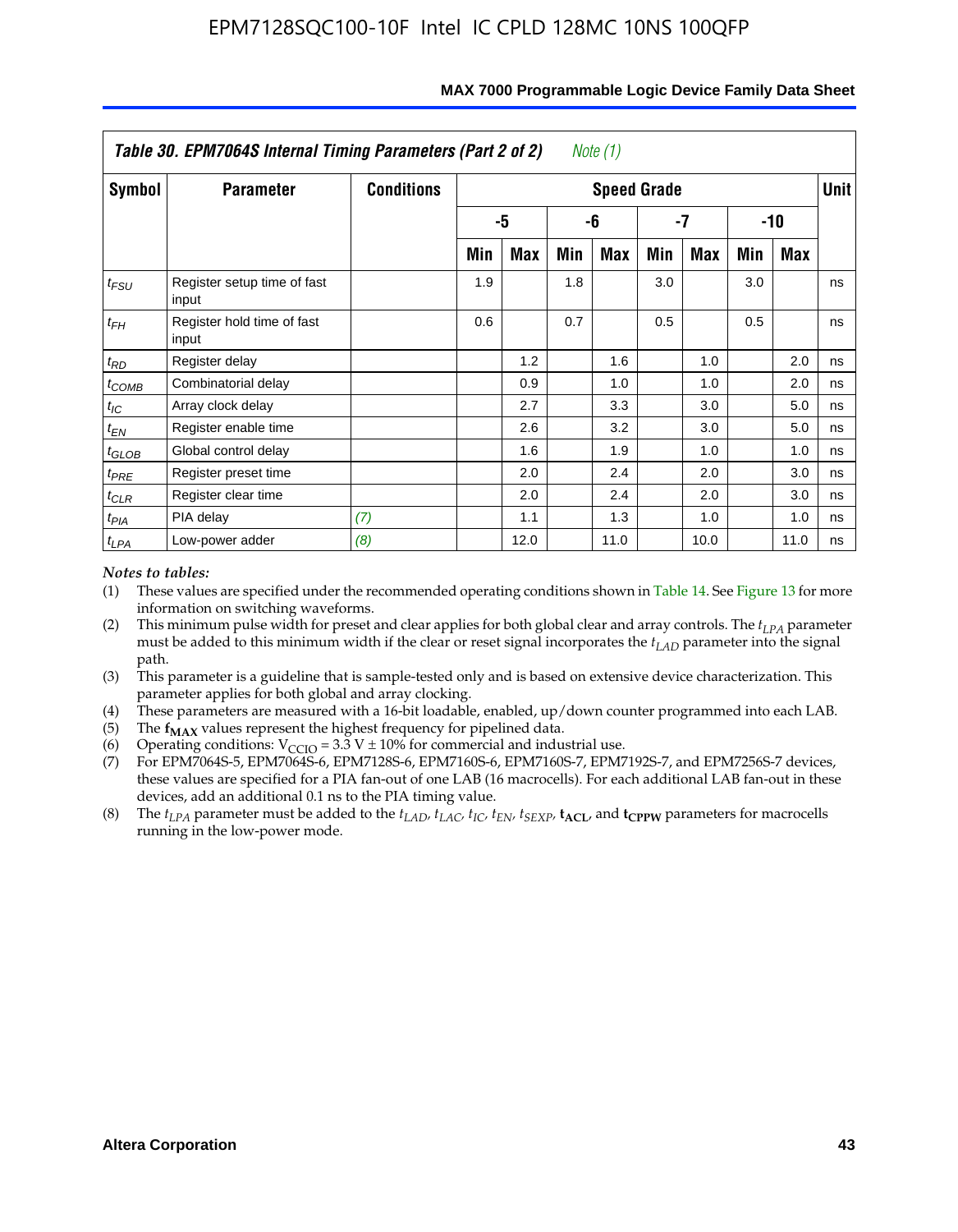| Table 30. EPM7064S Internal Timing Parameters (Part 2 of 2) Note (1) | | | | | | | | | | | |
|---|---|---|---|---|---|---|---|---|---|---|---|
| Symbol | Parameter | Conditions | Speed Grade | | | | | | | | Unit |
| | | | -5 | | -6 | | -7 | | -10 | | |
| | | | Min | Max | Min | Max | Min | Max | Min | Max | |
| $t_{FSU}$ | Register setup time of fast input | | 1.9 | | 1.8 | | 3.0 | | 3.0 | | ns |
| $t_{FH}$ | Register hold time of fast input | | 0.6 | | 0.7 | | 0.5 | | 0.5 | | ns |
| $t_{RD}$ | Register delay | | | 1.2 | | 1.6 | | 1.0 | | 2.0 | ns |
| $t_{COMB}$ | Combinatorial delay | | | 0.9 | | 1.0 | | 1.0 | | 2.0 | ns |
| $t_{IC}$ | Array clock delay | | | 2.7 | | 3.3 | | 3.0 | | 5.0 | ns |
| $t_{EN}$ | Register enable time | | | 2.6 | | 3.2 | | 3.0 | | 5.0 | ns |
| $t_{GLOB}$ | Global control delay | | | 1.6 | | 1.9 | | 1.0 | | 1.0 | ns |
| $t_{PRE}$ | Register preset time | | | 2.0 | | 2.4 | | 2.0 | | 3.0 | ns |
| $t_{CLR}$ | Register clear time | | | 2.0 | | 2.4 | | 2.0 | | 3.0 | ns |
| $t_{PIA}$ | PIA delay | *(7)* | | 1.1 | | 1.3 | | 1.0 | | 1.0 | ns |
| $t_{LPA}$ | Low-power adder | *(8)* | | 12.0 | | 11.0 | | 10.0 | | 11.0 | ns |

*Notes to tables:*

(1) These values are specified under the recommended operating conditions shown in Table 14. See Figure 13 for more information on switching waveforms.

(2) This minimum pulse width for preset and clear applies for both global clear and array controls. The $t_{LPA}$ parameter must be added to this minimum width if the clear or reset signal incorporates the $t_{LAD}$ parameter into the signal path.

(3) This parameter is a guideline that is sample-tested only and is based on extensive device characterization. This parameter applies for both global and array clocking.

(4) These parameters are measured with a 16-bit loadable, enabled, up/down counter programmed into each LAB.

(5) The $\mathbf{f_{MAX}}$ values represent the highest frequency for pipelined data.

(6) Operating conditions: $V_{CCIO} = 3.3$ V ± 10% for commercial and industrial use.

(7) For EPM7064S-5, EPM7064S-6, EPM7128S-6, EPM7160S-6, EPM7160S-7, EPM7192S-7, and EPM7256S-7 devices, these values are specified for a PIA fan-out of one LAB (16 macrocells). For each additional LAB fan-out in these devices, add an additional 0.1 ns to the PIA timing value.

(8) The $t_{LPA}$ parameter must be added to the $t_{LAD}$, $t_{LAC}$, $t_{IC}$, $t_{EN}$, $t_{SEXP}$, $\mathbf{t_{ACL}}$, and $\mathbf{t_{CPPW}}$ parameters for macrocells running in the low-power mode.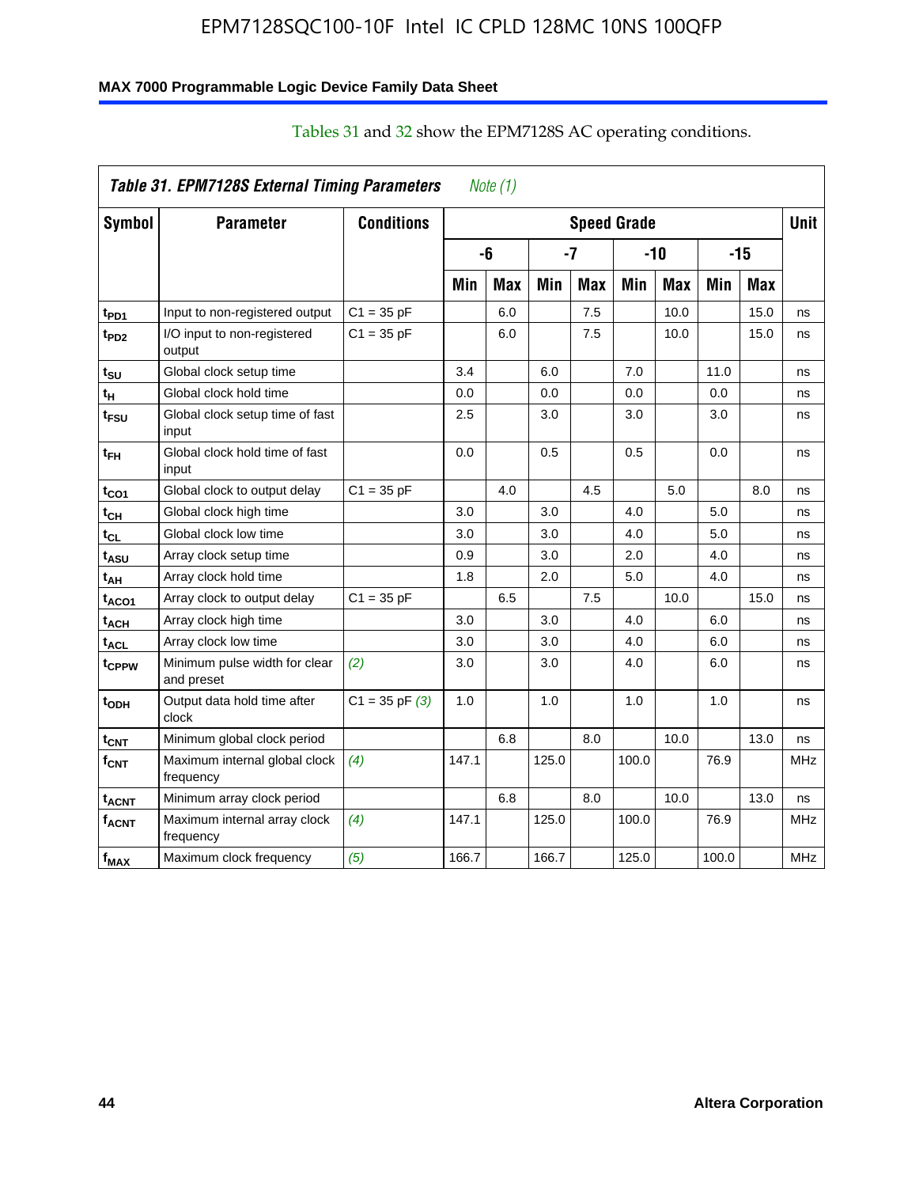Tables 31 and 32 show the EPM7128S AC operating conditions.

| Table 31. EPM7128S External Timing Parameters *Note (1)* | | | | | | | | | | | |
|---|---|---|---|---|---|---|---|---|---|---|---|
| Symbol | Parameter | Conditions | Speed Grade | | | | | | | | Unit |
| | | | -6 | | -7 | | -10 | | -15 | | |
| | | | Min | Max | Min | Max | Min | Max | Min | Max | |
| $t_{PD1}$ | Input to non-registered output | C1 = 35 pF | | 6.0 | | 7.5 | | 10.0 | | 15.0 | ns |
| $t_{PD2}$ | I/O input to non-registered output | C1 = 35 pF | | 6.0 | | 7.5 | | 10.0 | | 15.0 | ns |
| $t_{SU}$ | Global clock setup time | | 3.4 | | 6.0 | | 7.0 | | 11.0 | | ns |
| $t_H$ | Global clock hold time | | 0.0 | | 0.0 | | 0.0 | | 0.0 | | ns |
| $t_{FSU}$ | Global clock setup time of fast input | | 2.5 | | 3.0 | | 3.0 | | 3.0 | | ns |
| $t_{FH}$ | Global clock hold time of fast input | | 0.0 | | 0.5 | | 0.5 | | 0.0 | | ns |
| $t_{CO1}$ | Global clock to output delay | C1 = 35 pF | | 4.0 | | 4.5 | | 5.0 | | 8.0 | ns |
| $t_{CH}$ | Global clock high time | | 3.0 | | 3.0 | | 4.0 | | 5.0 | | ns |
| $t_{CL}$ | Global clock low time | | 3.0 | | 3.0 | | 4.0 | | 5.0 | | ns |
| $t_{ASU}$ | Array clock setup time | | 0.9 | | 3.0 | | 2.0 | | 4.0 | | ns |
| $t_{AH}$ | Array clock hold time | | 1.8 | | 2.0 | | 5.0 | | 4.0 | | ns |
| $t_{ACO1}$ | Array clock to output delay | C1 = 35 pF | | 6.5 | | 7.5 | | 10.0 | | 15.0 | ns |
| $t_{ACH}$ | Array clock high time | | 3.0 | | 3.0 | | 4.0 | | 6.0 | | ns |
| $t_{ACL}$ | Array clock low time | | 3.0 | | 3.0 | | 4.0 | | 6.0 | | ns |
| $t_{CPPW}$ | Minimum pulse width for clear and preset | *(2)* | 3.0 | | 3.0 | | 4.0 | | 6.0 | | ns |
| $t_{ODH}$ | Output data hold time after clock | C1 = 35 pF *(3)* | 1.0 | | 1.0 | | 1.0 | | 1.0 | | ns |
| $t_{CNT}$ | Minimum global clock period | | | 6.8 | | 8.0 | | 10.0 | | 13.0 | ns |
| $f_{CNT}$ | Maximum internal global clock frequency | *(4)* | 147.1 | | 125.0 | | 100.0 | | 76.9 | | MHz |
| $t_{ACNT}$ | Minimum array clock period | | | 6.8 | | 8.0 | | 10.0 | | 13.0 | ns |
| $f_{ACNT}$ | Maximum internal array clock frequency | *(4)* | 147.1 | | 125.0 | | 100.0 | | 76.9 | | MHz |
| $f_{MAX}$ | Maximum clock frequency | *(5)* | 166.7 | | 166.7 | | 125.0 | | 100.0 | | MHz |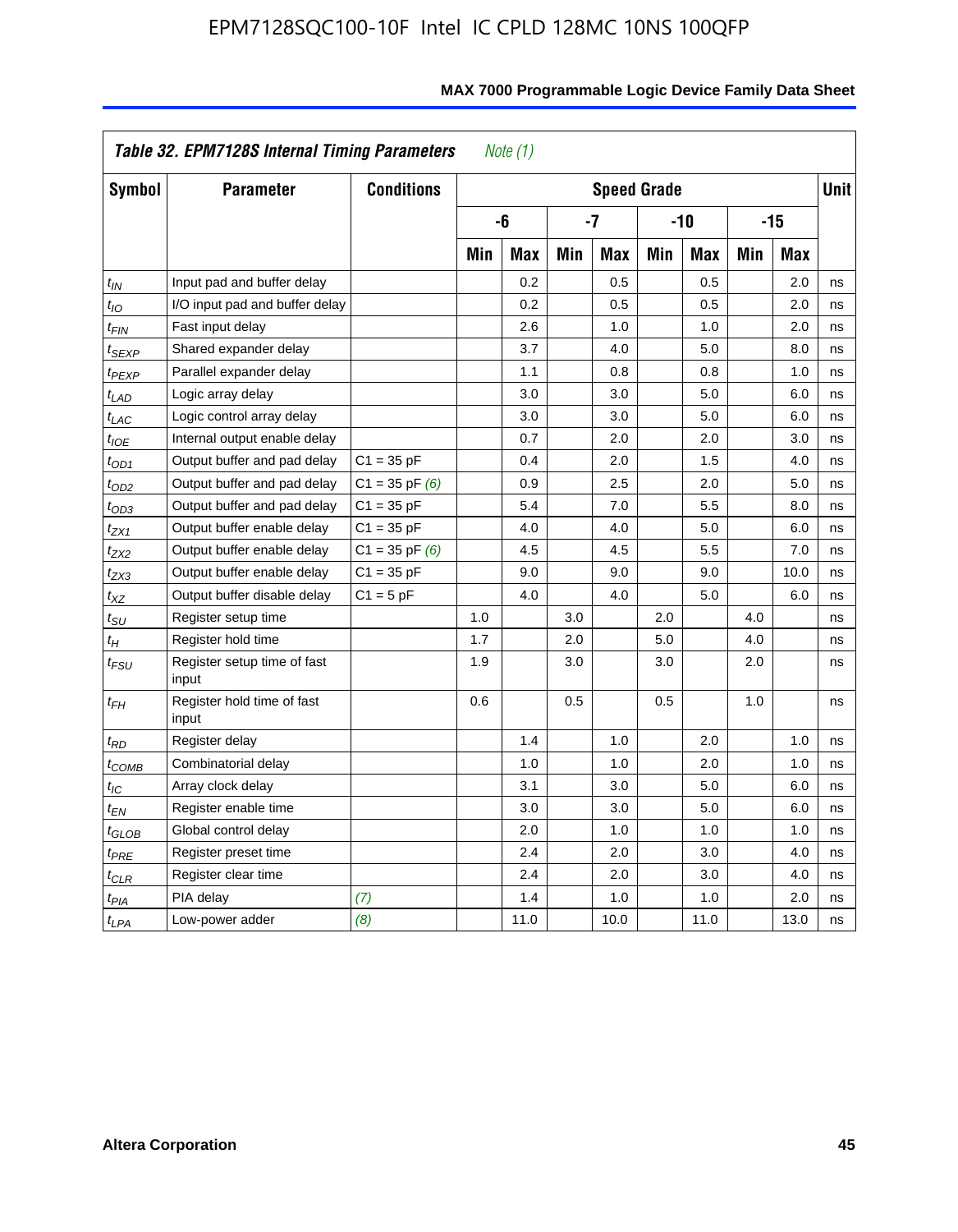## Table 32. EPM7128S Internal Timing Parameters *Note (1)*

| Symbol | Parameter | Conditions | Speed Grade | | | | | | | | Unit |
|---|---|---|---|---|---|---|---|---|---|---|---|
| | | | -6 | | -7 | | -10 | | -15 | | |
| | | | Min | Max | Min | Max | Min | Max | Min | Max | |
| $t_{IN}$ | Input pad and buffer delay | | | 0.2 | | 0.5 | | 0.5 | | 2.0 | ns |
| $t_{IO}$ | I/O input pad and buffer delay | | | 0.2 | | 0.5 | | 0.5 | | 2.0 | ns |
| $t_{FIN}$ | Fast input delay | | | 2.6 | | 1.0 | | 1.0 | | 2.0 | ns |
| $t_{SEXP}$ | Shared expander delay | | | 3.7 | | 4.0 | | 5.0 | | 8.0 | ns |
| $t_{PEXP}$ | Parallel expander delay | | | 1.1 | | 0.8 | | 0.8 | | 1.0 | ns |
| $t_{LAD}$ | Logic array delay | | | 3.0 | | 3.0 | | 5.0 | | 6.0 | ns |
| $t_{LAC}$ | Logic control array delay | | | 3.0 | | 3.0 | | 5.0 | | 6.0 | ns |
| $t_{IOE}$ | Internal output enable delay | | | 0.7 | | 2.0 | | 2.0 | | 3.0 | ns |
| $t_{OD1}$ | Output buffer and pad delay | C1 = 35 pF | | 0.4 | | 2.0 | | 1.5 | | 4.0 | ns |
| $t_{OD2}$ | Output buffer and pad delay | C1 = 35 pF *(6)* | | 0.9 | | 2.5 | | 2.0 | | 5.0 | ns |
| $t_{OD3}$ | Output buffer and pad delay | C1 = 35 pF | | 5.4 | | 7.0 | | 5.5 | | 8.0 | ns |
| $t_{ZX1}$ | Output buffer enable delay | C1 = 35 pF | | 4.0 | | 4.0 | | 5.0 | | 6.0 | ns |
| $t_{ZX2}$ | Output buffer enable delay | C1 = 35 pF *(6)* | | 4.5 | | 4.5 | | 5.5 | | 7.0 | ns |
| $t_{ZX3}$ | Output buffer enable delay | C1 = 35 pF | | 9.0 | | 9.0 | | 9.0 | | 10.0 | ns |
| $t_{XZ}$ | Output buffer disable delay | C1 = 5 pF | | 4.0 | | 4.0 | | 5.0 | | 6.0 | ns |
| $t_{SU}$ | Register setup time | | 1.0 | | 3.0 | | 2.0 | | 4.0 | | ns |
| $t_{H}$ | Register hold time | | 1.7 | | 2.0 | | 5.0 | | 4.0 | | ns |
| $t_{FSU}$ | Register setup time of fast input | | 1.9 | | 3.0 | | 3.0 | | 2.0 | | ns |
| $t_{FH}$ | Register hold time of fast input | | 0.6 | | 0.5 | | 0.5 | | 1.0 | | ns |
| $t_{RD}$ | Register delay | | | 1.4 | | 1.0 | | 2.0 | | 1.0 | ns |
| $t_{COMB}$ | Combinatorial delay | | | 1.0 | | 1.0 | | 2.0 | | 1.0 | ns |
| $t_{IC}$ | Array clock delay | | | 3.1 | | 3.0 | | 5.0 | | 6.0 | ns |
| $t_{EN}$ | Register enable time | | | 3.0 | | 3.0 | | 5.0 | | 6.0 | ns |
| $t_{GLOB}$ | Global control delay | | | 2.0 | | 1.0 | | 1.0 | | 1.0 | ns |
| $t_{PRE}$ | Register preset time | | | 2.4 | | 2.0 | | 3.0 | | 4.0 | ns |
| $t_{CLR}$ | Register clear time | | | 2.4 | | 2.0 | | 3.0 | | 4.0 | ns |
| $t_{PIA}$ | PIA delay | *(7)* | | 1.4 | | 1.0 | | 1.0 | | 2.0 | ns |
| $t_{LPA}$ | Low-power adder | *(8)* | | 11.0 | | 10.0 | | 11.0 | | 13.0 | ns |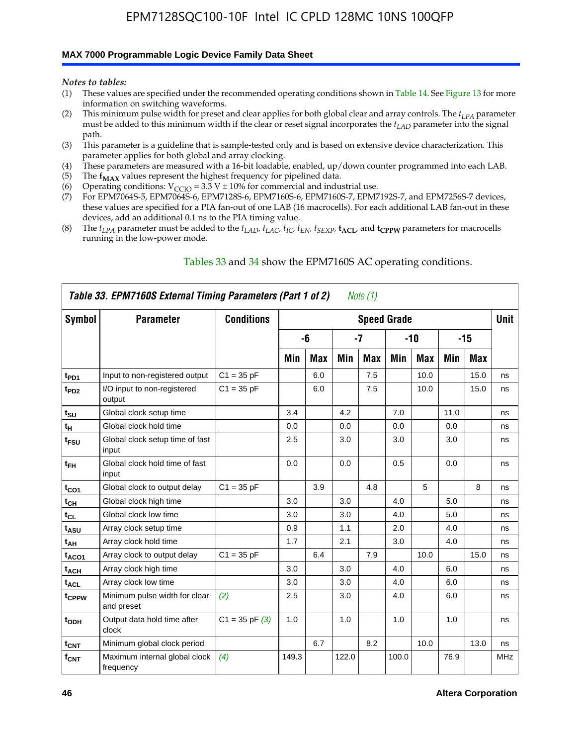*Notes to tables:*

(1) These values are specified under the recommended operating conditions shown in Table 14. See Figure 13 for more information on switching waveforms.
(2) This minimum pulse width for preset and clear applies for both global clear and array controls. The $t_{LPA}$ parameter must be added to this minimum width if the clear or reset signal incorporates the $t_{LAD}$ parameter into the signal path.
(3) This parameter is a guideline that is sample-tested only and is based on extensive device characterization. This parameter applies for both global and array clocking.
(4) These parameters are measured with a 16-bit loadable, enabled, up/down counter programmed into each LAB.
(5) The $\mathbf{f_{MAX}}$ values represent the highest frequency for pipelined data.
(6) Operating conditions: $V_{CCIO} = 3.3\ V \pm 10\%$ for commercial and industrial use.
(7) For EPM7064S-5, EPM7064S-6, EPM7128S-6, EPM7160S-6, EPM7160S-7, EPM7192S-7, and EPM7256S-7 devices, these values are specified for a PIA fan-out of one LAB (16 macrocells). For each additional LAB fan-out in these devices, add an additional 0.1 ns to the PIA timing value.
(8) The $t_{LPA}$ parameter must be added to the $t_{LAD}$, $t_{LAC}$, $t_{IC}$, $t_{EN}$, $t_{SEXP}$, $\mathbf{t_{ACL}}$, and $\mathbf{t_{CPPW}}$ parameters for macrocells running in the low-power mode.

Tables 33 and 34 show the EPM7160S AC operating conditions.

**Table 33. EPM7160S External Timing Parameters (Part 1 of 2)** *Note (1)*

| Symbol | Parameter | Conditions | Speed Grade | | | | | | | | Unit |
|---|---|---|---|---|---|---|---|---|---|---|---|
| | | | -6 | | -7 | | -10 | | -15 | | |
| | | | Min | Max | Min | Max | Min | Max | Min | Max | |
| $t_{PD1}$ | Input to non-registered output | C1 = 35 pF | | 6.0 | | 7.5 | | 10.0 | | 15.0 | ns |
| $t_{PD2}$ | I/O input to non-registered output | C1 = 35 pF | | 6.0 | | 7.5 | | 10.0 | | 15.0 | ns |
| $t_{SU}$ | Global clock setup time | | 3.4 | | 4.2 | | 7.0 | | 11.0 | | ns |
| $t_H$ | Global clock hold time | | 0.0 | | 0.0 | | 0.0 | | 0.0 | | ns |
| $t_{FSU}$ | Global clock setup time of fast input | | 2.5 | | 3.0 | | 3.0 | | 3.0 | | ns |
| $t_{FH}$ | Global clock hold time of fast input | | 0.0 | | 0.0 | | 0.5 | | 0.0 | | ns |
| $t_{CO1}$ | Global clock to output delay | C1 = 35 pF | | 3.9 | | 4.8 | | 5 | | 8 | ns |
| $t_{CH}$ | Global clock high time | | 3.0 | | 3.0 | | 4.0 | | 5.0 | | ns |
| $t_{CL}$ | Global clock low time | | 3.0 | | 3.0 | | 4.0 | | 5.0 | | ns |
| $t_{ASU}$ | Array clock setup time | | 0.9 | | 1.1 | | 2.0 | | 4.0 | | ns |
| $t_{AH}$ | Array clock hold time | | 1.7 | | 2.1 | | 3.0 | | 4.0 | | ns |
| $t_{ACO1}$ | Array clock to output delay | C1 = 35 pF | | 6.4 | | 7.9 | | 10.0 | | 15.0 | ns |
| $t_{ACH}$ | Array clock high time | | 3.0 | | 3.0 | | 4.0 | | 6.0 | | ns |
| $t_{ACL}$ | Array clock low time | | 3.0 | | 3.0 | | 4.0 | | 6.0 | | ns |
| $t_{CPPW}$ | Minimum pulse width for clear and preset | *(2)* | 2.5 | | 3.0 | | 4.0 | | 6.0 | | ns |
| $t_{ODH}$ | Output data hold time after clock | C1 = 35 pF *(3)* | 1.0 | | 1.0 | | 1.0 | | 1.0 | | ns |
| $t_{CNT}$ | Minimum global clock period | | | 6.7 | | 8.2 | | 10.0 | | 13.0 | ns |
| $f_{CNT}$ | Maximum internal global clock frequency | *(4)* | 149.3 | | 122.0 | | 100.0 | | 76.9 | | MHz |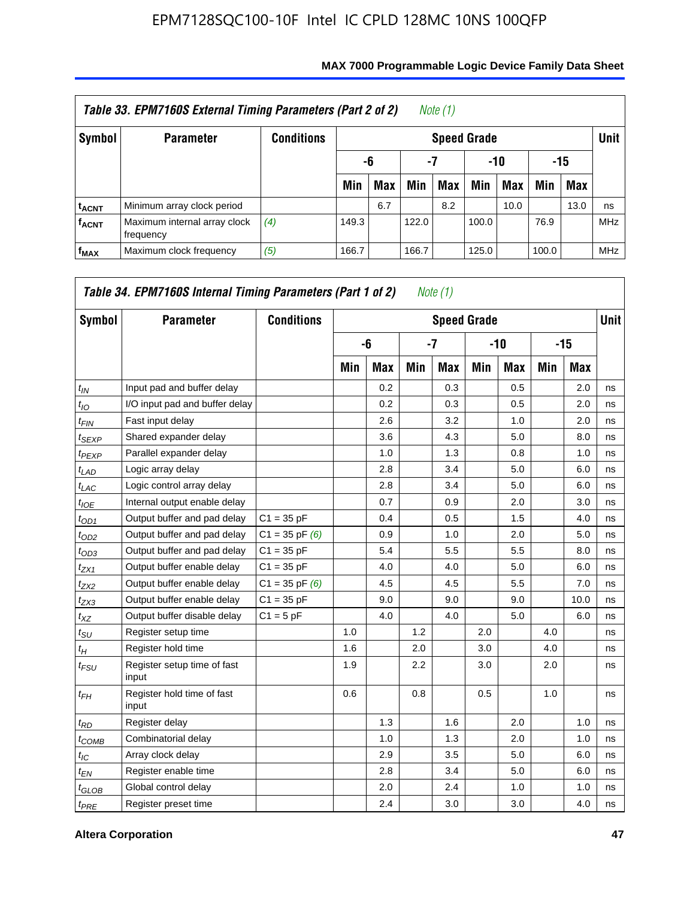**Table 33. EPM7160S External Timing Parameters (Part 2 of 2)** *Note (1)*

| Symbol | Parameter | Conditions | Speed Grade | | | | | | | | Unit |
|---|---|---|---|---|---|---|---|---|---|---|---|
| | | | -6 | | -7 | | -10 | | -15 | | |
| | | | Min | Max | Min | Max | Min | Max | Min | Max | |
| $t_{ACNT}$ | Minimum array clock period | | | 6.7 | | 8.2 | | 10.0 | | 13.0 | ns |
| $f_{ACNT}$ | Maximum internal array clock frequency | *(4)* | 149.3 | | 122.0 | | 100.0 | | 76.9 | | MHz |
| $f_{MAX}$ | Maximum clock frequency | *(5)* | 166.7 | | 166.7 | | 125.0 | | 100.0 | | MHz |

**Table 34. EPM7160S Internal Timing Parameters (Part 1 of 2)** *Note (1)*

| Symbol | Parameter | Conditions | Speed Grade | | | | | | | | Unit |
|---|---|---|---|---|---|---|---|---|---|---|---|
| | | | -6 | | -7 | | -10 | | -15 | | |
| | | | Min | Max | Min | Max | Min | Max | Min | Max | |
| $t_{IN}$ | Input pad and buffer delay | | | 0.2 | | 0.3 | | 0.5 | | 2.0 | ns |
| $t_{IO}$ | I/O input pad and buffer delay | | | 0.2 | | 0.3 | | 0.5 | | 2.0 | ns |
| $t_{FIN}$ | Fast input delay | | | 2.6 | | 3.2 | | 1.0 | | 2.0 | ns |
| $t_{SEXP}$ | Shared expander delay | | | 3.6 | | 4.3 | | 5.0 | | 8.0 | ns |
| $t_{PEXP}$ | Parallel expander delay | | | 1.0 | | 1.3 | | 0.8 | | 1.0 | ns |
| $t_{LAD}$ | Logic array delay | | | 2.8 | | 3.4 | | 5.0 | | 6.0 | ns |
| $t_{LAC}$ | Logic control array delay | | | 2.8 | | 3.4 | | 5.0 | | 6.0 | ns |
| $t_{IOE}$ | Internal output enable delay | | | 0.7 | | 0.9 | | 2.0 | | 3.0 | ns |
| $t_{OD1}$ | Output buffer and pad delay | C1 = 35 pF | | 0.4 | | 0.5 | | 1.5 | | 4.0 | ns |
| $t_{OD2}$ | Output buffer and pad delay | C1 = 35 pF *(6)* | | 0.9 | | 1.0 | | 2.0 | | 5.0 | ns |
| $t_{OD3}$ | Output buffer and pad delay | C1 = 35 pF | | 5.4 | | 5.5 | | 5.5 | | 8.0 | ns |
| $t_{ZX1}$ | Output buffer enable delay | C1 = 35 pF | | 4.0 | | 4.0 | | 5.0 | | 6.0 | ns |
| $t_{ZX2}$ | Output buffer enable delay | C1 = 35 pF *(6)* | | 4.5 | | 4.5 | | 5.5 | | 7.0 | ns |
| $t_{ZX3}$ | Output buffer enable delay | C1 = 35 pF | | 9.0 | | 9.0 | | 9.0 | | 10.0 | ns |
| $t_{XZ}$ | Output buffer disable delay | C1 = 5 pF | | 4.0 | | 4.0 | | 5.0 | | 6.0 | ns |
| $t_{SU}$ | Register setup time | | 1.0 | | 1.2 | | 2.0 | | 4.0 | | ns |
| $t_{H}$ | Register hold time | | 1.6 | | 2.0 | | 3.0 | | 4.0 | | ns |
| $t_{FSU}$ | Register setup time of fast input | | 1.9 | | 2.2 | | 3.0 | | 2.0 | | ns |
| $t_{FH}$ | Register hold time of fast input | | 0.6 | | 0.8 | | 0.5 | | 1.0 | | ns |
| $t_{RD}$ | Register delay | | | 1.3 | | 1.6 | | 2.0 | | 1.0 | ns |
| $t_{COMB}$ | Combinatorial delay | | | 1.0 | | 1.3 | | 2.0 | | 1.0 | ns |
| $t_{IC}$ | Array clock delay | | | 2.9 | | 3.5 | | 5.0 | | 6.0 | ns |
| $t_{EN}$ | Register enable time | | | 2.8 | | 3.4 | | 5.0 | | 6.0 | ns |
| $t_{GLOB}$ | Global control delay | | | 2.0 | | 2.4 | | 1.0 | | 1.0 | ns |
| $t_{PRE}$ | Register preset time | | | 2.4 | | 3.0 | | 3.0 | | 4.0 | ns |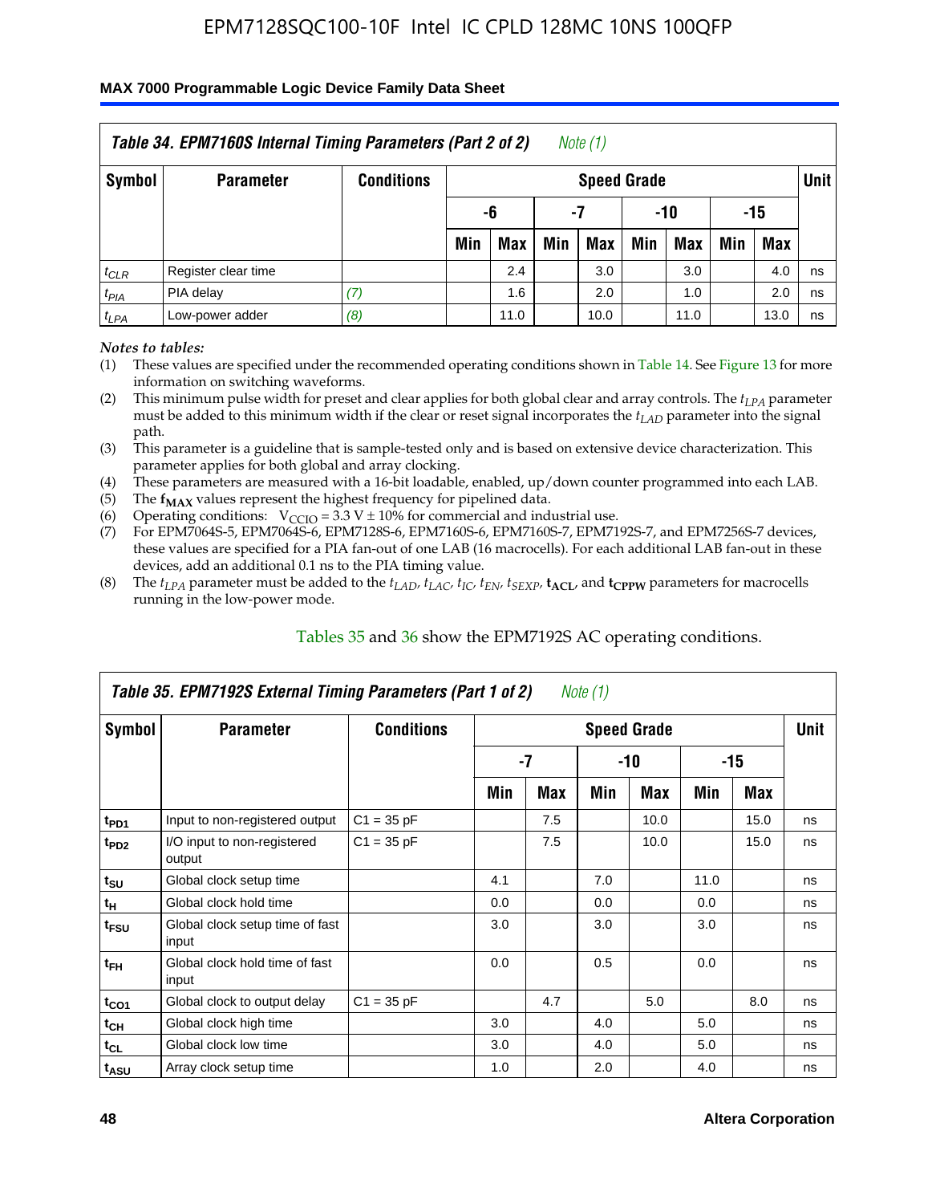| Table 34. EPM7160S Internal Timing Parameters (Part 2 of 2) Note (1) | | | | | | | | | | | |
|---|---|---|---|---|---|---|---|---|---|---|---|
| Symbol | Parameter | Conditions | Speed Grade | | | | | | | | Unit |
| | | | -6 | | -7 | | -10 | | -15 | | |
| | | | Min | Max | Min | Max | Min | Max | Min | Max | |
| $t_{CLR}$ | Register clear time | | | 2.4 | | 3.0 | | 3.0 | | 4.0 | ns |
| $t_{PIA}$ | PIA delay | (7) | | 1.6 | | 2.0 | | 1.0 | | 2.0 | ns |
| $t_{LPA}$ | Low-power adder | (8) | | 11.0 | | 10.0 | | 11.0 | | 13.0 | ns |

*Notes to tables:*

(1) These values are specified under the recommended operating conditions shown in Table 14. See Figure 13 for more information on switching waveforms.

(2) This minimum pulse width for preset and clear applies for both global clear and array controls. The $t_{LPA}$ parameter must be added to this minimum width if the clear or reset signal incorporates the $t_{LAD}$ parameter into the signal path.

(3) This parameter is a guideline that is sample-tested only and is based on extensive device characterization. This parameter applies for both global and array clocking.

(4) These parameters are measured with a 16-bit loadable, enabled, up/down counter programmed into each LAB.

(5) The $f_{MAX}$ values represent the highest frequency for pipelined data.

(6) Operating conditions: $V_{CCIO} = 3.3$ V ± 10% for commercial and industrial use.

(7) For EPM7064S-5, EPM7064S-6, EPM7128S-6, EPM7160S-6, EPM7160S-7, EPM7192S-7, and EPM7256S-7 devices, these values are specified for a PIA fan-out of one LAB (16 macrocells). For each additional LAB fan-out in these devices, add an additional 0.1 ns to the PIA timing value.

(8) The $t_{LPA}$ parameter must be added to the $t_{LAD}$, $t_{LAC}$, $t_{IC}$, $t_{EN}$, $t_{SEXP}$, $t_{ACL}$, and $t_{CPPW}$ parameters for macrocells running in the low-power mode.

Tables 35 and 36 show the EPM7192S AC operating conditions.

| Table 35. EPM7192S External Timing Parameters (Part 1 of 2) Note (1) | | | | | | | | | |
|---|---|---|---|---|---|---|---|---|---|
| Symbol | Parameter | Conditions | Speed Grade | | | | | | Unit |
| | | | -7 | | -10 | | -15 | | |
| | | | Min | Max | Min | Max | Min | Max | |
| $t_{PD1}$ | Input to non-registered output | C1 = 35 pF | | 7.5 | | 10.0 | | 15.0 | ns |
| $t_{PD2}$ | I/O input to non-registered output | C1 = 35 pF | | 7.5 | | 10.0 | | 15.0 | ns |
| $t_{SU}$ | Global clock setup time | | 4.1 | | 7.0 | | 11.0 | | ns |
| $t_H$ | Global clock hold time | | 0.0 | | 0.0 | | 0.0 | | ns |
| $t_{FSU}$ | Global clock setup time of fast input | | 3.0 | | 3.0 | | 3.0 | | ns |
| $t_{FH}$ | Global clock hold time of fast input | | 0.0 | | 0.5 | | 0.0 | | ns |
| $t_{CO1}$ | Global clock to output delay | C1 = 35 pF | | 4.7 | | 5.0 | | 8.0 | ns |
| $t_{CH}$ | Global clock high time | | 3.0 | | 4.0 | | 5.0 | | ns |
| $t_{CL}$ | Global clock low time | | 3.0 | | 4.0 | | 5.0 | | ns |
| $t_{ASU}$ | Array clock setup time | | 1.0 | | 2.0 | | 4.0 | | ns |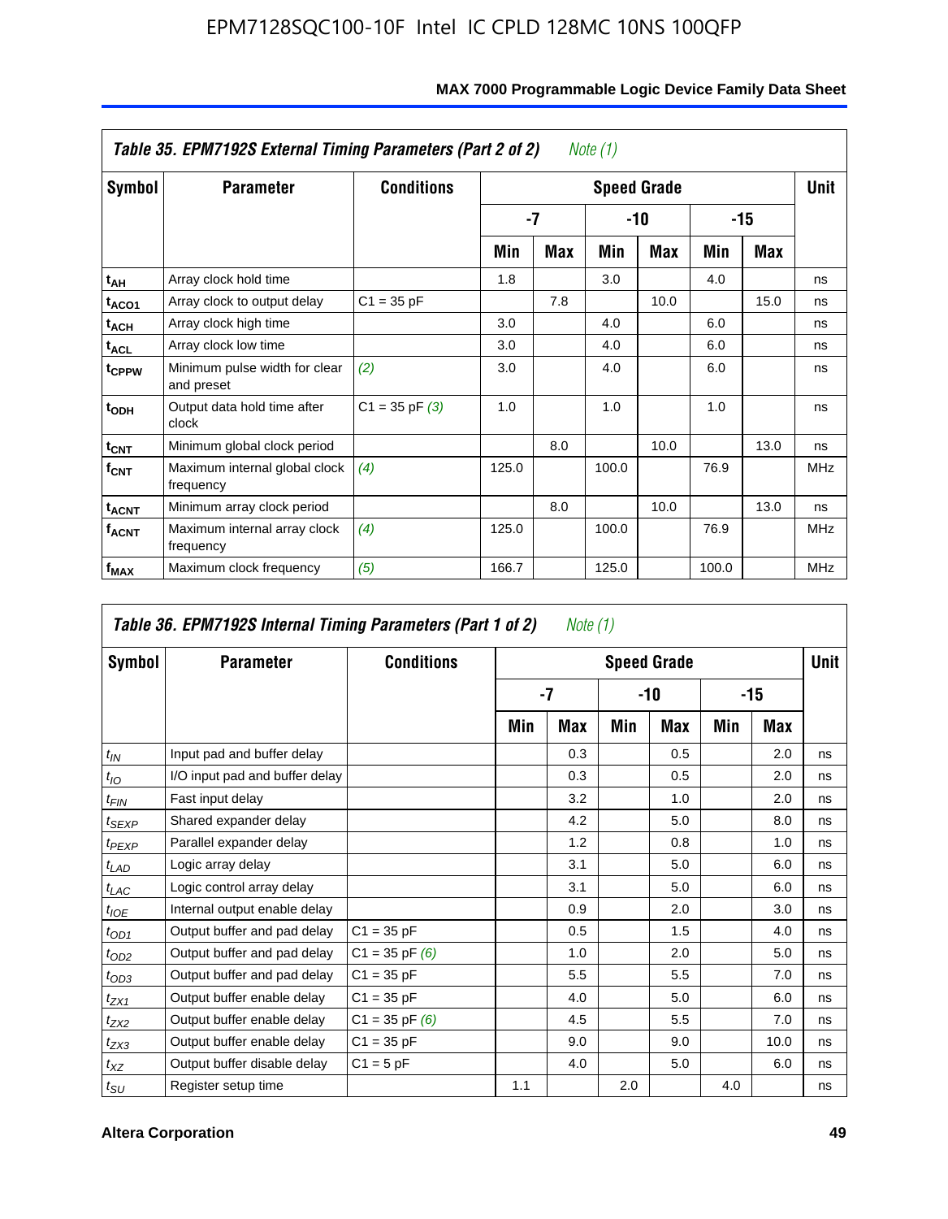## Table 35. EPM7192S External Timing Parameters (Part 2 of 2) *Note (1)*

| Symbol | Parameter | Conditions | Speed Grade | | | | | | Unit |
|---|---|---|---|---|---|---|---|---|---|
| | | | -7 | | -10 | | -15 | | |
| | | | Min | Max | Min | Max | Min | Max | |
| $t_{AH}$ | Array clock hold time | | 1.8 | | 3.0 | | 4.0 | | ns |
| $t_{ACO1}$ | Array clock to output delay | C1 = 35 pF | | 7.8 | | 10.0 | | 15.0 | ns |
| $t_{ACH}$ | Array clock high time | | 3.0 | | 4.0 | | 6.0 | | ns |
| $t_{ACL}$ | Array clock low time | | 3.0 | | 4.0 | | 6.0 | | ns |
| $t_{CPPW}$ | Minimum pulse width for clear and preset | *(2)* | 3.0 | | 4.0 | | 6.0 | | ns |
| $t_{ODH}$ | Output data hold time after clock | C1 = 35 pF *(3)* | 1.0 | | 1.0 | | 1.0 | | ns |
| $t_{CNT}$ | Minimum global clock period | | | 8.0 | | 10.0 | | 13.0 | ns |
| $f_{CNT}$ | Maximum internal global clock frequency | *(4)* | 125.0 | | 100.0 | | 76.9 | | MHz |
| $t_{ACNT}$ | Minimum array clock period | | | 8.0 | | 10.0 | | 13.0 | ns |
| $f_{ACNT}$ | Maximum internal array clock frequency | *(4)* | 125.0 | | 100.0 | | 76.9 | | MHz |
| $f_{MAX}$ | Maximum clock frequency | *(5)* | 166.7 | | 125.0 | | 100.0 | | MHz |

## Table 36. EPM7192S Internal Timing Parameters (Part 1 of 2) *Note (1)*

| Symbol | Parameter | Conditions | Speed Grade | | | | | | Unit |
|---|---|---|---|---|---|---|---|---|---|
| | | | -7 | | -10 | | -15 | | |
| | | | Min | Max | Min | Max | Min | Max | |
| $t_{IN}$ | Input pad and buffer delay | | | 0.3 | | 0.5 | | 2.0 | ns |
| $t_{IO}$ | I/O input pad and buffer delay | | | 0.3 | | 0.5 | | 2.0 | ns |
| $t_{FIN}$ | Fast input delay | | | 3.2 | | 1.0 | | 2.0 | ns |
| $t_{SEXP}$ | Shared expander delay | | | 4.2 | | 5.0 | | 8.0 | ns |
| $t_{PEXP}$ | Parallel expander delay | | | 1.2 | | 0.8 | | 1.0 | ns |
| $t_{LAD}$ | Logic array delay | | | 3.1 | | 5.0 | | 6.0 | ns |
| $t_{LAC}$ | Logic control array delay | | | 3.1 | | 5.0 | | 6.0 | ns |
| $t_{IOE}$ | Internal output enable delay | | | 0.9 | | 2.0 | | 3.0 | ns |
| $t_{OD1}$ | Output buffer and pad delay | C1 = 35 pF | | 0.5 | | 1.5 | | 4.0 | ns |
| $t_{OD2}$ | Output buffer and pad delay | C1 = 35 pF *(6)* | | 1.0 | | 2.0 | | 5.0 | ns |
| $t_{OD3}$ | Output buffer and pad delay | C1 = 35 pF | | 5.5 | | 5.5 | | 7.0 | ns |
| $t_{ZX1}$ | Output buffer enable delay | C1 = 35 pF | | 4.0 | | 5.0 | | 6.0 | ns |
| $t_{ZX2}$ | Output buffer enable delay | C1 = 35 pF *(6)* | | 4.5 | | 5.5 | | 7.0 | ns |
| $t_{ZX3}$ | Output buffer enable delay | C1 = 35 pF | | 9.0 | | 9.0 | | 10.0 | ns |
| $t_{XZ}$ | Output buffer disable delay | C1 = 5 pF | | 4.0 | | 5.0 | | 6.0 | ns |
| $t_{SU}$ | Register setup time | | 1.1 | | 2.0 | | 4.0 | | ns |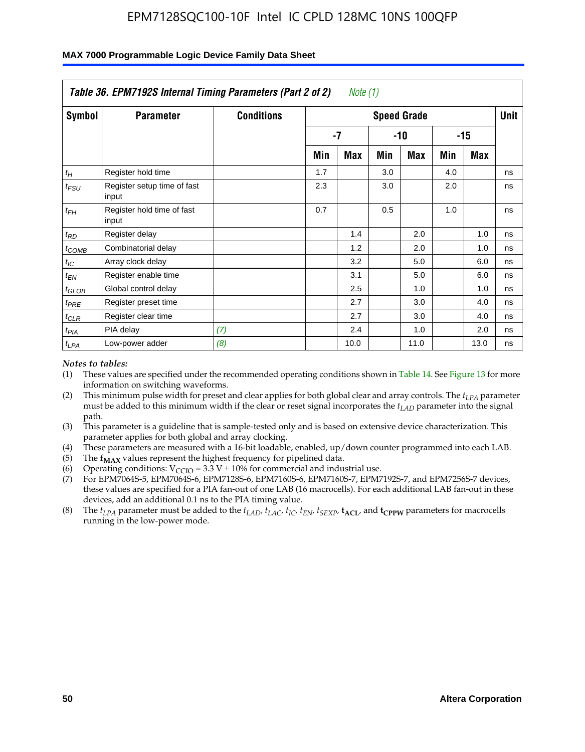| Table 36. EPM7192S Internal Timing Parameters (Part 2 of 2) *Note (1)* | | | | | | | | | |
|---|---|---|---|---|---|---|---|---|---|
| Symbol | Parameter | Conditions | Speed Grade | | | | | | Unit |
| | | | -7 | | -10 | | -15 | | |
| | | | Min | Max | Min | Max | Min | Max | |
| $t_H$ | Register hold time | | 1.7 | | 3.0 | | 4.0 | | ns |
| $t_{FSU}$ | Register setup time of fast input | | 2.3 | | 3.0 | | 2.0 | | ns |
| $t_{FH}$ | Register hold time of fast input | | 0.7 | | 0.5 | | 1.0 | | ns |
| $t_{RD}$ | Register delay | | | 1.4 | | 2.0 | | 1.0 | ns |
| $t_{COMB}$ | Combinatorial delay | | | 1.2 | | 2.0 | | 1.0 | ns |
| $t_{IC}$ | Array clock delay | | | 3.2 | | 5.0 | | 6.0 | ns |
| $t_{EN}$ | Register enable time | | | 3.1 | | 5.0 | | 6.0 | ns |
| $t_{GLOB}$ | Global control delay | | | 2.5 | | 1.0 | | 1.0 | ns |
| $t_{PRE}$ | Register preset time | | | 2.7 | | 3.0 | | 4.0 | ns |
| $t_{CLR}$ | Register clear time | | | 2.7 | | 3.0 | | 4.0 | ns |
| $t_{PIA}$ | PIA delay | *(7)* | | 2.4 | | 1.0 | | 2.0 | ns |
| $t_{LPA}$ | Low-power adder | *(8)* | | 10.0 | | 11.0 | | 13.0 | ns |

*Notes to tables:*

(1) These values are specified under the recommended operating conditions shown in Table 14. See Figure 13 for more information on switching waveforms.

(2) This minimum pulse width for preset and clear applies for both global clear and array controls. The $t_{LPA}$ parameter must be added to this minimum width if the clear or reset signal incorporates the $t_{LAD}$ parameter into the signal path.

(3) This parameter is a guideline that is sample-tested only and is based on extensive device characterization. This parameter applies for both global and array clocking.

(4) These parameters are measured with a 16-bit loadable, enabled, up/down counter programmed into each LAB.

(5) The $\mathbf{f_{MAX}}$ values represent the highest frequency for pipelined data.

(6) Operating conditions: $V_{CCIO} = 3.3$ V ± 10% for commercial and industrial use.

(7) For EPM7064S-5, EPM7064S-6, EPM7128S-6, EPM7160S-6, EPM7160S-7, EPM7192S-7, and EPM7256S-7 devices, these values are specified for a PIA fan-out of one LAB (16 macrocells). For each additional LAB fan-out in these devices, add an additional 0.1 ns to the PIA timing value.

(8) The $t_{LPA}$ parameter must be added to the $t_{LAD}$, $t_{LAC}$, $t_{IC}$, $t_{EN}$, $t_{SEXP}$, $\mathbf{t_{ACL}}$, and $\mathbf{t_{CPPW}}$ parameters for macrocells running in the low-power mode.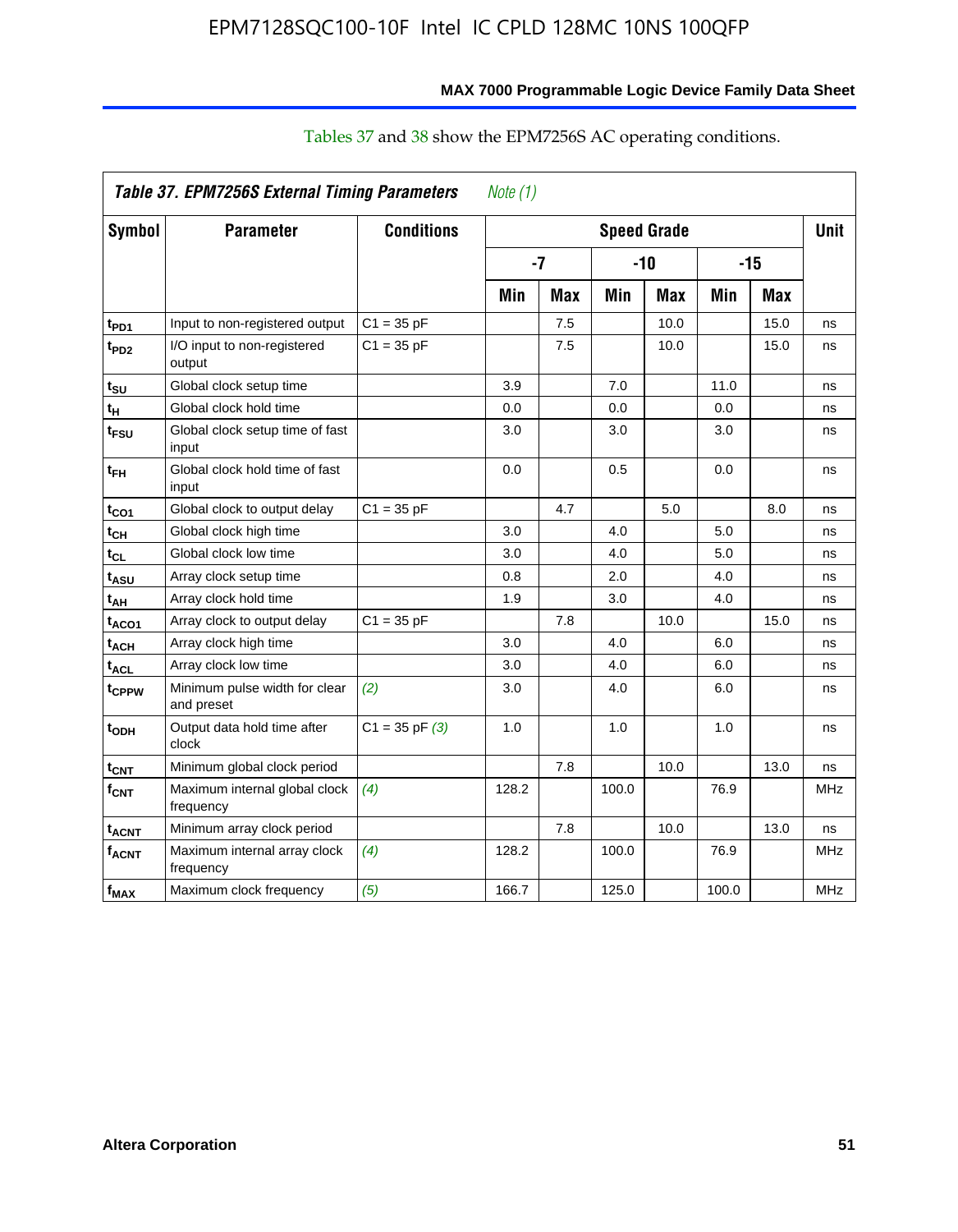Tables 37 and 38 show the EPM7256S AC operating conditions.

*Table 37. EPM7256S External Timing Parameters* *Note (1)*

| Symbol | Parameter | Conditions | Speed Grade | | | | | | Unit |
|---|---|---|---|---|---|---|---|---|---|
| | | | -7 | | -10 | | -15 | | |
| | | | Min | Max | Min | Max | Min | Max | |
| $t_{PD1}$ | Input to non-registered output | C1 = 35 pF | | 7.5 | | 10.0 | | 15.0 | ns |
| $t_{PD2}$ | I/O input to non-registered output | C1 = 35 pF | | 7.5 | | 10.0 | | 15.0 | ns |
| $t_{SU}$ | Global clock setup time | | 3.9 | | 7.0 | | 11.0 | | ns |
| $t_{H}$ | Global clock hold time | | 0.0 | | 0.0 | | 0.0 | | ns |
| $t_{FSU}$ | Global clock setup time of fast input | | 3.0 | | 3.0 | | 3.0 | | ns |
| $t_{FH}$ | Global clock hold time of fast input | | 0.0 | | 0.5 | | 0.0 | | ns |
| $t_{CO1}$ | Global clock to output delay | C1 = 35 pF | | 4.7 | | 5.0 | | 8.0 | ns |
| $t_{CH}$ | Global clock high time | | 3.0 | | 4.0 | | 5.0 | | ns |
| $t_{CL}$ | Global clock low time | | 3.0 | | 4.0 | | 5.0 | | ns |
| $t_{ASU}$ | Array clock setup time | | 0.8 | | 2.0 | | 4.0 | | ns |
| $t_{AH}$ | Array clock hold time | | 1.9 | | 3.0 | | 4.0 | | ns |
| $t_{ACO1}$ | Array clock to output delay | C1 = 35 pF | | 7.8 | | 10.0 | | 15.0 | ns |
| $t_{ACH}$ | Array clock high time | | 3.0 | | 4.0 | | 6.0 | | ns |
| $t_{ACL}$ | Array clock low time | | 3.0 | | 4.0 | | 6.0 | | ns |
| $t_{CPPW}$ | Minimum pulse width for clear and preset | *(2)* | 3.0 | | 4.0 | | 6.0 | | ns |
| $t_{ODH}$ | Output data hold time after clock | C1 = 35 pF *(3)* | 1.0 | | 1.0 | | 1.0 | | ns |
| $t_{CNT}$ | Minimum global clock period | | | 7.8 | | 10.0 | | 13.0 | ns |
| $f_{CNT}$ | Maximum internal global clock frequency | *(4)* | 128.2 | | 100.0 | | 76.9 | | MHz |
| $t_{ACNT}$ | Minimum array clock period | | | 7.8 | | 10.0 | | 13.0 | ns |
| $f_{ACNT}$ | Maximum internal array clock frequency | *(4)* | 128.2 | | 100.0 | | 76.9 | | MHz |
| $f_{MAX}$ | Maximum clock frequency | *(5)* | 166.7 | | 125.0 | | 100.0 | | MHz |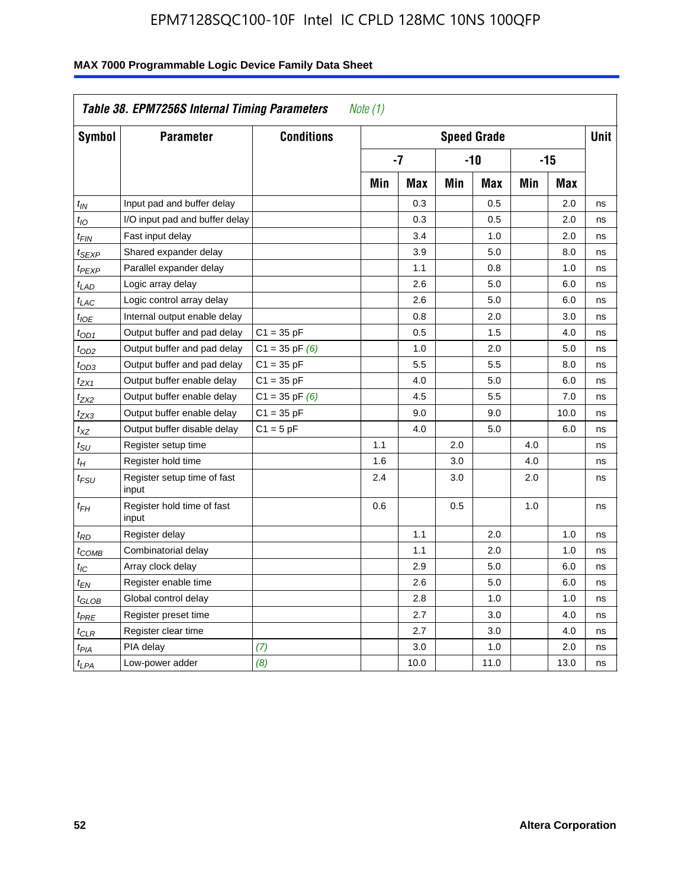| Table 38. EPM7256S Internal Timing Parameters *Note (1)* | | | | | | | | | |
|---|---|---|---|---|---|---|---|---|---|
| **Symbol** | **Parameter** | **Conditions** | **Speed Grade** | | | | | | **Unit** |
| | | | **-7** | | **-10** | | **-15** | | |
| | | | **Min** | **Max** | **Min** | **Max** | **Min** | **Max** | |
| $t_{IN}$ | Input pad and buffer delay | | | 0.3 | | 0.5 | | 2.0 | ns |
| $t_{IO}$ | I/O input pad and buffer delay | | | 0.3 | | 0.5 | | 2.0 | ns |
| $t_{FIN}$ | Fast input delay | | | 3.4 | | 1.0 | | 2.0 | ns |
| $t_{SEXP}$ | Shared expander delay | | | 3.9 | | 5.0 | | 8.0 | ns |
| $t_{PEXP}$ | Parallel expander delay | | | 1.1 | | 0.8 | | 1.0 | ns |
| $t_{LAD}$ | Logic array delay | | | 2.6 | | 5.0 | | 6.0 | ns |
| $t_{LAC}$ | Logic control array delay | | | 2.6 | | 5.0 | | 6.0 | ns |
| $t_{IOE}$ | Internal output enable delay | | | 0.8 | | 2.0 | | 3.0 | ns |
| $t_{OD1}$ | Output buffer and pad delay | C1 = 35 pF | | 0.5 | | 1.5 | | 4.0 | ns |
| $t_{OD2}$ | Output buffer and pad delay | C1 = 35 pF *(6)* | | 1.0 | | 2.0 | | 5.0 | ns |
| $t_{OD3}$ | Output buffer and pad delay | C1 = 35 pF | | 5.5 | | 5.5 | | 8.0 | ns |
| $t_{ZX1}$ | Output buffer enable delay | C1 = 35 pF | | 4.0 | | 5.0 | | 6.0 | ns |
| $t_{ZX2}$ | Output buffer enable delay | C1 = 35 pF *(6)* | | 4.5 | | 5.5 | | 7.0 | ns |
| $t_{ZX3}$ | Output buffer enable delay | C1 = 35 pF | | 9.0 | | 9.0 | | 10.0 | ns |
| $t_{XZ}$ | Output buffer disable delay | C1 = 5 pF | | 4.0 | | 5.0 | | 6.0 | ns |
| $t_{SU}$ | Register setup time | | 1.1 | | 2.0 | | 4.0 | | ns |
| $t_{H}$ | Register hold time | | 1.6 | | 3.0 | | 4.0 | | ns |
| $t_{FSU}$ | Register setup time of fast input | | 2.4 | | 3.0 | | 2.0 | | ns |
| $t_{FH}$ | Register hold time of fast input | | 0.6 | | 0.5 | | 1.0 | | ns |
| $t_{RD}$ | Register delay | | | 1.1 | | 2.0 | | 1.0 | ns |
| $t_{COMB}$ | Combinatorial delay | | | 1.1 | | 2.0 | | 1.0 | ns |
| $t_{IC}$ | Array clock delay | | | 2.9 | | 5.0 | | 6.0 | ns |
| $t_{EN}$ | Register enable time | | | 2.6 | | 5.0 | | 6.0 | ns |
| $t_{GLOB}$ | Global control delay | | | 2.8 | | 1.0 | | 1.0 | ns |
| $t_{PRE}$ | Register preset time | | | 2.7 | | 3.0 | | 4.0 | ns |
| $t_{CLR}$ | Register clear time | | | 2.7 | | 3.0 | | 4.0 | ns |
| $t_{PIA}$ | PIA delay | *(7)* | | 3.0 | | 1.0 | | 2.0 | ns |
| $t_{LPA}$ | Low-power adder | *(8)* | | 10.0 | | 11.0 | | 13.0 | ns |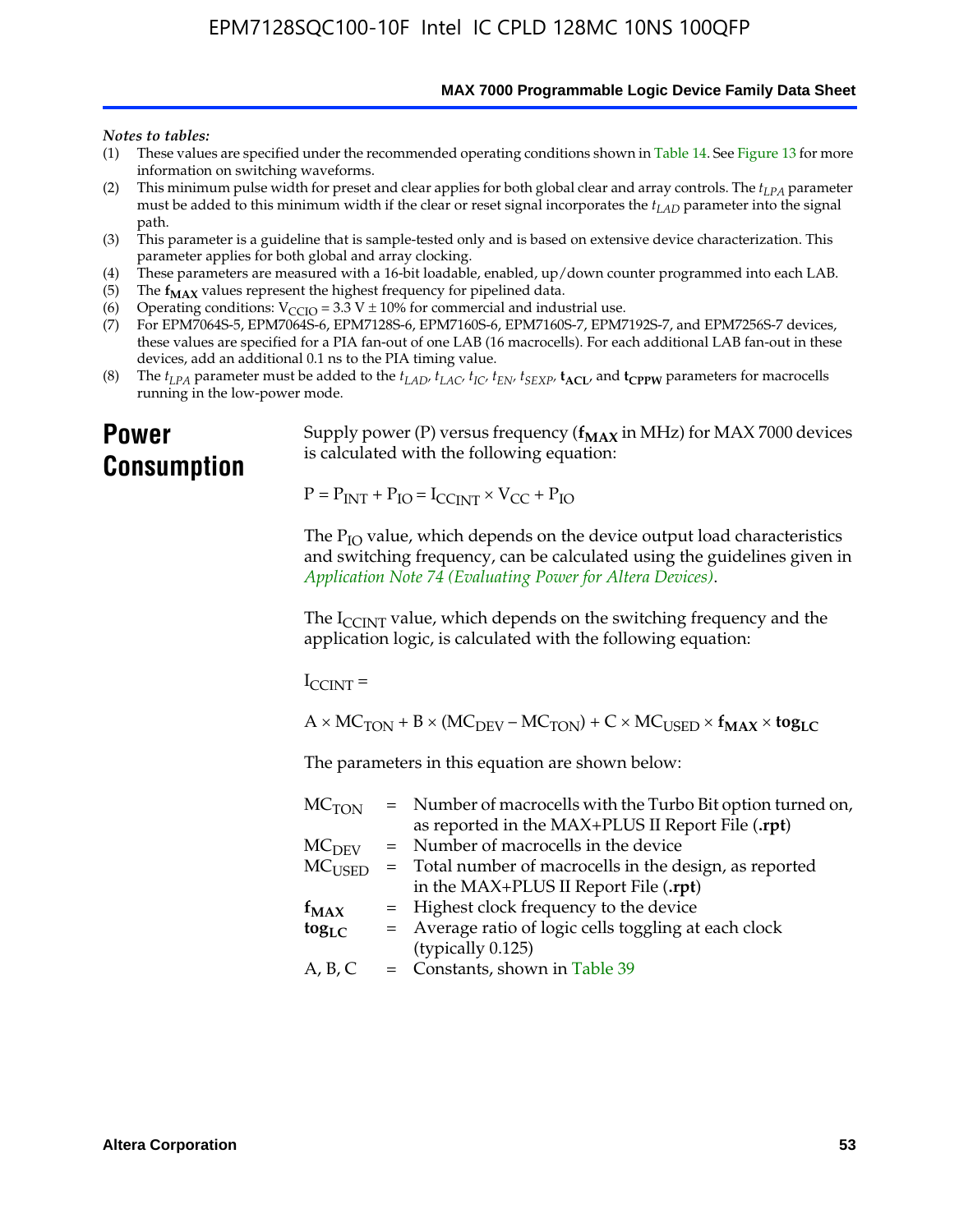*Notes to tables:*

(1) These values are specified under the recommended operating conditions shown in Table 14. See Figure 13 for more information on switching waveforms.

(2) This minimum pulse width for preset and clear applies for both global clear and array controls. The $t_{LPA}$ parameter must be added to this minimum width if the clear or reset signal incorporates the $t_{LAD}$ parameter into the signal path.

(3) This parameter is a guideline that is sample-tested only and is based on extensive device characterization. This parameter applies for both global and array clocking.

(4) These parameters are measured with a 16-bit loadable, enabled, up/down counter programmed into each LAB.

(5) The $\mathbf{f_{MAX}}$ values represent the highest frequency for pipelined data.

(6) Operating conditions: $V_{CCIO} = 3.3\ V \pm 10\%$ for commercial and industrial use.

(7) For EPM7064S-5, EPM7064S-6, EPM7128S-6, EPM7160S-6, EPM7160S-7, EPM7192S-7, and EPM7256S-7 devices, these values are specified for a PIA fan-out of one LAB (16 macrocells). For each additional LAB fan-out in these devices, add an additional 0.1 ns to the PIA timing value.

(8) The $t_{LPA}$ parameter must be added to the $t_{LAD}$, $t_{LAC}$, $t_{IC}$, $t_{EN}$, $t_{SEXP}$, $\mathbf{t_{ACL}}$, and $\mathbf{t_{CPPW}}$ parameters for macrocells running in the low-power mode.

# Power Consumption

Supply power (P) versus frequency ($\mathbf{f_{MAX}}$ in MHz) for MAX 7000 devices is calculated with the following equation:

$$P = P_{INT} + P_{IO} = I_{CCINT} \times V_{CC} + P_{IO}$$

The $P_{IO}$ value, which depends on the device output load characteristics and switching frequency, can be calculated using the guidelines given in *Application Note 74 (Evaluating Power for Altera Devices)*.

The $I_{CCINT}$ value, which depends on the switching frequency and the application logic, is calculated with the following equation:

$$I_{CCINT} =$$

$$A \times MC_{TON} + B \times (MC_{DEV} - MC_{TON}) + C \times MC_{USED} \times \mathbf{f_{MAX}} \times \mathbf{tog_{LC}}$$

The parameters in this equation are shown below:

| | | |
|---|---|---|
| $MC_{TON}$ | = | Number of macrocells with the Turbo Bit option turned on, as reported in the MAX+PLUS II Report File (**.rpt**) |
| $MC_{DEV}$ | = | Number of macrocells in the device |
| $MC_{USED}$ | = | Total number of macrocells in the design, as reported in the MAX+PLUS II Report File (**.rpt**) |
| $\mathbf{f_{MAX}}$ | = | Highest clock frequency to the device |
| $\mathbf{tog_{LC}}$ | = | Average ratio of logic cells toggling at each clock (typically 0.125) |
| A, B, C | = | Constants, shown in Table 39 |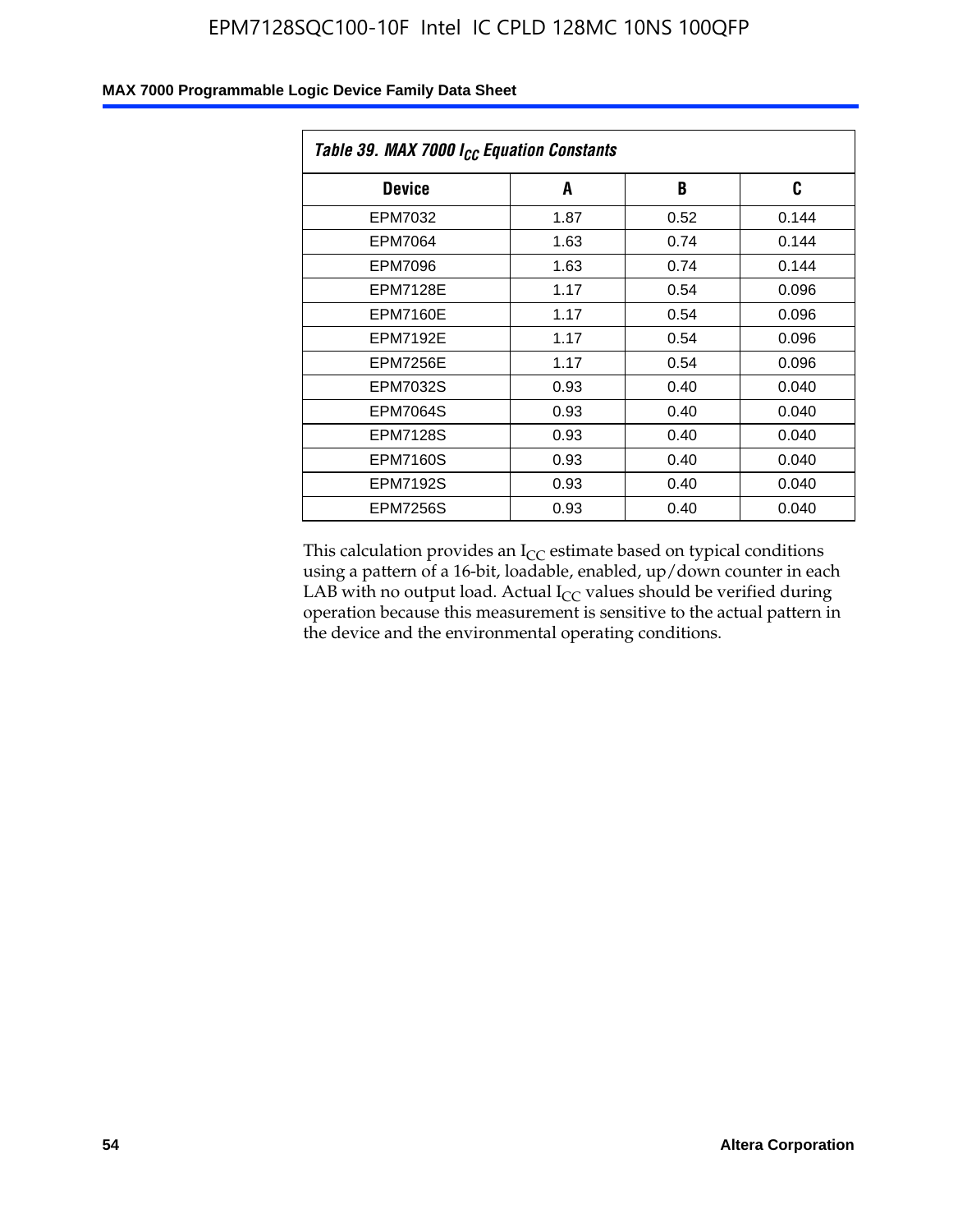| *Table 39. MAX 7000 $I_{CC}$ Equation Constants* | | | |
|---|---|---|---|
| **Device** | **A** | **B** | **C** |
| EPM7032 | 1.87 | 0.52 | 0.144 |
| EPM7064 | 1.63 | 0.74 | 0.144 |
| EPM7096 | 1.63 | 0.74 | 0.144 |
| EPM7128E | 1.17 | 0.54 | 0.096 |
| EPM7160E | 1.17 | 0.54 | 0.096 |
| EPM7192E | 1.17 | 0.54 | 0.096 |
| EPM7256E | 1.17 | 0.54 | 0.096 |
| EPM7032S | 0.93 | 0.40 | 0.040 |
| EPM7064S | 0.93 | 0.40 | 0.040 |
| EPM7128S | 0.93 | 0.40 | 0.040 |
| EPM7160S | 0.93 | 0.40 | 0.040 |
| EPM7192S | 0.93 | 0.40 | 0.040 |
| EPM7256S | 0.93 | 0.40 | 0.040 |

This calculation provides an $I_{CC}$ estimate based on typical conditions using a pattern of a 16-bit, loadable, enabled, up/down counter in each LAB with no output load. Actual $I_{CC}$ values should be verified during operation because this measurement is sensitive to the actual pattern in the device and the environmental operating conditions.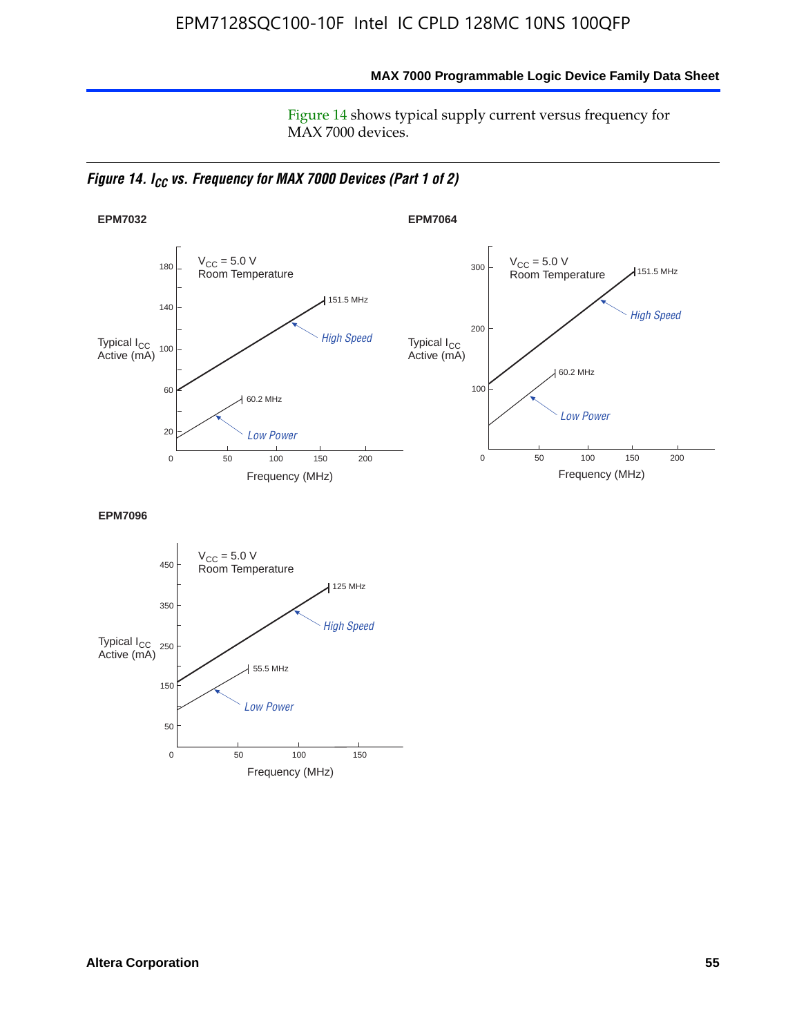Figure 14 shows typical supply current versus frequency for MAX 7000 devices.

*Figure 14. $I_{CC}$ vs. Frequency for MAX 7000 Devices (Part 1 of 2)*

**EPM7032**

$V_{CC}$ = 5.0 V
Room Temperature

Typical $I_{CC}$ Active (mA)

Frequency (MHz)

High Speed: 151.5 MHz
Low Power: 60.2 MHz

**EPM7064**

$V_{CC}$ = 5.0 V
Room Temperature

Typical $I_{CC}$ Active (mA)

Frequency (MHz)

High Speed: 151.5 MHz
Low Power: 60.2 MHz

**EPM7096**

$V_{CC}$ = 5.0 V
Room Temperature

Typical $I_{CC}$ Active (mA)

Frequency (MHz)

High Speed: 125 MHz
Low Power: 55.5 MHz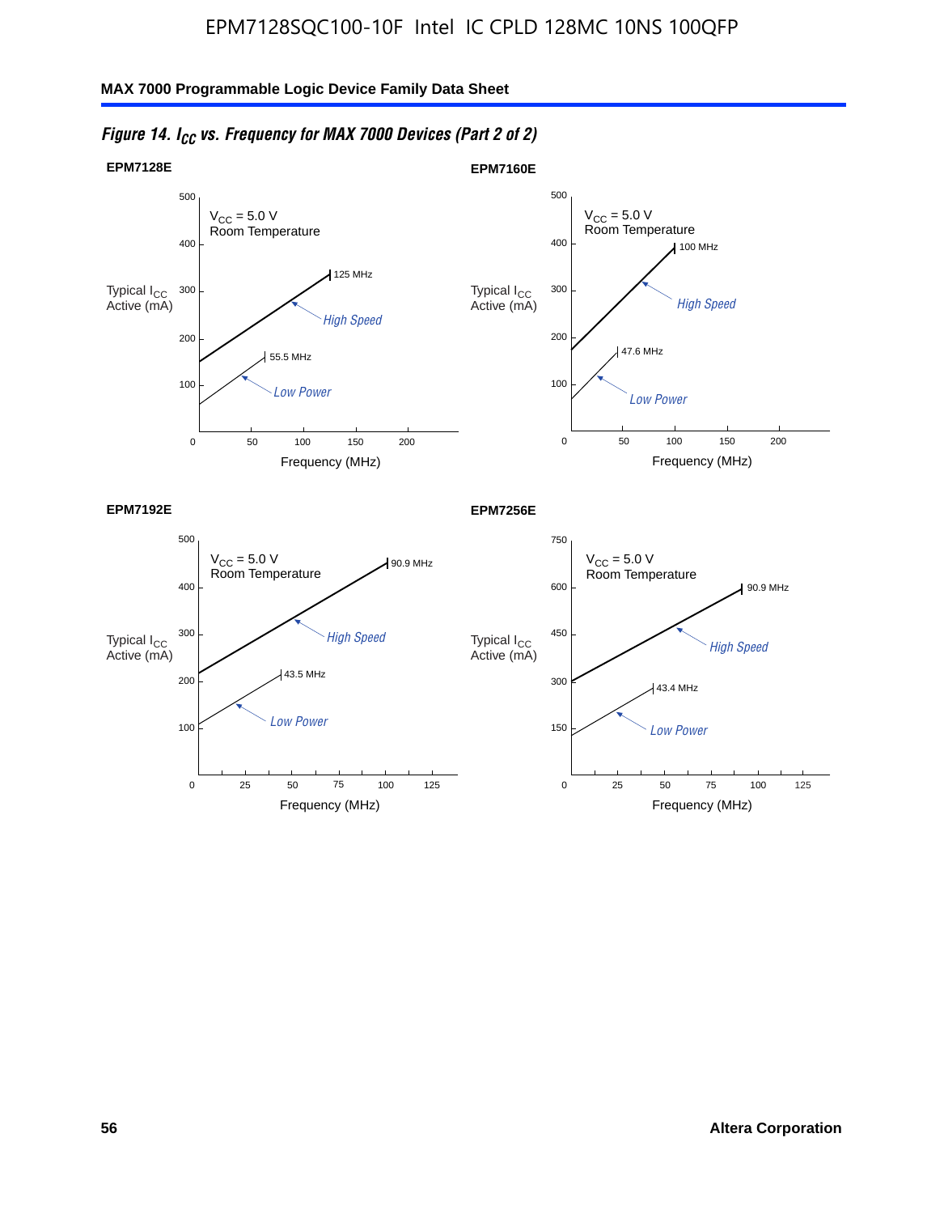## Figure 14. $I_{CC}$ vs. Frequency for MAX 7000 Devices (Part 2 of 2)

**EPM7128E**

$V_{CC}$ = 5.0 V
Room Temperature

Typical $I_{CC}$ Active (mA) vs. Frequency (MHz)

- High Speed: 125 MHz
- Low Power: 55.5 MHz

**EPM7160E**

$V_{CC}$ = 5.0 V
Room Temperature

Typical $I_{CC}$ Active (mA) vs. Frequency (MHz)

- High Speed: 100 MHz
- Low Power: 47.6 MHz

**EPM7192E**

$V_{CC}$ = 5.0 V
Room Temperature

Typical $I_{CC}$ Active (mA) vs. Frequency (MHz)

- High Speed: 90.9 MHz
- Low Power: 43.5 MHz

**EPM7256E**

$V_{CC}$ = 5.0 V
Room Temperature

Typical $I_{CC}$ Active (mA) vs. Frequency (MHz)

- High Speed: 90.9 MHz
- Low Power: 43.4 MHz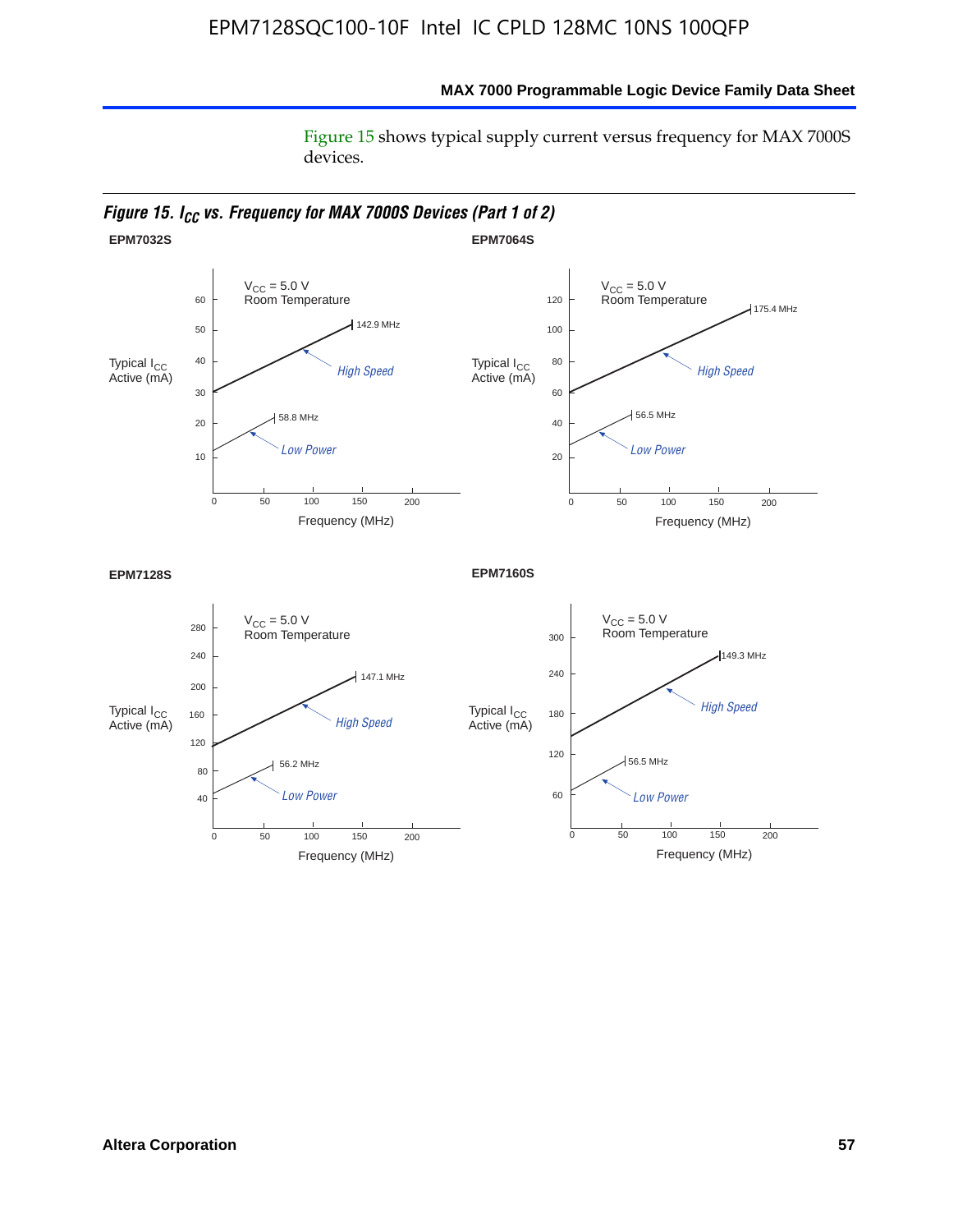Figure 15 shows typical supply current versus frequency for MAX 7000S devices.

*Figure 15. $I_{CC}$ vs. Frequency for MAX 7000S Devices (Part 1 of 2)*

**EPM7032S**

$V_{CC}$ = 5.0 V
Room Temperature

Typical $I_{CC}$ Active (mA)

High Speed — 142.9 MHz

Low Power — 58.8 MHz

Frequency (MHz)

**EPM7064S**

$V_{CC}$ = 5.0 V
Room Temperature

Typical $I_{CC}$ Active (mA)

High Speed — 175.4 MHz

Low Power — 56.5 MHz

Frequency (MHz)

**EPM7128S**

$V_{CC}$ = 5.0 V
Room Temperature

Typical $I_{CC}$ Active (mA)

High Speed — 147.1 MHz

Low Power — 56.2 MHz

Frequency (MHz)

**EPM7160S**

$V_{CC}$ = 5.0 V
Room Temperature

Typical $I_{CC}$ Active (mA)

High Speed — 149.3 MHz

Low Power — 56.5 MHz

Frequency (MHz)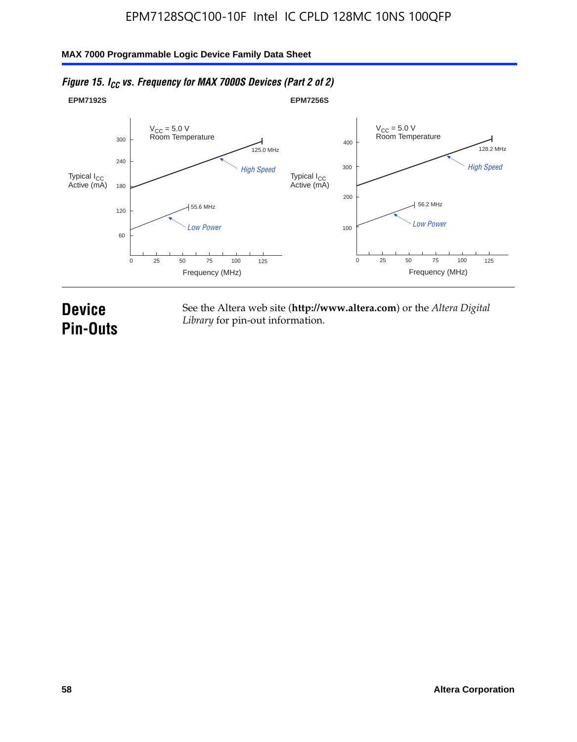*Figure 15. $I_{CC}$ vs. Frequency for MAX 7000S Devices (Part 2 of 2)*

**EPM7192S**

$V_{CC}$ = 5.0 V
Room Temperature

Typical $I_{CC}$ Active (mA)

300, 240, 180, 120, 60

125.0 MHz
*High Speed*
55.6 MHz
*Low Power*

0 25 50 75 100 125

Frequency (MHz)

**EPM7256S**

$V_{CC}$ = 5.0 V
Room Temperature

Typical $I_{CC}$ Active (mA)

400, 300, 200, 100

128.2 MHz
*High Speed*
56.2 MHz
*Low Power*

0 25 50 75 100 125

Frequency (MHz)

# Device Pin-Outs

See the Altera web site (**http://www.altera.com**) or the *Altera Digital Library* for pin-out information.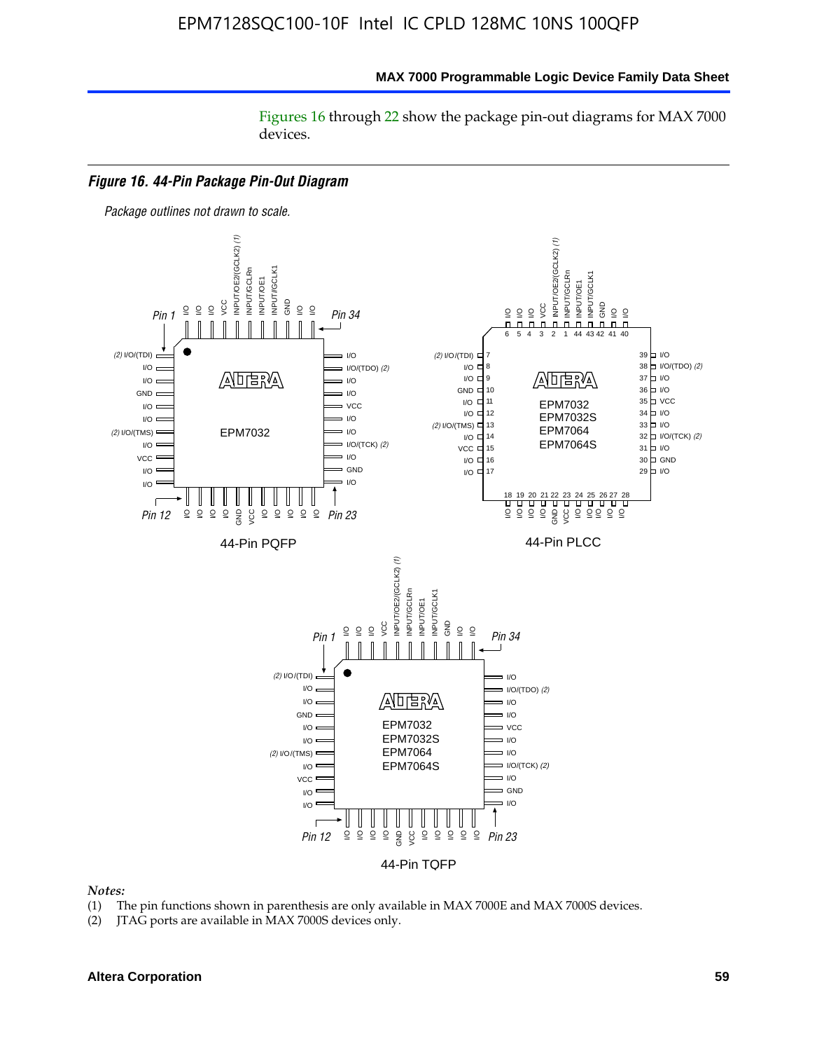Figures 16 through 22 show the package pin-out diagrams for MAX 7000 devices.

***Figure 16. 44-Pin Package Pin-Out Diagram***

*Package outlines not drawn to scale.*

44-Pin PQFP

44-Pin PLCC

44-Pin TQFP

*Notes:*

(1) The pin functions shown in parenthesis are only available in MAX 7000E and MAX 7000S devices.

(2) JTAG ports are available in MAX 7000S devices only.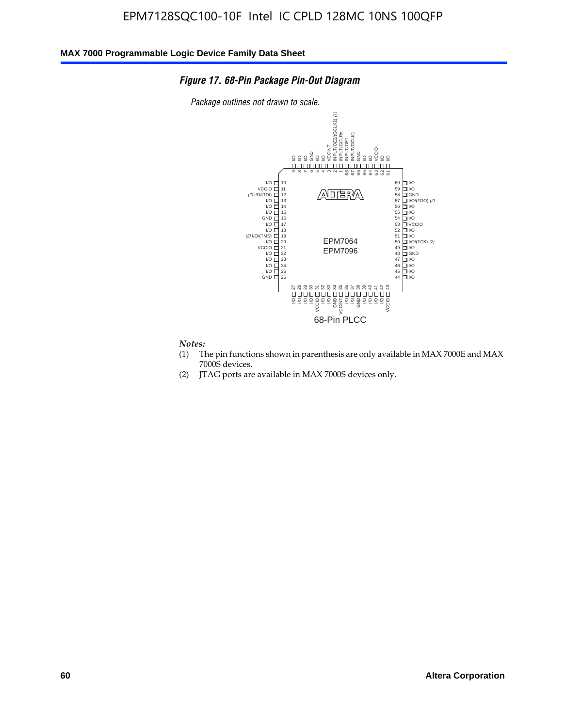EPM7128SQC100-10F Intel IC CPLD 128MC 10NS 100QFP

***Figure 17. 68-Pin Package Pin-Out Diagram***

*Package outlines not drawn to scale.*

| Pin | Function | Pin | Function |
|---|---|---|---|
| 1 | INPUT/GCLRn | 35 | VCCINT |
| 2 | INPUT/OE2/(GCLK2) (1) | 36 | I/O |
| 3 | VCCINT | 37 | I/O |
| 4 | I/O | 38 | GND |
| 5 | I/O | 39 | I/O |
| 6 | GND | 40 | I/O |
| 7 | I/O | 41 | I/O |
| 8 | I/O | 42 | I/O |
| 9 | I/O | 43 | VCCIO |
| 10 | I/O | 44 | I/O |
| 11 | VCCIO | 45 | I/O |
| 12 | (2) I/O/(TDI) | 46 | I/O |
| 13 | I/O | 47 | I/O |
| 14 | I/O | 48 | GND |
| 15 | I/O | 49 | I/O |
| 16 | GND | 50 | I/O/(TCK) (2) |
| 17 | I/O | 51 | I/O |
| 18 | I/O | 52 | I/O |
| 19 | (2) I/O/(TMS) | 53 | VCCIO |
| 20 | I/O | 54 | I/O |
| 21 | VCCIO | 55 | I/O |
| 22 | I/O | 56 | I/O |
| 23 | I/O | 57 | I/O/(TDO) (2) |
| 24 | I/O | 58 | GND |
| 25 | I/O | 59 | I/O |
| 26 | GND | 60 | I/O |
| 27 | I/O | 61 | I/O |
| 28 | I/O | 62 | I/O |
| 29 | I/O | 63 | VCCIO |
| 30 | I/O | 64 | I/O |
| 31 | VCCIO | 65 | I/O |
| 32 | I/O | 66 | GND |
| 33 | I/O | 67 | INPUT/GCLK1 |
| 34 | GND | 68 | INPUT/OE1 |

EPM7064
EPM7096

68-Pin PLCC

*Notes:*

(1) The pin functions shown in parenthesis are only available in MAX 7000E and MAX 7000S devices.

(2) JTAG ports are available in MAX 7000S devices only.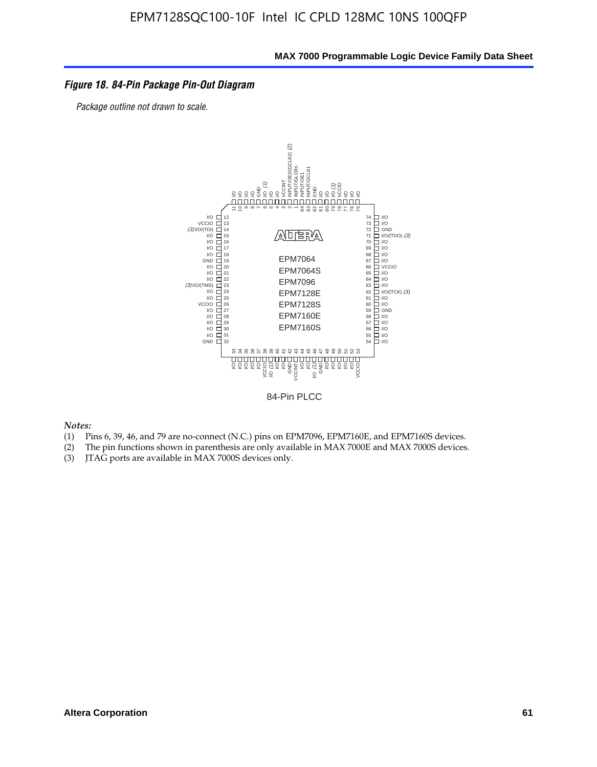*Figure 18. 84-Pin Package Pin-Out Diagram*

*Package outline not drawn to scale.*

84-Pin PLCC

EPM7064
EPM7064S
EPM7096
EPM7128E
EPM7128S
EPM7160E
EPM7160S

*Notes:*

(1) Pins 6, 39, 46, and 79 are no-connect (N.C.) pins on EPM7096, EPM7160E, and EPM7160S devices.
(2) The pin functions shown in parenthesis are only available in MAX 7000E and MAX 7000S devices.
(3) JTAG ports are available in MAX 7000S devices only.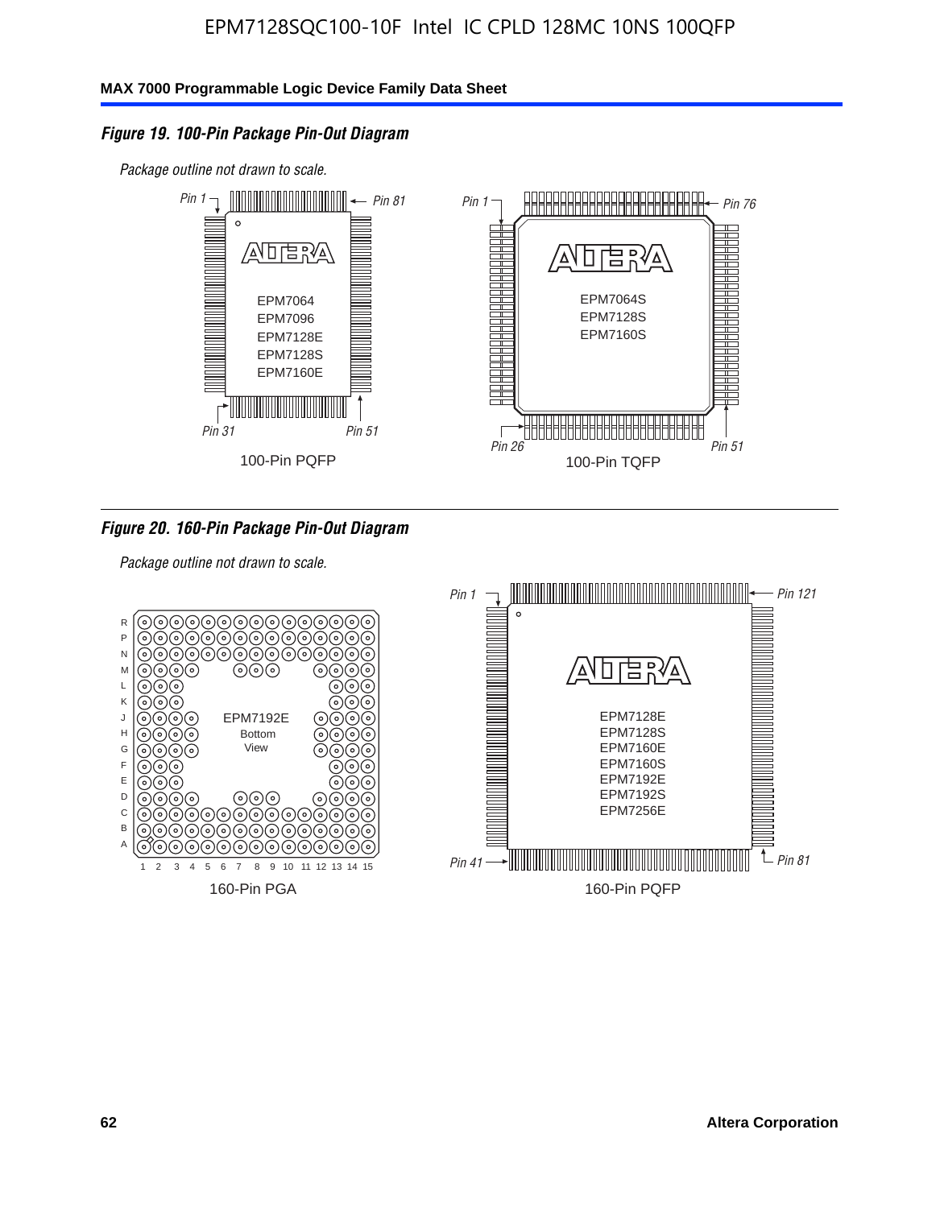*Figure 19. 100-Pin Package Pin-Out Diagram*

*Package outline not drawn to scale.*

*Pin 1* *Pin 81*

EPM7064
EPM7096
EPM7128E
EPM7128S
EPM7160E

*Pin 31* *Pin 51*

100-Pin PQFP

*Pin 1* *Pin 76*

EPM7064S
EPM7128S
EPM7160S

*Pin 26* *Pin 51*

100-Pin TQFP

*Figure 20. 160-Pin Package Pin-Out Diagram*

*Package outline not drawn to scale.*

EPM7192E
Bottom
View

160-Pin PGA

*Pin 1* *Pin 121*

EPM7128E
EPM7128S
EPM7160E
EPM7160S
EPM7192E
EPM7192S
EPM7256E

*Pin 41* *Pin 81*

160-Pin PQFP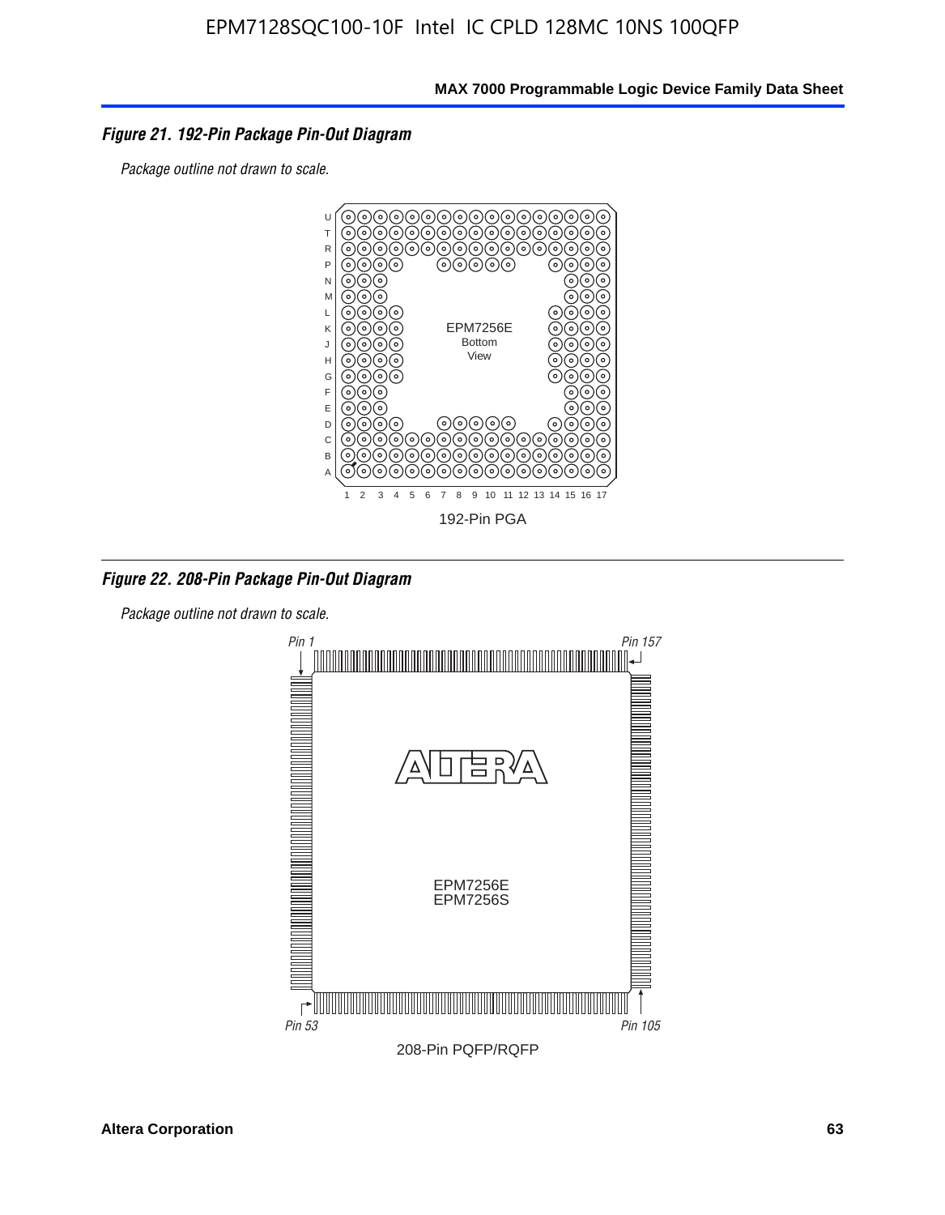*Figure 21. 192-Pin Package Pin-Out Diagram*

*Package outline not drawn to scale.*

EPM7256E
Bottom
View

192-Pin PGA

*Figure 22. 208-Pin Package Pin-Out Diagram*

*Package outline not drawn to scale.*

*Pin 1*

*Pin 157*

EPM7256E
EPM7256S

*Pin 53*

*Pin 105*

208-Pin PQFP/RQFP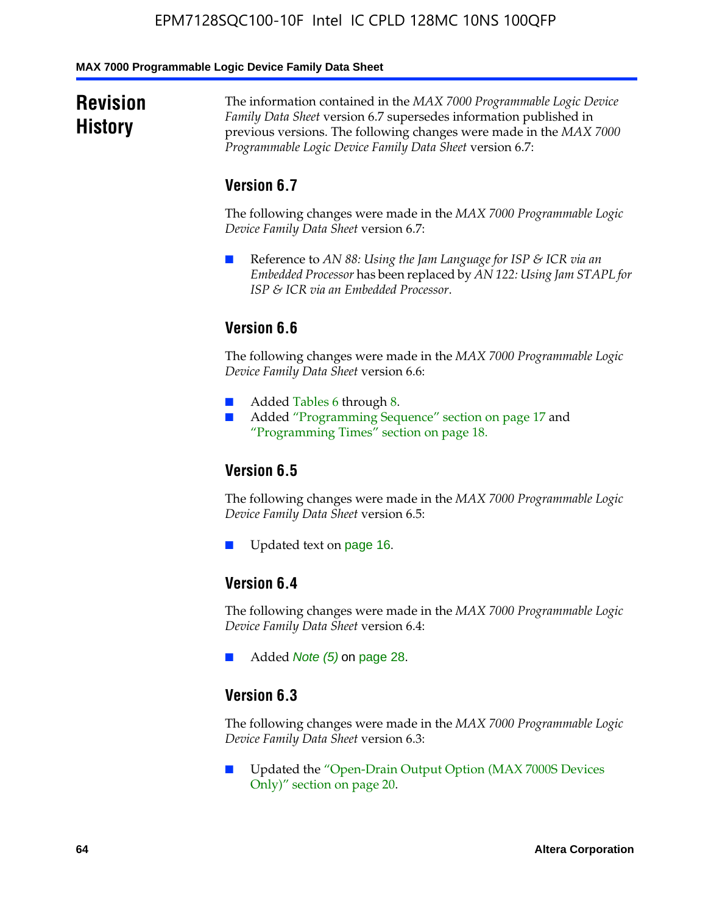## Revision History

The information contained in the *MAX 7000 Programmable Logic Device Family Data Sheet* version 6.7 supersedes information published in previous versions. The following changes were made in the *MAX 7000 Programmable Logic Device Family Data Sheet* version 6.7:

### Version 6.7

The following changes were made in the *MAX 7000 Programmable Logic Device Family Data Sheet* version 6.7:

- Reference to *AN 88: Using the Jam Language for ISP & ICR via an Embedded Processor* has been replaced by *AN 122: Using Jam STAPL for ISP & ICR via an Embedded Processor*.

### Version 6.6

The following changes were made in the *MAX 7000 Programmable Logic Device Family Data Sheet* version 6.6:

- Added Tables 6 through 8.
- Added "Programming Sequence" section on page 17 and "Programming Times" section on page 18.

### Version 6.5

The following changes were made in the *MAX 7000 Programmable Logic Device Family Data Sheet* version 6.5:

- Updated text on page 16.

### Version 6.4

The following changes were made in the *MAX 7000 Programmable Logic Device Family Data Sheet* version 6.4:

- Added *Note (5)* on page 28.

### Version 6.3

The following changes were made in the *MAX 7000 Programmable Logic Device Family Data Sheet* version 6.3:

- Updated the "Open-Drain Output Option (MAX 7000S Devices Only)" section on page 20.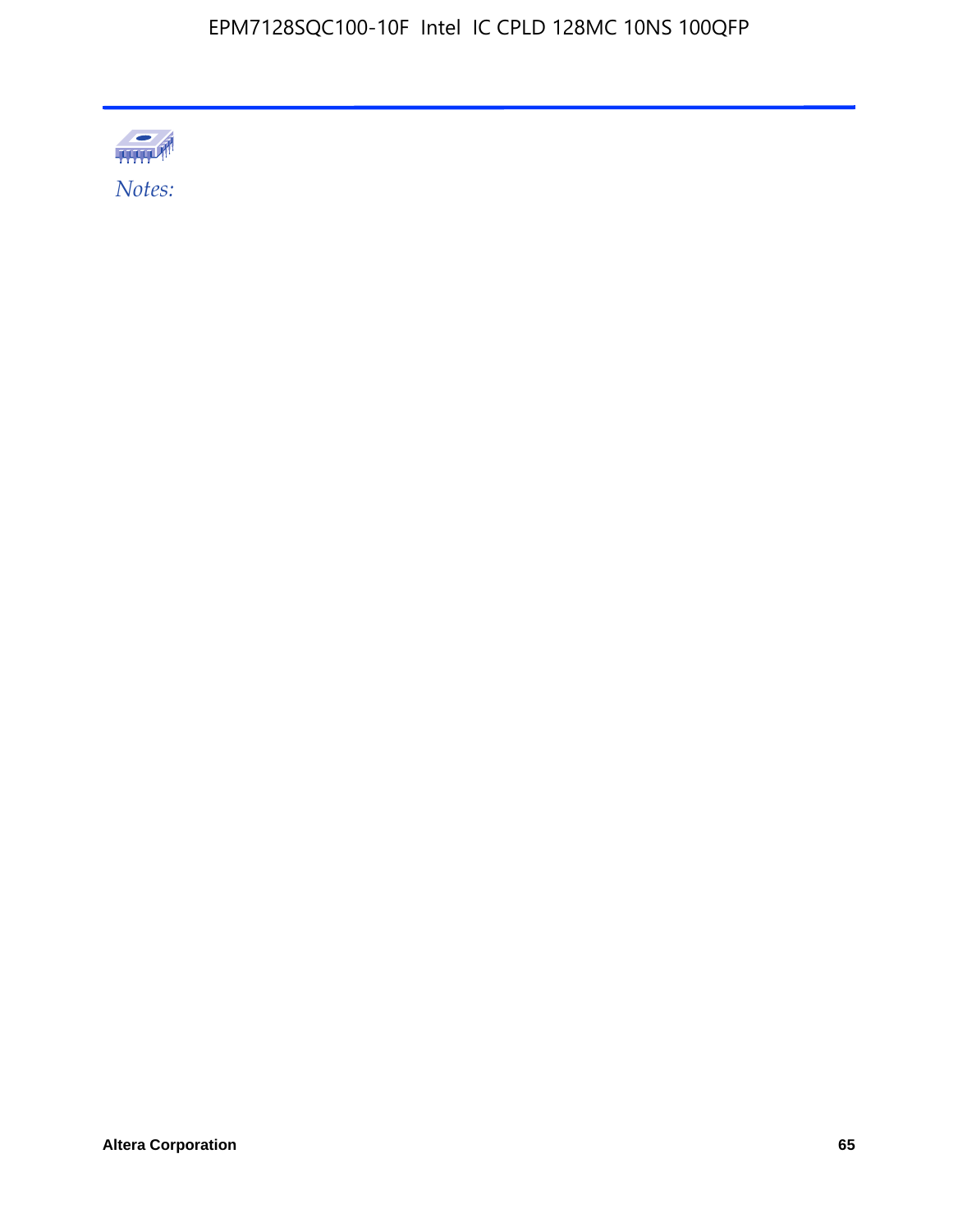*Notes:*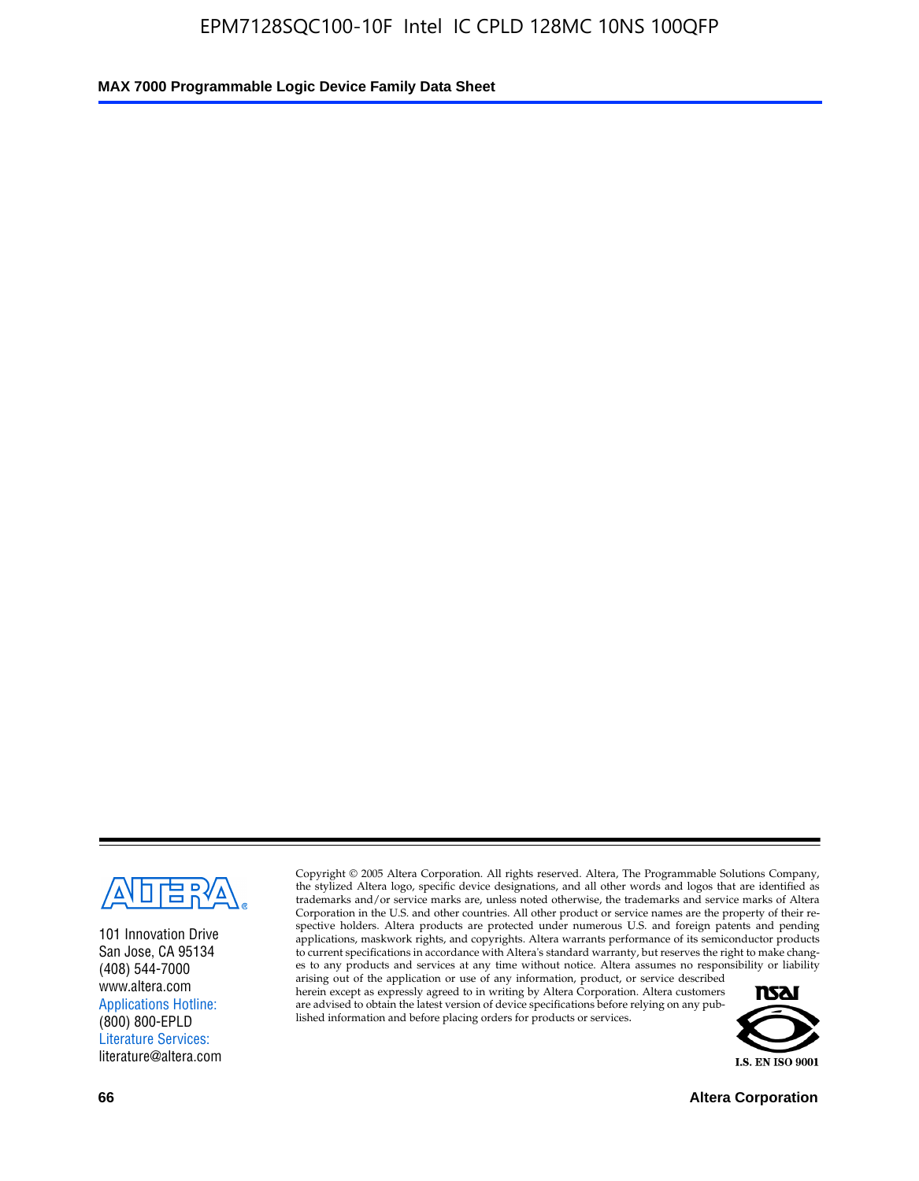101 Innovation Drive
San Jose, CA 95134
(408) 544-7000
www.altera.com
Applications Hotline:
(800) 800-EPLD
Literature Services:
literature@altera.com

Copyright © 2005 Altera Corporation. All rights reserved. Altera, The Programmable Solutions Company, the stylized Altera logo, specific device designations, and all other words and logos that are identified as trademarks and/or service marks are, unless noted otherwise, the trademarks and service marks of Altera Corporation in the U.S. and other countries. All other product or service names are the property of their respective holders. Altera products are protected under numerous U.S. and foreign patents and pending applications, maskwork rights, and copyrights. Altera warrants performance of its semiconductor products to current specifications in accordance with Altera's standard warranty, but reserves the right to make changes to any products and services at any time without notice. Altera assumes no responsibility or liability arising out of the application or use of any information, product, or service described herein except as expressly agreed to in writing by Altera Corporation. Altera customers are advised to obtain the latest version of device specifications before relying on any published information and before placing orders for products or services.

I.S. EN ISO 9001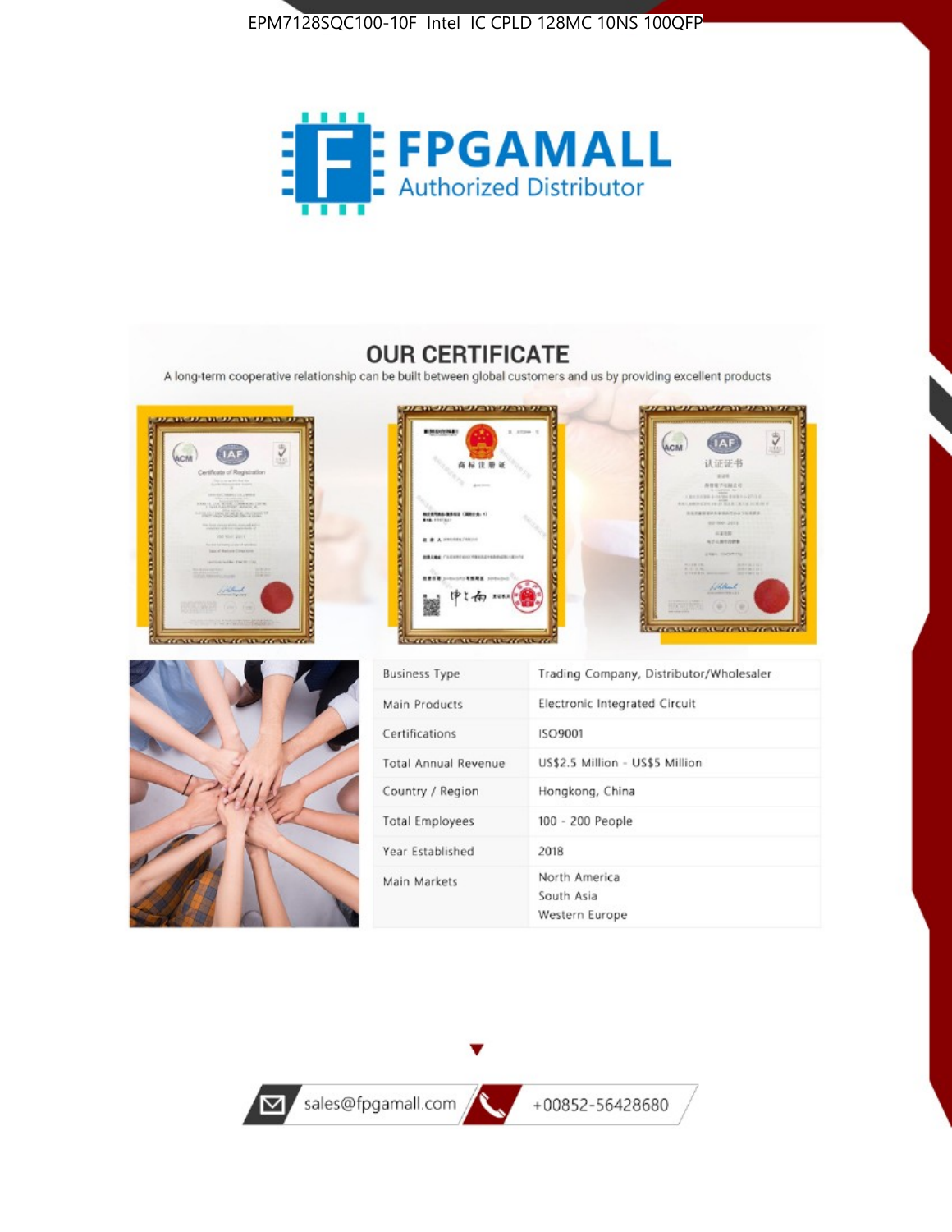FPGAMALL
Authorized Distributor

## OUR CERTIFICATE

A long-term cooperative relationship can be built between global customers and us by providing excellent products

| | |
|---|---|
| Business Type | Trading Company, Distributor/Wholesaler |
| Main Products | Electronic Integrated Circuit |
| Certifications | ISO9001 |
| Total Annual Revenue | US$2.5 Million - US$5 Million |
| Country / Region | Hongkong, China |
| Total Employees | 100 - 200 People |
| Year Established | 2018 |
| Main Markets | North America<br>South Asia<br>Western Europe |

sales@fpgamall.com

+00852-56428680